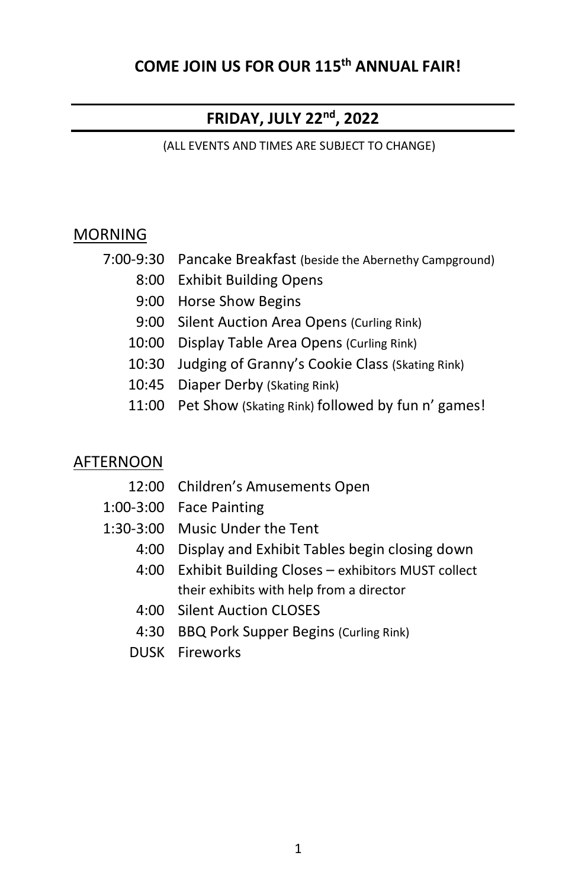# COME JOIN US FOR OUR 115th ANNUAL FAIR!

## FRIDAY, JULY 22nd, 2022

(ALL EVENTS AND TIMES ARE SUBJECT TO CHANGE)

MORNING

- 7:00-9:30 Pancake Breakfast (beside the Abernethy Campground)
- 8:00 Exhibit Building Opens
- 9:00 Horse Show Begins
- 9:00 Silent Auction Area Opens (Curling Rink)
- 10:00 Display Table Area Opens (Curling Rink)
- 10:30 Judging of Granny's Cookie Class (Skating Rink)
- 10:45 Diaper Derby (Skating Rink)
- 11:00 Pet Show (Skating Rink) followed by fun n' games!

AFTERNOON

- 12:00 Children's Amusements Open
- 1:00-3:00 Face Painting
- 1:30-3:00 Music Under the Tent
- 4:00 Display and Exhibit Tables begin closing down
- 4:00 Exhibit Building Closes – exhibitors MUST collect their exhibits with help from a director
- 4:00 Silent Auction CLOSES
- 4:30 BBQ Pork Supper Begins (Curling Rink)
- DUSK Fireworks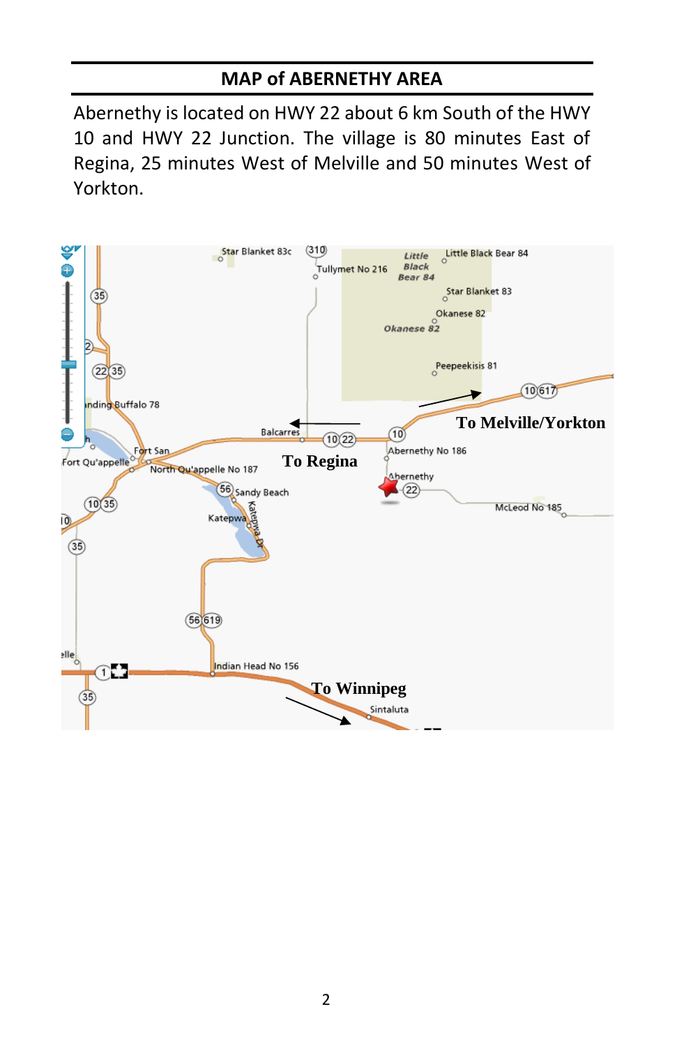## MAP of ABERNETHY AREA

Abernethy is located on HWY 22 about 6 km South of the HWY 10 and HWY 22 Junction. The village is 80 minutes East of Regina, 25 minutes West of Melville and 50 minutes West of Yorkton.

To Melville/Yorkton

To Regina

To Winnipeg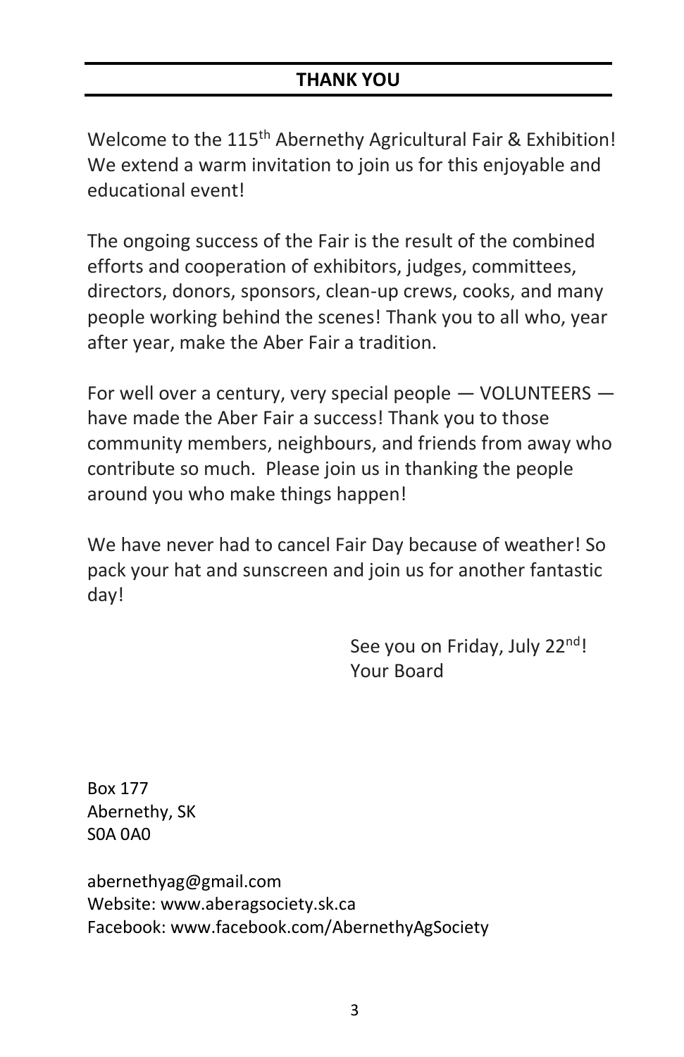## THANK YOU

Welcome to the 115th Abernethy Agricultural Fair & Exhibition! We extend a warm invitation to join us for this enjoyable and educational event!

The ongoing success of the Fair is the result of the combined efforts and cooperation of exhibitors, judges, committees, directors, donors, sponsors, clean-up crews, cooks, and many people working behind the scenes! Thank you to all who, year after year, make the Aber Fair a tradition.

For well over a century, very special people — VOLUNTEERS — have made the Aber Fair a success! Thank you to those community members, neighbours, and friends from away who contribute so much. Please join us in thanking the people around you who make things happen!

We have never had to cancel Fair Day because of weather! So pack your hat and sunscreen and join us for another fantastic day!

See you on Friday, July 22nd!
Your Board

Box 177
Abernethy, SK
S0A 0A0

abernethyag@gmail.com
Website: www.aberagsociety.sk.ca
Facebook: www.facebook.com/AbernethyAgSociety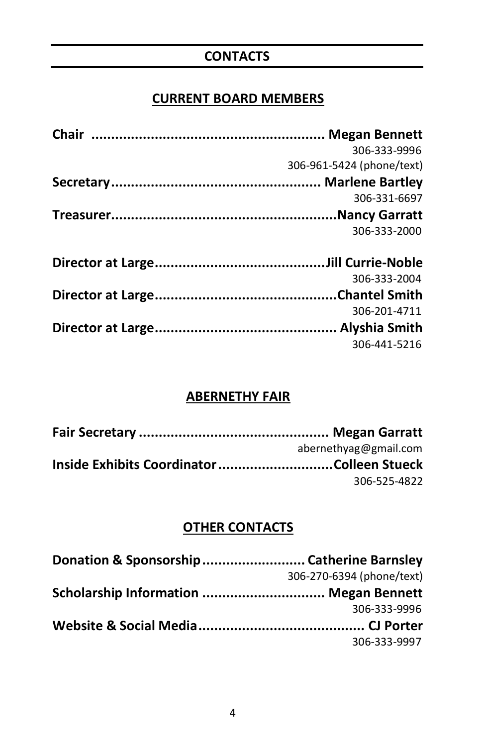# CONTACTS

## CURRENT BOARD MEMBERS

**Chair ........................................................ Megan Bennett**
306-333-9996
306-961-5424 (phone/text)

**Secretary.................................................... Marlene Bartley**
306-331-6697

**Treasurer.........................................................Nancy Garratt**
306-333-2000

**Director at Large...........................................Jill Currie-Noble**
306-333-2004

**Director at Large.............................................Chantel Smith**
306-201-4711

**Director at Large.............................................. Alyshia Smith**
306-441-5216

## ABERNETHY FAIR

**Fair Secretary ............................................... Megan Garratt**
abernethyag@gmail.com

**Inside Exhibits Coordinator............................Colleen Stueck**
306-525-4822

## OTHER CONTACTS

**Donation & Sponsorship.......................... Catherine Barnsley**
306-270-6394 (phone/text)

**Scholarship Information ............................... Megan Bennett**
306-333-9996

**Website & Social Media.......................................... CJ Porter**
306-333-9997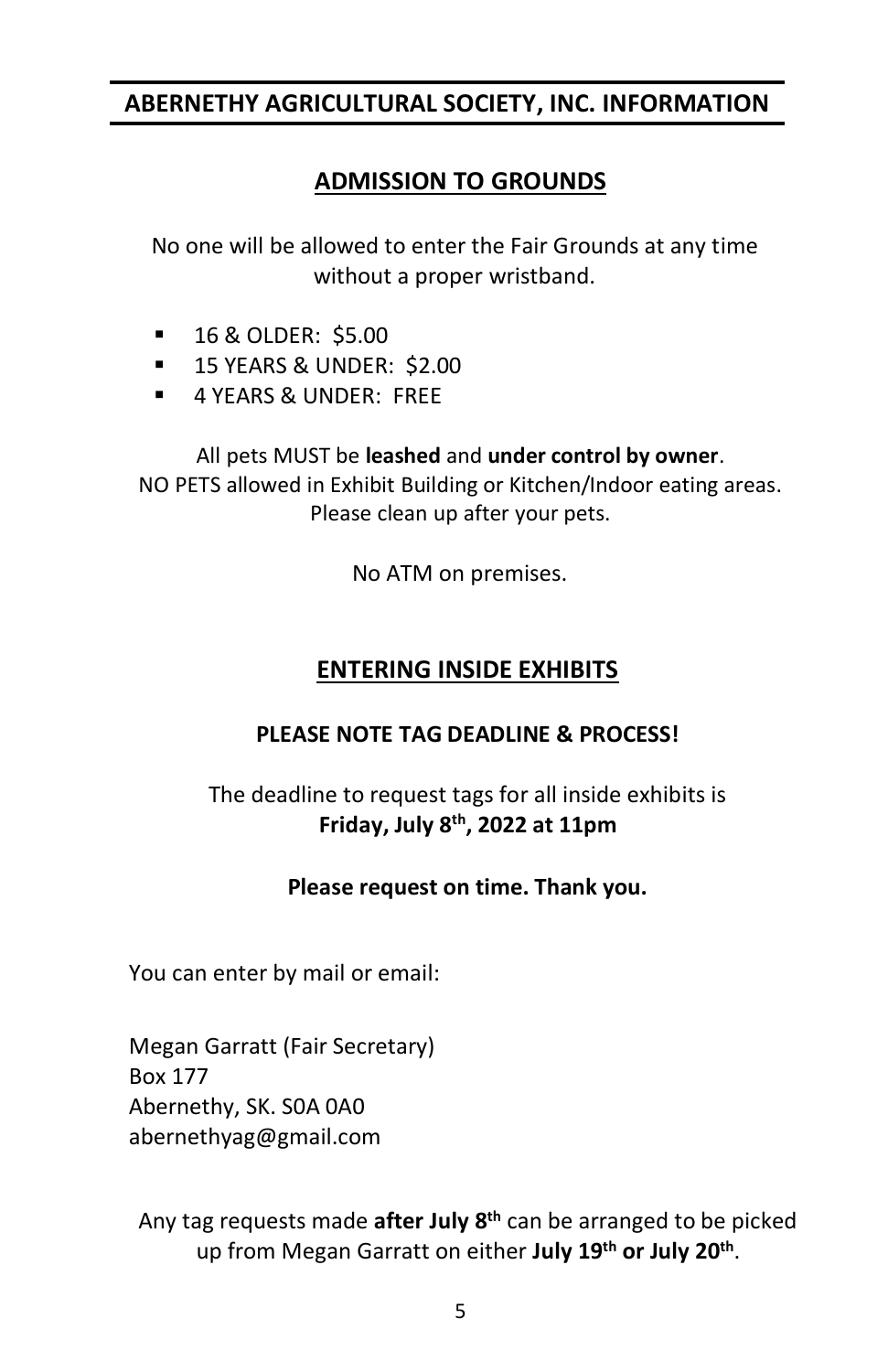## ABERNETHY AGRICULTURAL SOCIETY, INC. INFORMATION

### ADMISSION TO GROUNDS

No one will be allowed to enter the Fair Grounds at any time without a proper wristband.

- 16 & OLDER: $5.00
- 15 YEARS & UNDER: $2.00
- 4 YEARS & UNDER: FREE

All pets MUST be **leashed** and **under control by owner**.
NO PETS allowed in Exhibit Building or Kitchen/Indoor eating areas.
Please clean up after your pets.

No ATM on premises.

### ENTERING INSIDE EXHIBITS

**PLEASE NOTE TAG DEADLINE & PROCESS!**

The deadline to request tags for all inside exhibits is **Friday, July 8th, 2022 at 11pm**

**Please request on time. Thank you.**

You can enter by mail or email:

Megan Garratt (Fair Secretary)
Box 177
Abernethy, SK. S0A 0A0
abernethyag@gmail.com

Any tag requests made **after July 8th** can be arranged to be picked up from Megan Garratt on either **July 19th or July 20th**.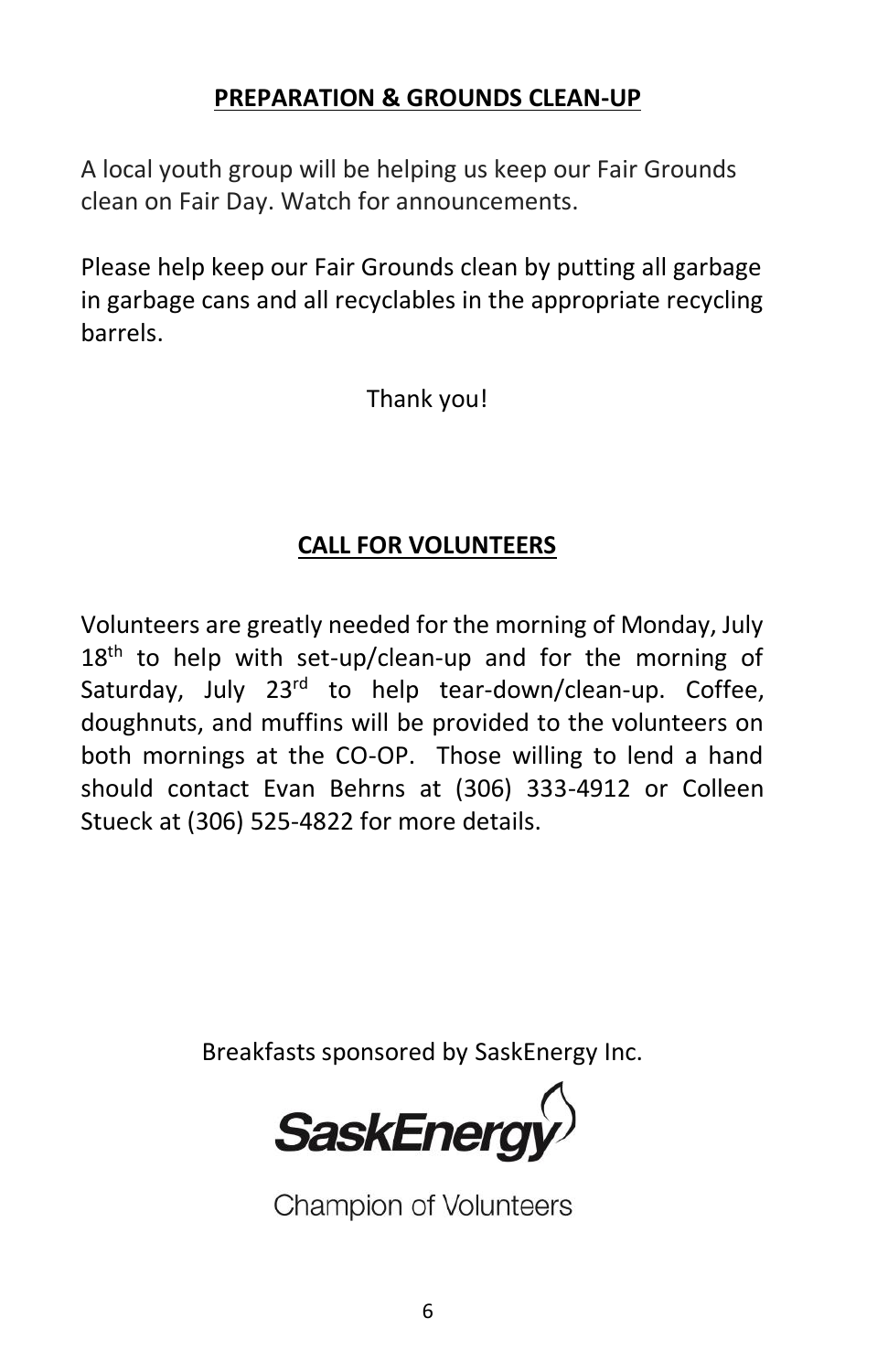## PREPARATION & GROUNDS CLEAN-UP

A local youth group will be helping us keep our Fair Grounds clean on Fair Day. Watch for announcements.

Please help keep our Fair Grounds clean by putting all garbage in garbage cans and all recyclables in the appropriate recycling barrels.

Thank you!

## CALL FOR VOLUNTEERS

Volunteers are greatly needed for the morning of Monday, July 18th to help with set-up/clean-up and for the morning of Saturday, July 23rd to help tear-down/clean-up. Coffee, doughnuts, and muffins will be provided to the volunteers on both mornings at the CO-OP. Those willing to lend a hand should contact Evan Behrns at (306) 333-4912 or Colleen Stueck at (306) 525-4822 for more details.

Breakfasts sponsored by SaskEnergy Inc.

SaskEnergy

Champion of Volunteers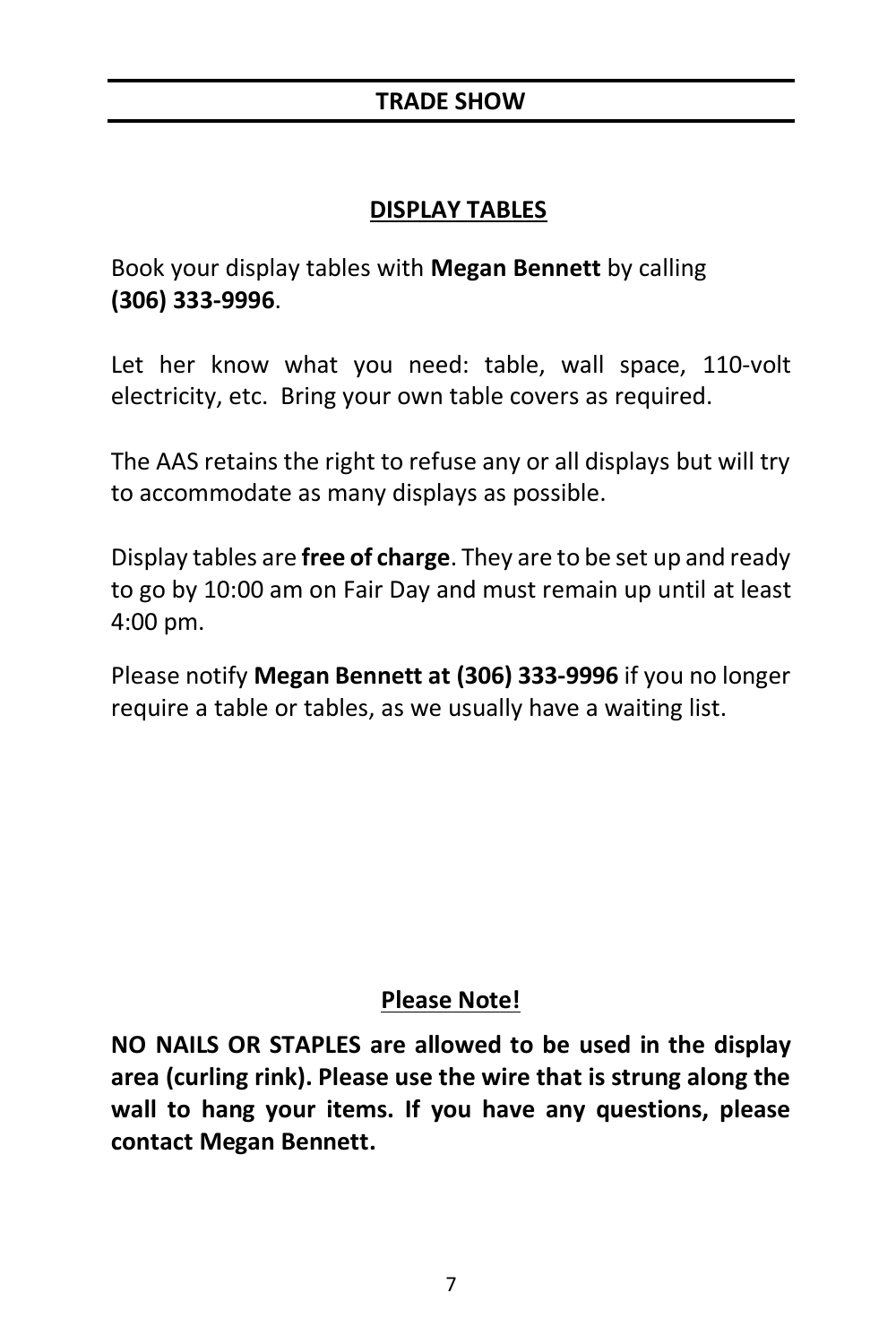# TRADE SHOW

## DISPLAY TABLES

Book your display tables with **Megan Bennett** by calling **(306) 333-9996**.

Let her know what you need: table, wall space, 110-volt electricity, etc. Bring your own table covers as required.

The AAS retains the right to refuse any or all displays but will try to accommodate as many displays as possible.

Display tables are **free of charge**. They are to be set up and ready to go by 10:00 am on Fair Day and must remain up until at least 4:00 pm.

Please notify **Megan Bennett at (306) 333-9996** if you no longer require a table or tables, as we usually have a waiting list.

## Please Note!

**NO NAILS OR STAPLES are allowed to be used in the display area (curling rink). Please use the wire that is strung along the wall to hang your items. If you have any questions, please contact Megan Bennett.**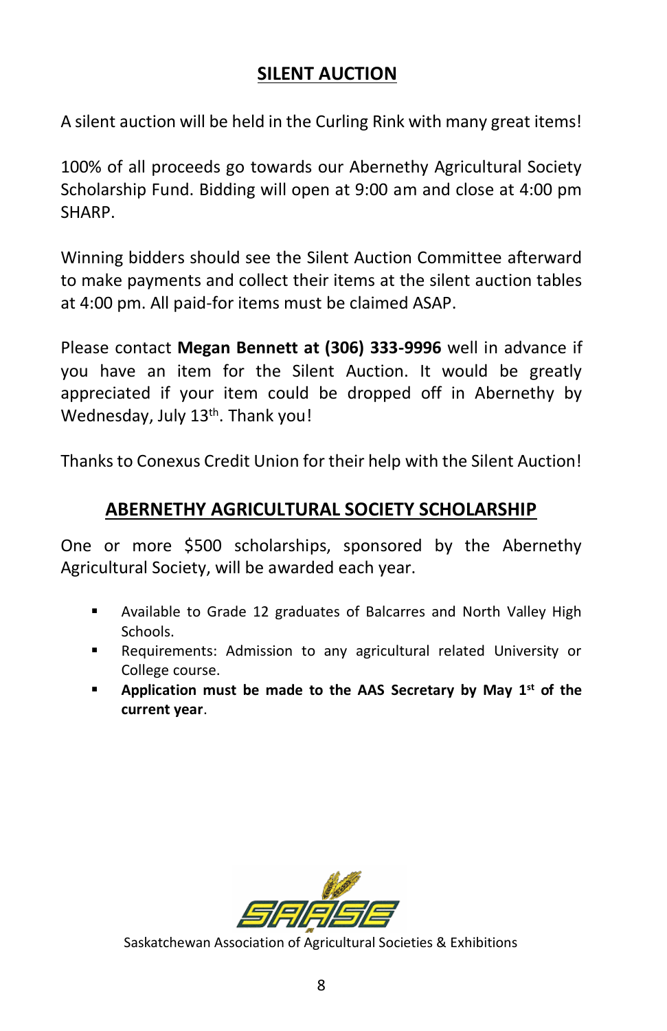## SILENT AUCTION

A silent auction will be held in the Curling Rink with many great items!

100% of all proceeds go towards our Abernethy Agricultural Society Scholarship Fund. Bidding will open at 9:00 am and close at 4:00 pm SHARP.

Winning bidders should see the Silent Auction Committee afterward to make payments and collect their items at the silent auction tables at 4:00 pm. All paid-for items must be claimed ASAP.

Please contact **Megan Bennett at (306) 333-9996** well in advance if you have an item for the Silent Auction. It would be greatly appreciated if your item could be dropped off in Abernethy by Wednesday, July 13th. Thank you!

Thanks to Conexus Credit Union for their help with the Silent Auction!

## ABERNETHY AGRICULTURAL SOCIETY SCHOLARSHIP

One or more $500 scholarships, sponsored by the Abernethy Agricultural Society, will be awarded each year.

- Available to Grade 12 graduates of Balcarres and North Valley High Schools.
- Requirements: Admission to any agricultural related University or College course.
- **Application must be made to the AAS Secretary by May 1st of the current year**.

SAASE

Saskatchewan Association of Agricultural Societies & Exhibitions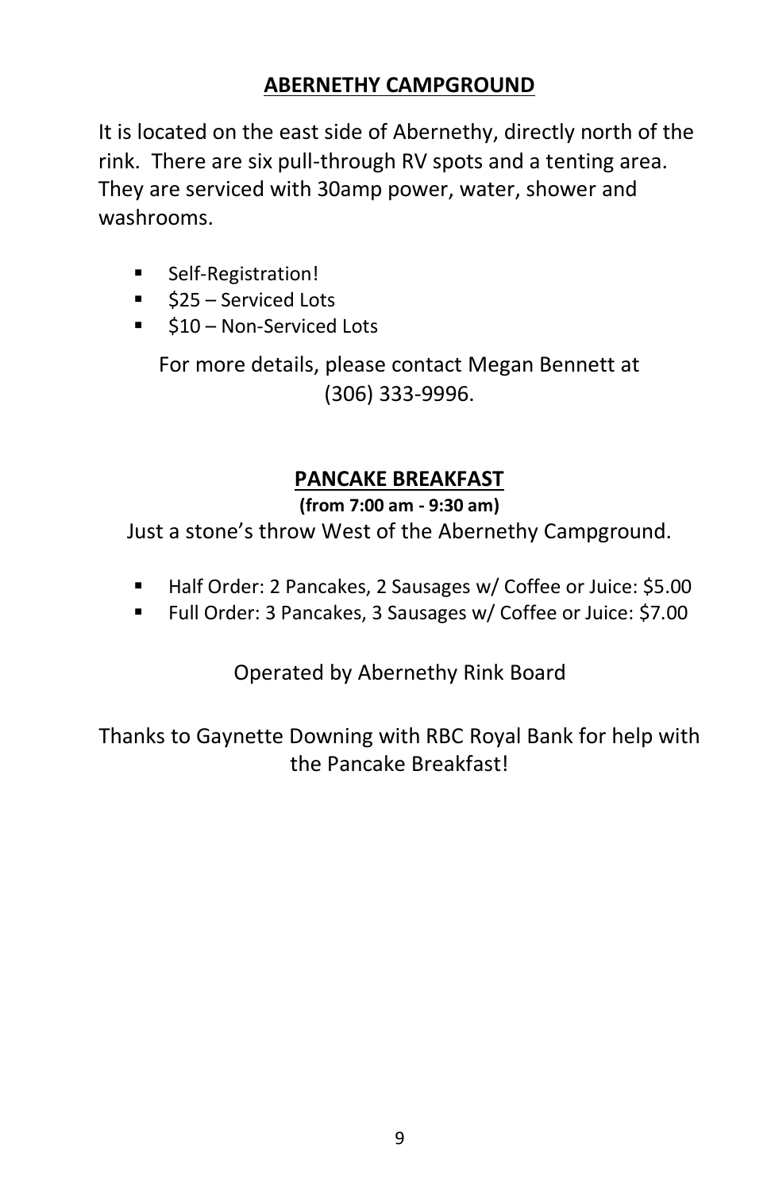## ABERNETHY CAMPGROUND

It is located on the east side of Abernethy, directly north of the rink. There are six pull-through RV spots and a tenting area. They are serviced with 30amp power, water, shower and washrooms.

- Self-Registration!
- $25 – Serviced Lots
- $10 – Non-Serviced Lots

For more details, please contact Megan Bennett at (306) 333-9996.

## PANCAKE BREAKFAST

**(from 7:00 am - 9:30 am)**

Just a stone's throw West of the Abernethy Campground.

- Half Order: 2 Pancakes, 2 Sausages w/ Coffee or Juice: $5.00
- Full Order: 3 Pancakes, 3 Sausages w/ Coffee or Juice: $7.00

Operated by Abernethy Rink Board

Thanks to Gaynette Downing with RBC Royal Bank for help with the Pancake Breakfast!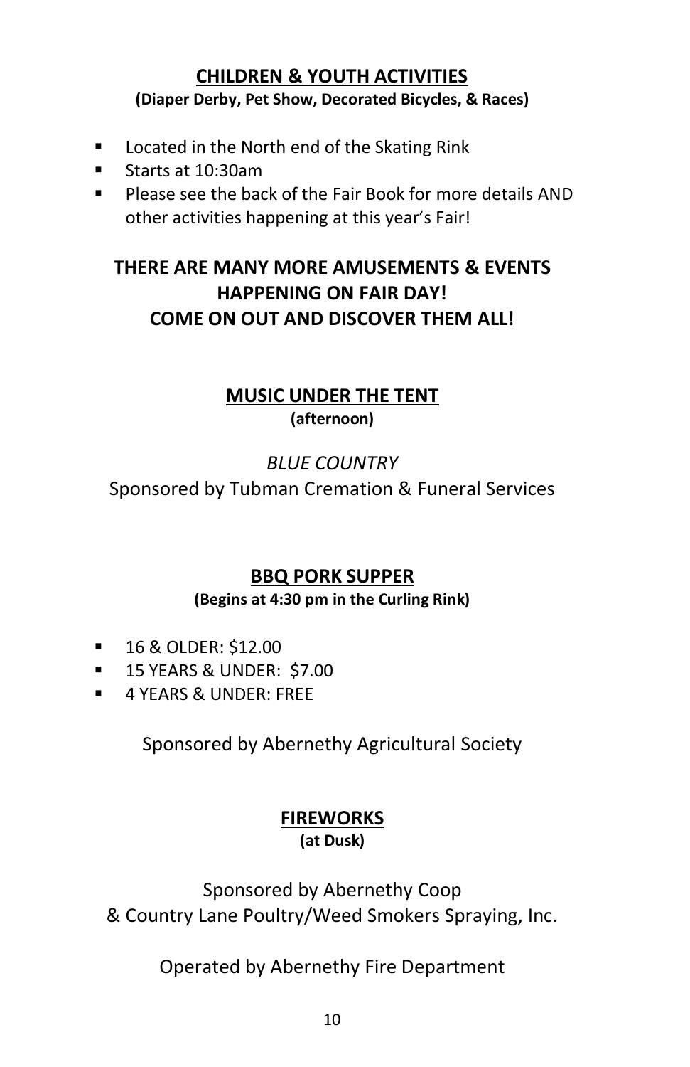## CHILDREN & YOUTH ACTIVITIES

**(Diaper Derby, Pet Show, Decorated Bicycles, & Races)**

- Located in the North end of the Skating Rink
- Starts at 10:30am
- Please see the back of the Fair Book for more details AND other activities happening at this year's Fair!

**THERE ARE MANY MORE AMUSEMENTS & EVENTS HAPPENING ON FAIR DAY!**
**COME ON OUT AND DISCOVER THEM ALL!**

## MUSIC UNDER THE TENT

**(afternoon)**

*BLUE COUNTRY*

Sponsored by Tubman Cremation & Funeral Services

## BBQ PORK SUPPER

**(Begins at 4:30 pm in the Curling Rink)**

- 16 & OLDER: $12.00
- 15 YEARS & UNDER: $7.00
- 4 YEARS & UNDER: FREE

Sponsored by Abernethy Agricultural Society

## FIREWORKS

**(at Dusk)**

Sponsored by Abernethy Coop
& Country Lane Poultry/Weed Smokers Spraying, Inc.

Operated by Abernethy Fire Department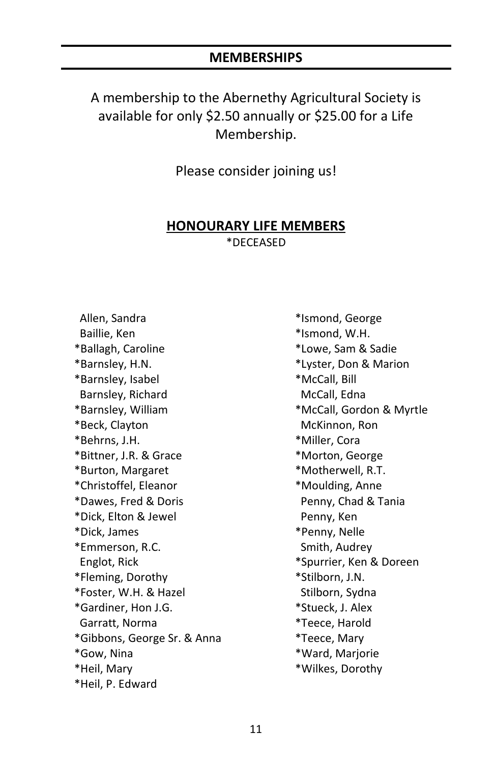## MEMBERSHIPS

A membership to the Abernethy Agricultural Society is available for only $2.50 annually or $25.00 for a Life Membership.

Please consider joining us!

### HONOURARY LIFE MEMBERS

*DECEASED

Allen, Sandra
Baillie, Ken
*Ballagh, Caroline
*Barnsley, H.N.
*Barnsley, Isabel
Barnsley, Richard
*Barnsley, William
*Beck, Clayton
*Behrns, J.H.
*Bittner, J.R. & Grace
*Burton, Margaret
*Christoffel, Eleanor
*Dawes, Fred & Doris
*Dick, Elton & Jewel
*Dick, James
*Emmerson, R.C.
Englot, Rick
*Fleming, Dorothy
*Foster, W.H. & Hazel
*Gardiner, Hon J.G.
Garratt, Norma
*Gibbons, George Sr. & Anna
*Gow, Nina
*Heil, Mary
*Heil, P. Edward
*Ismond, George
*Ismond, W.H.
*Lowe, Sam & Sadie
*Lyster, Don & Marion
*McCall, Bill
McCall, Edna
*McCall, Gordon & Myrtle
McKinnon, Ron
*Miller, Cora
*Morton, George
*Motherwell, R.T.
*Moulding, Anne
Penny, Chad & Tania
Penny, Ken
*Penny, Nelle
Smith, Audrey
*Spurrier, Ken & Doreen
*Stilborn, J.N.
Stilborn, Sydna
*Stueck, J. Alex
*Teece, Harold
*Teece, Mary
*Ward, Marjorie
*Wilkes, Dorothy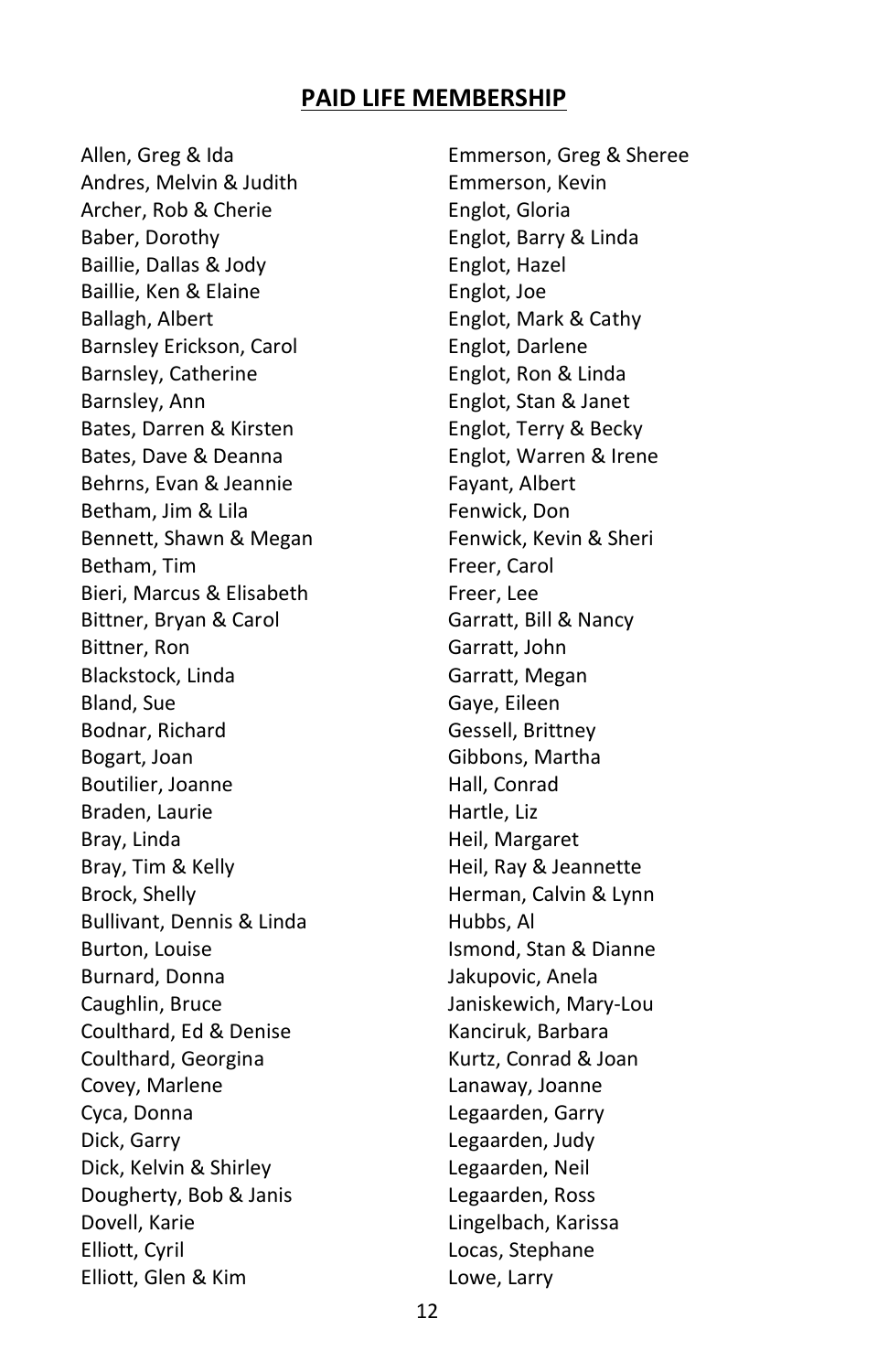## PAID LIFE MEMBERSHIP

Allen, Greg & Ida
Andres, Melvin & Judith
Archer, Rob & Cherie
Baber, Dorothy
Baillie, Dallas & Jody
Baillie, Ken & Elaine
Ballagh, Albert
Barnsley Erickson, Carol
Barnsley, Catherine
Barnsley, Ann
Bates, Darren & Kirsten
Bates, Dave & Deanna
Behrns, Evan & Jeannie
Betham, Jim & Lila
Bennett, Shawn & Megan
Betham, Tim
Bieri, Marcus & Elisabeth
Bittner, Bryan & Carol
Bittner, Ron
Blackstock, Linda
Bland, Sue
Bodnar, Richard
Bogart, Joan
Boutilier, Joanne
Braden, Laurie
Bray, Linda
Bray, Tim & Kelly
Brock, Shelly
Bullivant, Dennis & Linda
Burton, Louise
Burnard, Donna
Caughlin, Bruce
Coulthard, Ed & Denise
Coulthard, Georgina
Covey, Marlene
Cyca, Donna
Dick, Garry
Dick, Kelvin & Shirley
Dougherty, Bob & Janis
Dovell, Karie
Elliott, Cyril
Elliott, Glen & Kim
Emmerson, Greg & Sheree
Emmerson, Kevin
Englot, Gloria
Englot, Barry & Linda
Englot, Hazel
Englot, Joe
Englot, Mark & Cathy
Englot, Darlene
Englot, Ron & Linda
Englot, Stan & Janet
Englot, Terry & Becky
Englot, Warren & Irene
Fayant, Albert
Fenwick, Don
Fenwick, Kevin & Sheri
Freer, Carol
Freer, Lee
Garratt, Bill & Nancy
Garratt, John
Garratt, Megan
Gaye, Eileen
Gessell, Brittney
Gibbons, Martha
Hall, Conrad
Hartle, Liz
Heil, Margaret
Heil, Ray & Jeannette
Herman, Calvin & Lynn
Hubbs, Al
Ismond, Stan & Dianne
Jakupovic, Anela
Janiskewich, Mary-Lou
Kanciruk, Barbara
Kurtz, Conrad & Joan
Lanaway, Joanne
Legaarden, Garry
Legaarden, Judy
Legaarden, Neil
Legaarden, Ross
Lingelbach, Karissa
Locas, Stephane
Lowe, Larry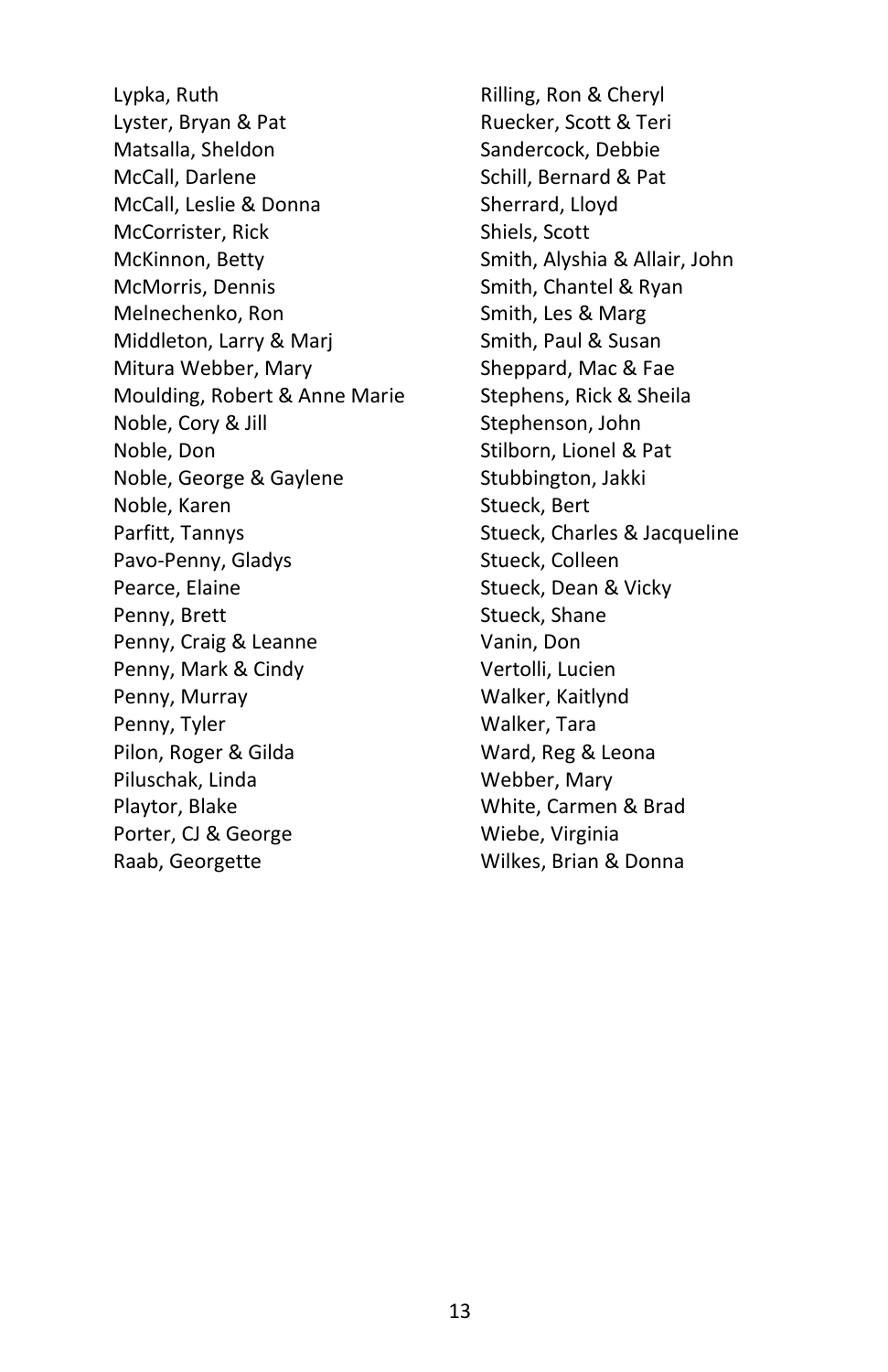Lypka, Ruth
Lyster, Bryan & Pat
Matsalla, Sheldon
McCall, Darlene
McCall, Leslie & Donna
McCorrister, Rick
McKinnon, Betty
McMorris, Dennis
Melnechenko, Ron
Middleton, Larry & Marj
Mitura Webber, Mary
Moulding, Robert & Anne Marie
Noble, Cory & Jill
Noble, Don
Noble, George & Gaylene
Noble, Karen
Parfitt, Tannys
Pavo-Penny, Gladys
Pearce, Elaine
Penny, Brett
Penny, Craig & Leanne
Penny, Mark & Cindy
Penny, Murray
Penny, Tyler
Pilon, Roger & Gilda
Piluschak, Linda
Playtor, Blake
Porter, CJ & George
Raab, Georgette
Rilling, Ron & Cheryl
Ruecker, Scott & Teri
Sandercock, Debbie
Schill, Bernard & Pat
Sherrard, Lloyd
Shiels, Scott
Smith, Alyshia & Allair, John
Smith, Chantel & Ryan
Smith, Les & Marg
Smith, Paul & Susan
Sheppard, Mac & Fae
Stephens, Rick & Sheila
Stephenson, John
Stilborn, Lionel & Pat
Stubbington, Jakki
Stueck, Bert
Stueck, Charles & Jacqueline
Stueck, Colleen
Stueck, Dean & Vicky
Stueck, Shane
Vanin, Don
Vertolli, Lucien
Walker, Kaitlynd
Walker, Tara
Ward, Reg & Leona
Webber, Mary
White, Carmen & Brad
Wiebe, Virginia
Wilkes, Brian & Donna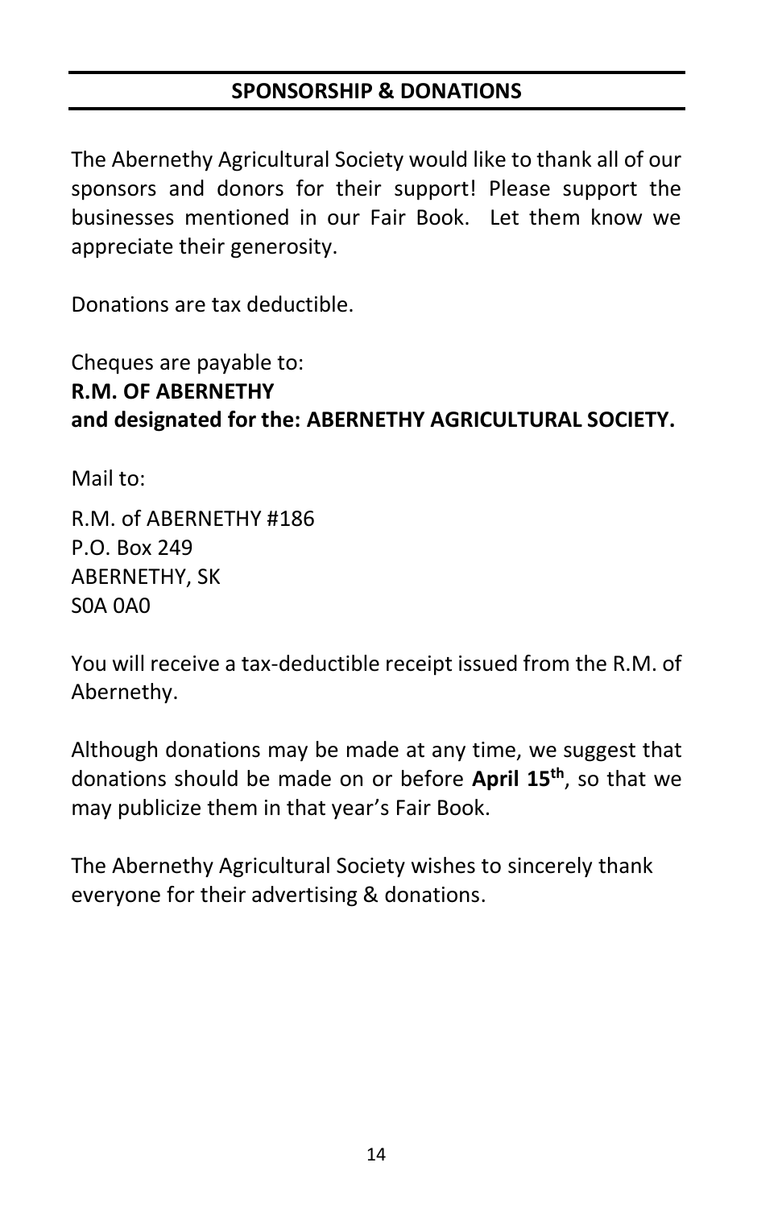## SPONSORSHIP & DONATIONS

The Abernethy Agricultural Society would like to thank all of our sponsors and donors for their support! Please support the businesses mentioned in our Fair Book. Let them know we appreciate their generosity.

Donations are tax deductible.

Cheques are payable to:
**R.M. OF ABERNETHY**
**and designated for the: ABERNETHY AGRICULTURAL SOCIETY.**

Mail to:

R.M. of ABERNETHY #186
P.O. Box 249
ABERNETHY, SK
S0A 0A0

You will receive a tax-deductible receipt issued from the R.M. of Abernethy.

Although donations may be made at any time, we suggest that donations should be made on or before **April 15th**, so that we may publicize them in that year's Fair Book.

The Abernethy Agricultural Society wishes to sincerely thank everyone for their advertising & donations.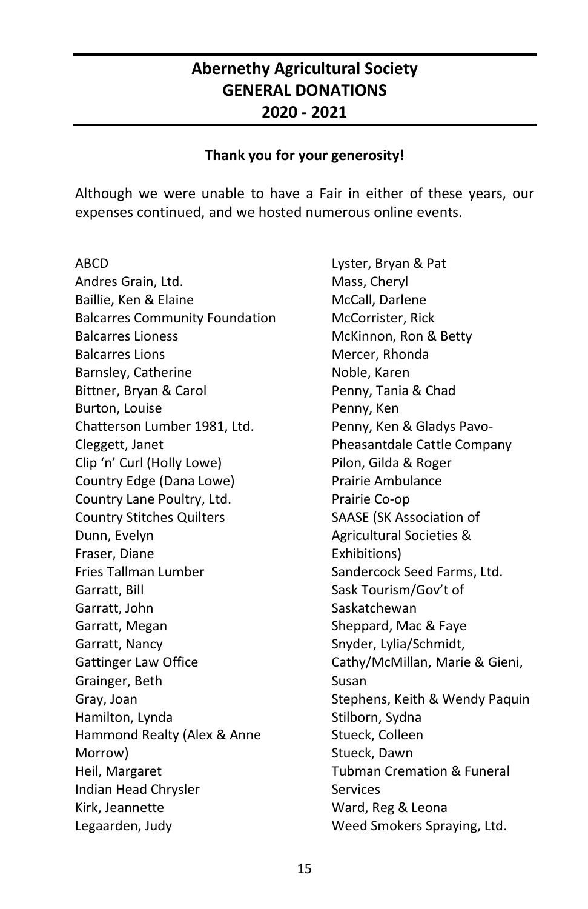# Abernethy Agricultural Society GENERAL DONATIONS 2020 - 2021

**Thank you for your generosity!**

Although we were unable to have a Fair in either of these years, our expenses continued, and we hosted numerous online events.

ABCD
Andres Grain, Ltd.
Baillie, Ken & Elaine
Balcarres Community Foundation
Balcarres Lioness
Balcarres Lions
Barnsley, Catherine
Bittner, Bryan & Carol
Burton, Louise
Chatterson Lumber 1981, Ltd.
Cleggett, Janet
Clip 'n' Curl (Holly Lowe)
Country Edge (Dana Lowe)
Country Lane Poultry, Ltd.
Country Stitches Quilters
Dunn, Evelyn
Fraser, Diane
Fries Tallman Lumber
Garratt, Bill
Garratt, John
Garratt, Megan
Garratt, Nancy
Gattinger Law Office
Grainger, Beth
Gray, Joan
Hamilton, Lynda
Hammond Realty (Alex & Anne Morrow)
Heil, Margaret
Indian Head Chrysler
Kirk, Jeannette
Legaarden, Judy
Lyster, Bryan & Pat
Mass, Cheryl
McCall, Darlene
McCorrister, Rick
McKinnon, Ron & Betty
Mercer, Rhonda
Noble, Karen
Penny, Tania & Chad
Penny, Ken
Penny, Ken & Gladys Pavo-Pheasantdale Cattle Company
Pilon, Gilda & Roger
Prairie Ambulance
Prairie Co-op
SAASE (SK Association of Agricultural Societies & Exhibitions)
Sandercock Seed Farms, Ltd.
Sask Tourism/Gov't of Saskatchewan
Sheppard, Mac & Faye
Snyder, Lylia/Schmidt, Cathy/McMillan, Marie & Gieni, Susan
Stephens, Keith & Wendy Paquin
Stilborn, Sydna
Stueck, Colleen
Stueck, Dawn
Tubman Cremation & Funeral Services
Ward, Reg & Leona
Weed Smokers Spraying, Ltd.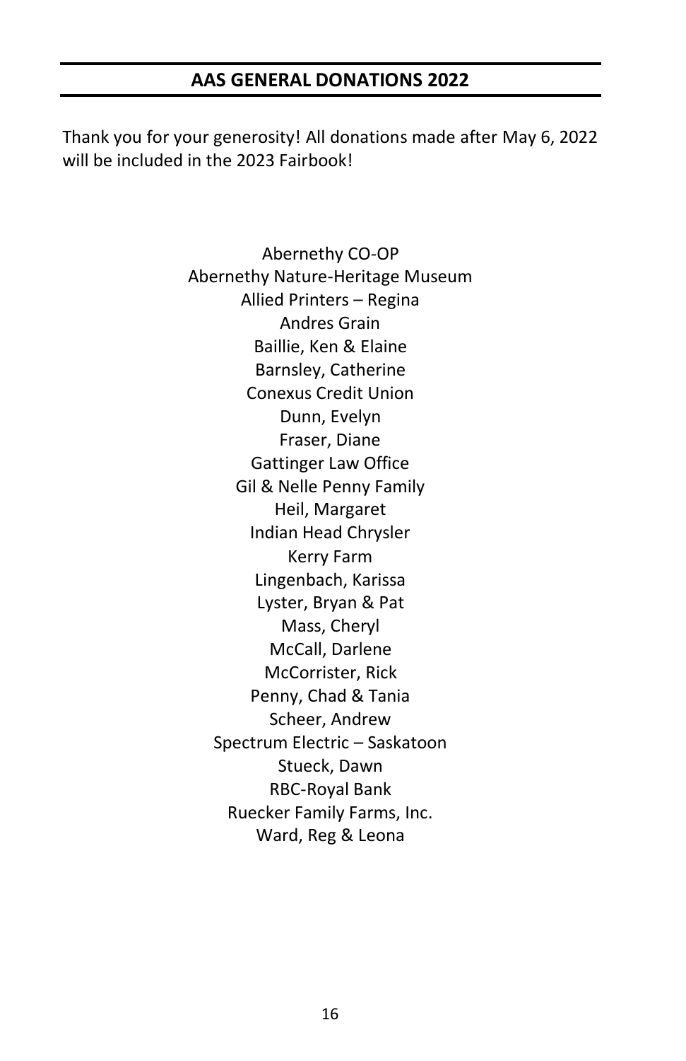## AAS GENERAL DONATIONS 2022

Thank you for your generosity! All donations made after May 6, 2022 will be included in the 2023 Fairbook!

Abernethy CO-OP
Abernethy Nature-Heritage Museum
Allied Printers – Regina
Andres Grain
Baillie, Ken & Elaine
Barnsley, Catherine
Conexus Credit Union
Dunn, Evelyn
Fraser, Diane
Gattinger Law Office
Gil & Nelle Penny Family
Heil, Margaret
Indian Head Chrysler
Kerry Farm
Lingenbach, Karissa
Lyster, Bryan & Pat
Mass, Cheryl
McCall, Darlene
McCorrister, Rick
Penny, Chad & Tania
Scheer, Andrew
Spectrum Electric – Saskatoon
Stueck, Dawn
RBC-Royal Bank
Ruecker Family Farms, Inc.
Ward, Reg & Leona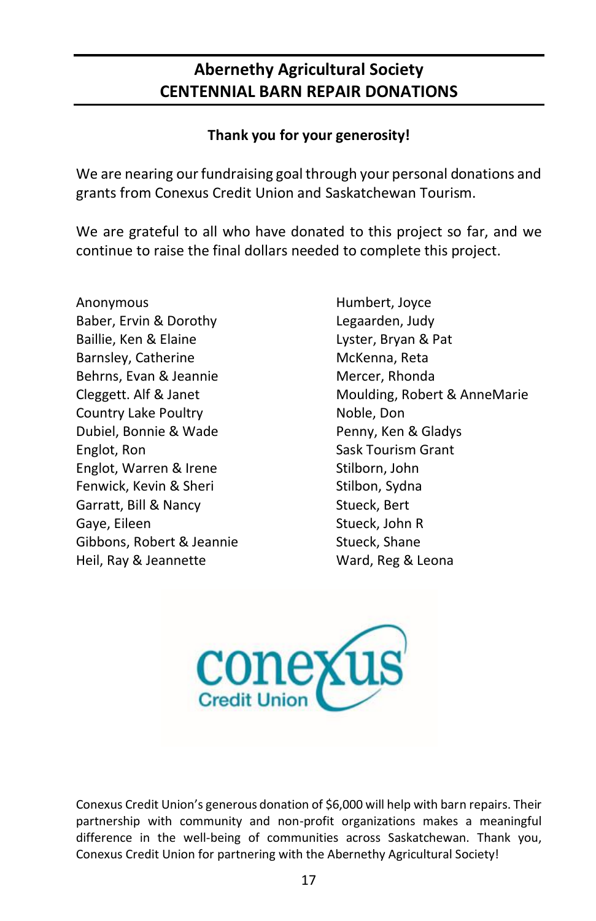## Abernethy Agricultural Society
## CENTENNIAL BARN REPAIR DONATIONS

**Thank you for your generosity!**

We are nearing our fundraising goal through your personal donations and grants from Conexus Credit Union and Saskatchewan Tourism.

We are grateful to all who have donated to this project so far, and we continue to raise the final dollars needed to complete this project.

Anonymous
Baber, Ervin & Dorothy
Baillie, Ken & Elaine
Barnsley, Catherine
Behrns, Evan & Jeannie
Cleggett. Alf & Janet
Country Lake Poultry
Dubiel, Bonnie & Wade
Englot, Ron
Englot, Warren & Irene
Fenwick, Kevin & Sheri
Garratt, Bill & Nancy
Gaye, Eileen
Gibbons, Robert & Jeannie
Heil, Ray & Jeannette
Humbert, Joyce
Legaarden, Judy
Lyster, Bryan & Pat
McKenna, Reta
Mercer, Rhonda
Moulding, Robert & AnneMarie
Noble, Don
Penny, Ken & Gladys
Sask Tourism Grant
Stilborn, John
Stilbon, Sydna
Stueck, Bert
Stueck, John R
Stueck, Shane
Ward, Reg & Leona

conexus Credit Union

Conexus Credit Union's generous donation of $6,000 will help with barn repairs. Their partnership with community and non-profit organizations makes a meaningful difference in the well-being of communities across Saskatchewan. Thank you, Conexus Credit Union for partnering with the Abernethy Agricultural Society!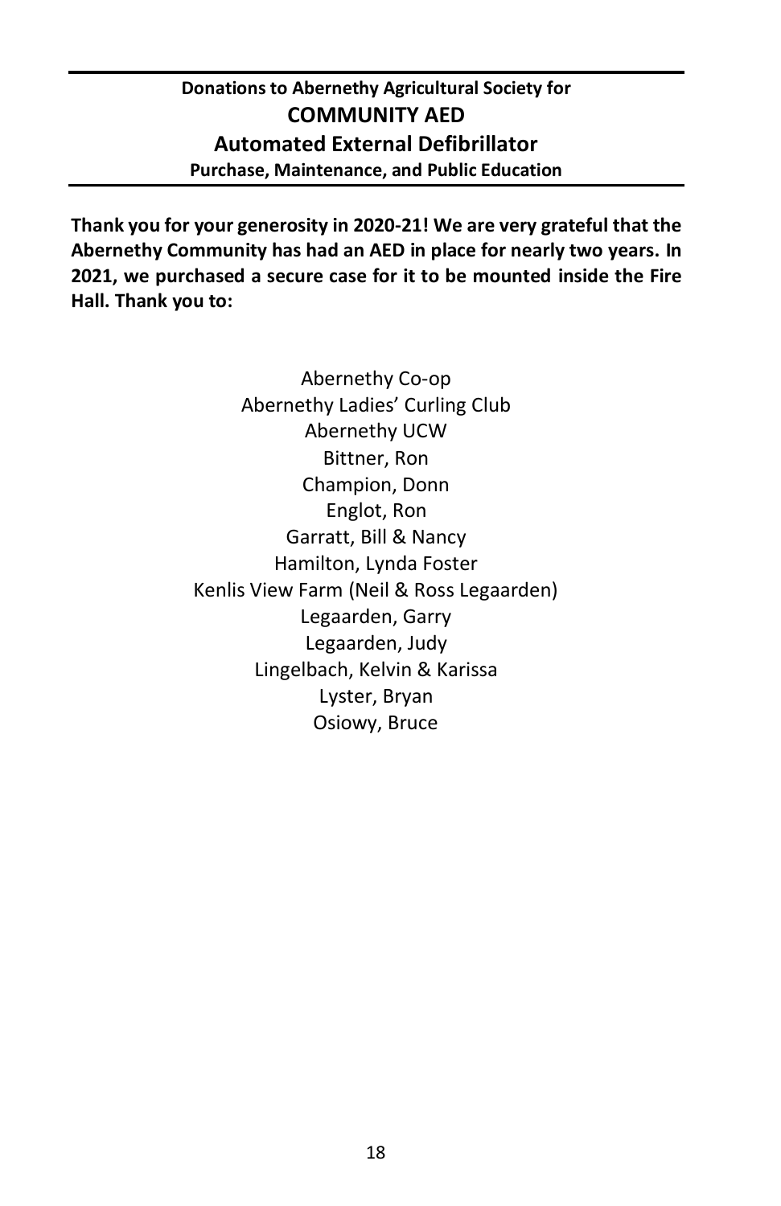**Donations to Abernethy Agricultural Society for**

## COMMUNITY AED

## Automated External Defibrillator

**Purchase, Maintenance, and Public Education**

---

**Thank you for your generosity in 2020-21! We are very grateful that the Abernethy Community has had an AED in place for nearly two years. In 2021, we purchased a secure case for it to be mounted inside the Fire Hall. Thank you to:**

Abernethy Co-op
Abernethy Ladies' Curling Club
Abernethy UCW
Bittner, Ron
Champion, Donn
Englot, Ron
Garratt, Bill & Nancy
Hamilton, Lynda Foster
Kenlis View Farm (Neil & Ross Legaarden)
Legaarden, Garry
Legaarden, Judy
Lingelbach, Kelvin & Karissa
Lyster, Bryan
Osiowy, Bruce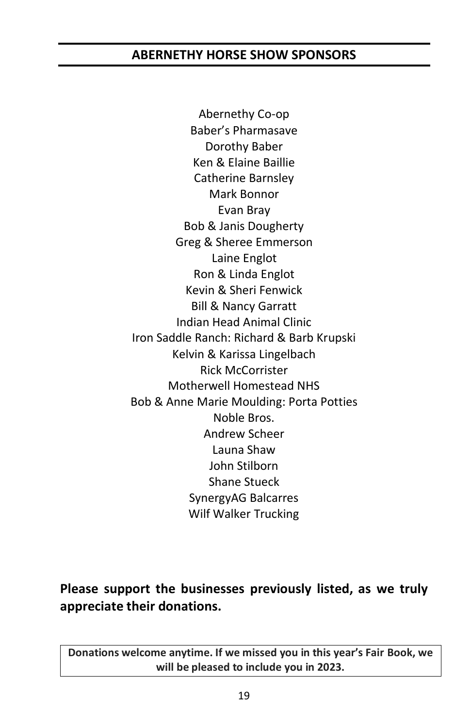## ABERNETHY HORSE SHOW SPONSORS

Abernethy Co-op
Baber's Pharmasave
Dorothy Baber
Ken & Elaine Baillie
Catherine Barnsley
Mark Bonnor
Evan Bray
Bob & Janis Dougherty
Greg & Sheree Emmerson
Laine Englot
Ron & Linda Englot
Kevin & Sheri Fenwick
Bill & Nancy Garratt
Indian Head Animal Clinic
Iron Saddle Ranch: Richard & Barb Krupski
Kelvin & Karissa Lingelbach
Rick McCorrister
Motherwell Homestead NHS
Bob & Anne Marie Moulding: Porta Potties
Noble Bros.
Andrew Scheer
Launa Shaw
John Stilborn
Shane Stueck
SynergyAG Balcarres
Wilf Walker Trucking

**Please support the businesses previously listed, as we truly appreciate their donations.**

**Donations welcome anytime. If we missed you in this year's Fair Book, we will be pleased to include you in 2023.**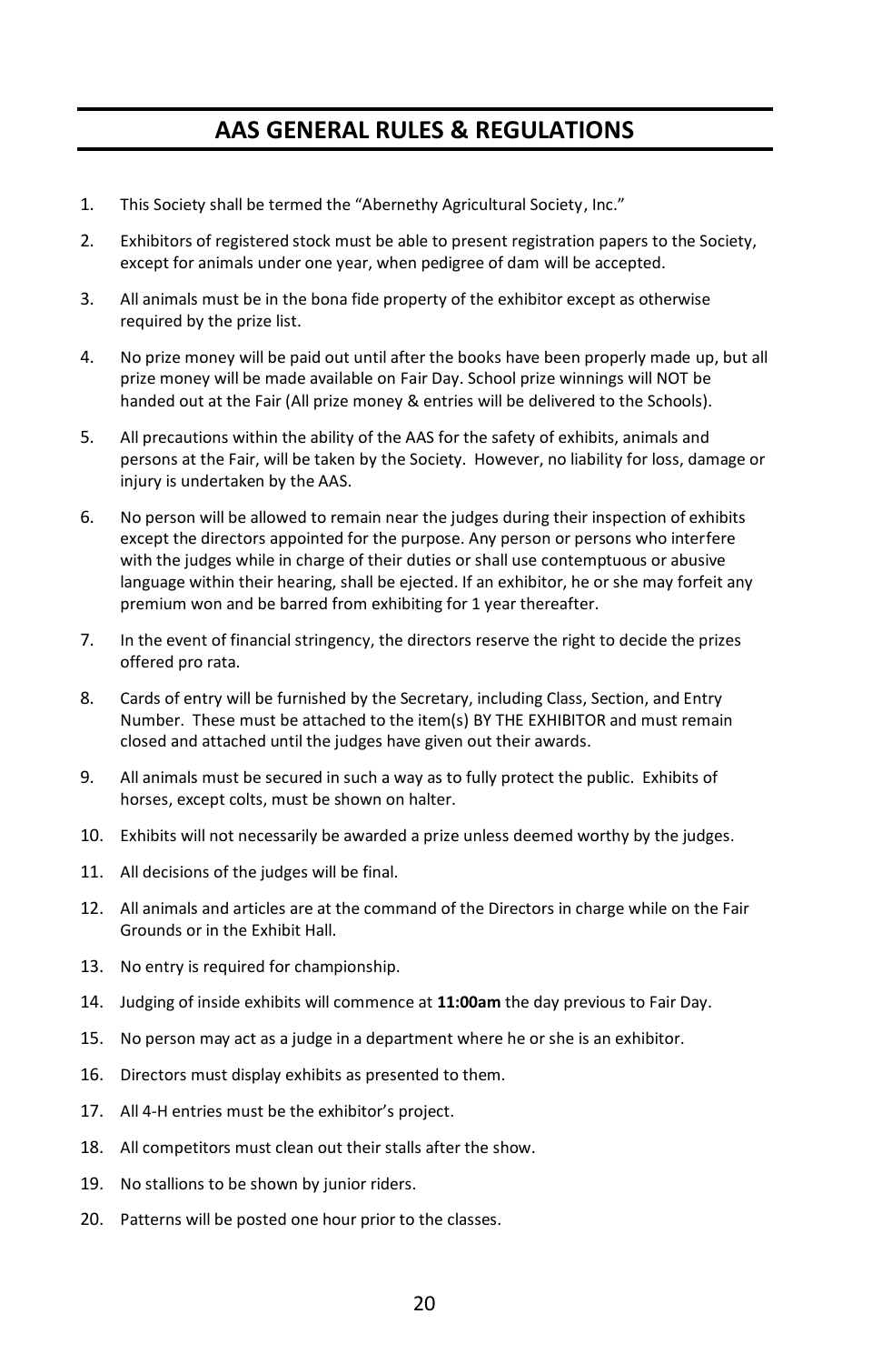# AAS GENERAL RULES & REGULATIONS

1. This Society shall be termed the "Abernethy Agricultural Society, Inc."
2. Exhibitors of registered stock must be able to present registration papers to the Society, except for animals under one year, when pedigree of dam will be accepted.
3. All animals must be in the bona fide property of the exhibitor except as otherwise required by the prize list.
4. No prize money will be paid out until after the books have been properly made up, but all prize money will be made available on Fair Day. School prize winnings will NOT be handed out at the Fair (All prize money & entries will be delivered to the Schools).
5. All precautions within the ability of the AAS for the safety of exhibits, animals and persons at the Fair, will be taken by the Society. However, no liability for loss, damage or injury is undertaken by the AAS.
6. No person will be allowed to remain near the judges during their inspection of exhibits except the directors appointed for the purpose. Any person or persons who interfere with the judges while in charge of their duties or shall use contemptuous or abusive language within their hearing, shall be ejected. If an exhibitor, he or she may forfeit any premium won and be barred from exhibiting for 1 year thereafter.
7. In the event of financial stringency, the directors reserve the right to decide the prizes offered pro rata.
8. Cards of entry will be furnished by the Secretary, including Class, Section, and Entry Number. These must be attached to the item(s) BY THE EXHIBITOR and must remain closed and attached until the judges have given out their awards.
9. All animals must be secured in such a way as to fully protect the public. Exhibits of horses, except colts, must be shown on halter.
10. Exhibits will not necessarily be awarded a prize unless deemed worthy by the judges.
11. All decisions of the judges will be final.
12. All animals and articles are at the command of the Directors in charge while on the Fair Grounds or in the Exhibit Hall.
13. No entry is required for championship.
14. Judging of inside exhibits will commence at **11:00am** the day previous to Fair Day.
15. No person may act as a judge in a department where he or she is an exhibitor.
16. Directors must display exhibits as presented to them.
17. All 4-H entries must be the exhibitor's project.
18. All competitors must clean out their stalls after the show.
19. No stallions to be shown by junior riders.
20. Patterns will be posted one hour prior to the classes.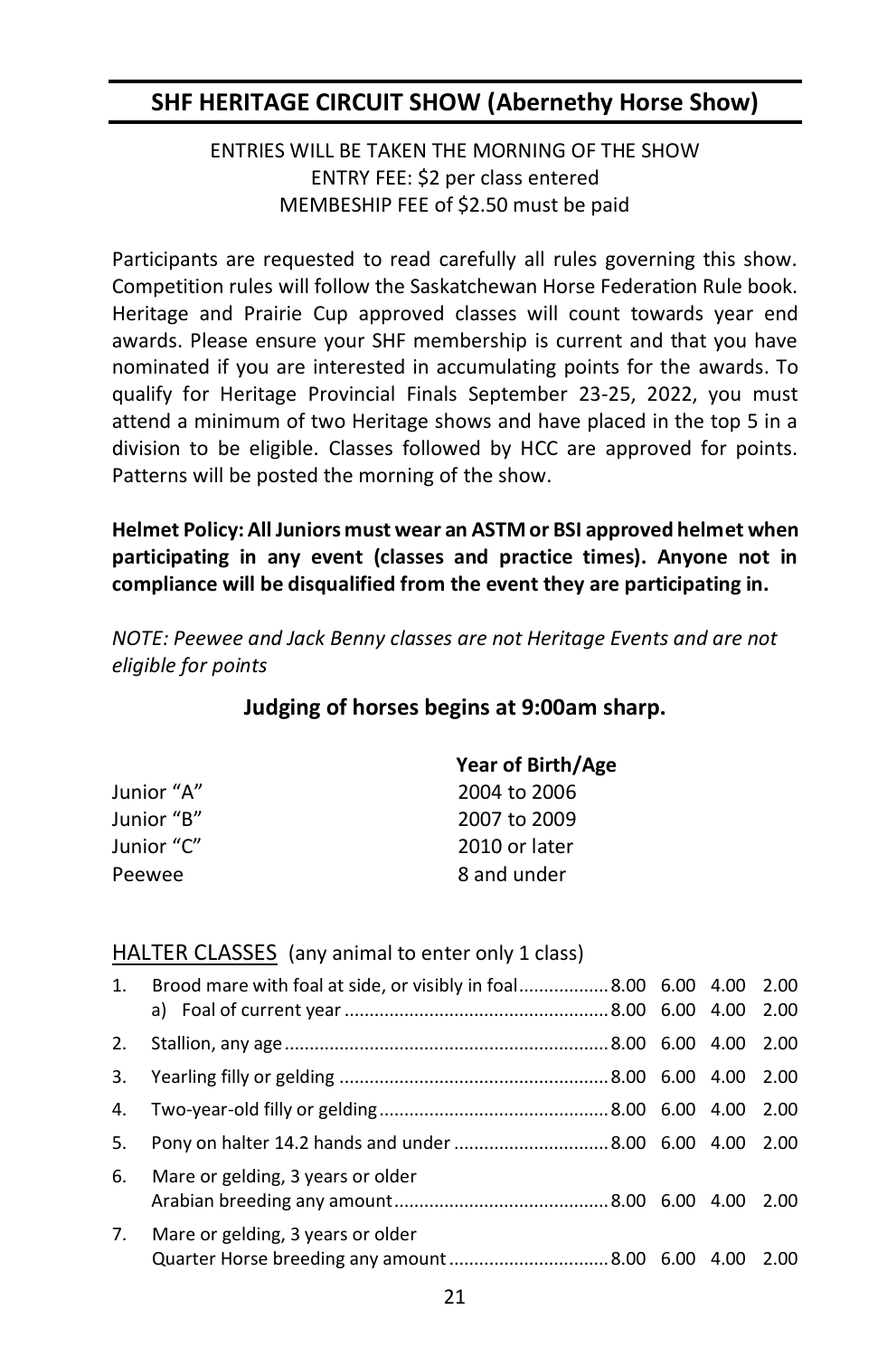## SHF HERITAGE CIRCUIT SHOW (Abernethy Horse Show)

ENTRIES WILL BE TAKEN THE MORNING OF THE SHOW
ENTRY FEE: $2 per class entered
MEMBESHIP FEE of $2.50 must be paid

Participants are requested to read carefully all rules governing this show. Competition rules will follow the Saskatchewan Horse Federation Rule book. Heritage and Prairie Cup approved classes will count towards year end awards. Please ensure your SHF membership is current and that you have nominated if you are interested in accumulating points for the awards. To qualify for Heritage Provincial Finals September 23-25, 2022, you must attend a minimum of two Heritage shows and have placed in the top 5 in a division to be eligible. Classes followed by HCC are approved for points. Patterns will be posted the morning of the show.

**Helmet Policy: All Juniors must wear an ASTM or BSI approved helmet when participating in any event (classes and practice times). Anyone not in compliance will be disqualified from the event they are participating in.**

*NOTE: Peewee and Jack Benny classes are not Heritage Events and are not eligible for points*

**Judging of horses begins at 9:00am sharp.**

| | **Year of Birth/Age** |
|---|---|
| Junior "A" | 2004 to 2006 |
| Junior "B" | 2007 to 2009 |
| Junior "C" | 2010 or later |
| Peewee | 8 and under |

HALTER CLASSES (any animal to enter only 1 class)

| | Class | | | | |
|---|---|---|---|---|---|
| 1. | Brood mare with foal at side, or visibly in foal | 8.00 | 6.00 | 4.00 | 2.00 |
| | a) Foal of current year | 8.00 | 6.00 | 4.00 | 2.00 |
| 2. | Stallion, any age | 8.00 | 6.00 | 4.00 | 2.00 |
| 3. | Yearling filly or gelding | 8.00 | 6.00 | 4.00 | 2.00 |
| 4. | Two-year-old filly or gelding | 8.00 | 6.00 | 4.00 | 2.00 |
| 5. | Pony on halter 14.2 hands and under | 8.00 | 6.00 | 4.00 | 2.00 |
| 6. | Mare or gelding, 3 years or older Arabian breeding any amount | 8.00 | 6.00 | 4.00 | 2.00 |
| 7. | Mare or gelding, 3 years or older Quarter Horse breeding any amount | 8.00 | 6.00 | 4.00 | 2.00 |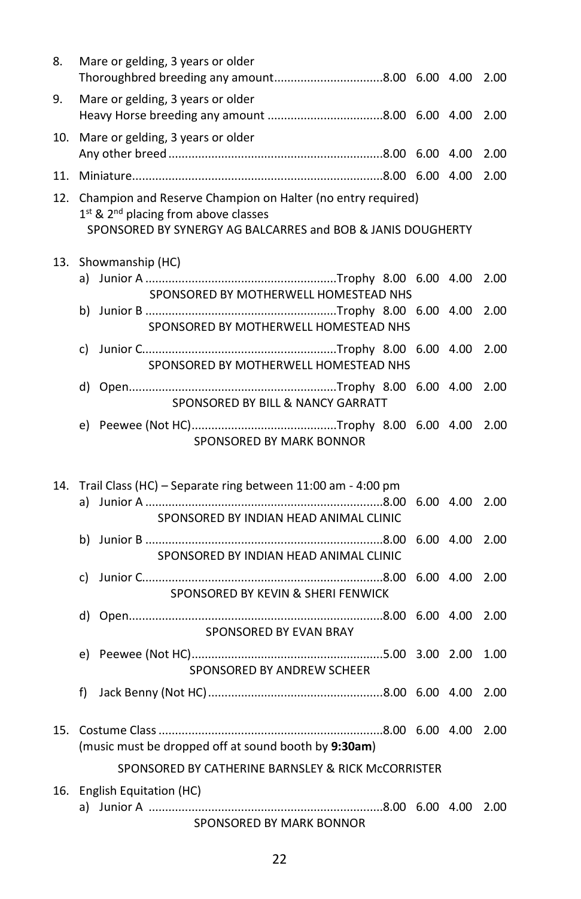8. Mare or gelding, 3 years or older
   Thoroughbred breeding any amount................................8.00 6.00 4.00 2.00

9. Mare or gelding, 3 years or older
   Heavy Horse breeding any amount ..................................8.00 6.00 4.00 2.00

10. Mare or gelding, 3 years or older
    Any other breed................................................................8.00 6.00 4.00 2.00

11. Miniature...........................................................................8.00 6.00 4.00 2.00

12. Champion and Reserve Champion on Halter (no entry required)
    1st & 2nd placing from above classes
    SPONSORED BY SYNERGY AG BALCARRES and BOB & JANIS DOUGHERTY

13. Showmanship (HC)
    a) Junior A .........................................................Trophy 8.00 6.00 4.00 2.00
       SPONSORED BY MOTHERWELL HOMESTEAD NHS
    b) Junior B .........................................................Trophy 8.00 6.00 4.00 2.00
       SPONSORED BY MOTHERWELL HOMESTEAD NHS
    c) Junior C..........................................................Trophy 8.00 6.00 4.00 2.00
       SPONSORED BY MOTHERWELL HOMESTEAD NHS
    d) Open..............................................................Trophy 8.00 6.00 4.00 2.00
       SPONSORED BY BILL & NANCY GARRATT
    e) Peewee (Not HC)...........................................Trophy 8.00 6.00 4.00 2.00
       SPONSORED BY MARK BONNOR

14. Trail Class (HC) – Separate ring between 11:00 am - 4:00 pm
    a) Junior A .......................................................................8.00 6.00 4.00 2.00
       SPONSORED BY INDIAN HEAD ANIMAL CLINIC
    b) Junior B .......................................................................8.00 6.00 4.00 2.00
       SPONSORED BY INDIAN HEAD ANIMAL CLINIC
    c) Junior C........................................................................8.00 6.00 4.00 2.00
       SPONSORED BY KEVIN & SHERI FENWICK
    d) Open............................................................................8.00 6.00 4.00 2.00
       SPONSORED BY EVAN BRAY
    e) Peewee (Not HC).........................................................5.00 3.00 2.00 1.00
       SPONSORED BY ANDREW SCHEER
    f) Jack Benny (Not HC)....................................................8.00 6.00 4.00 2.00

15. Costume Class ...................................................................8.00 6.00 4.00 2.00
    (music must be dropped off at sound booth by **9:30am**)

    SPONSORED BY CATHERINE BARNSLEY & RICK McCORRISTER

16. English Equitation (HC)
    a) Junior A ......................................................................8.00 6.00 4.00 2.00
       SPONSORED BY MARK BONNOR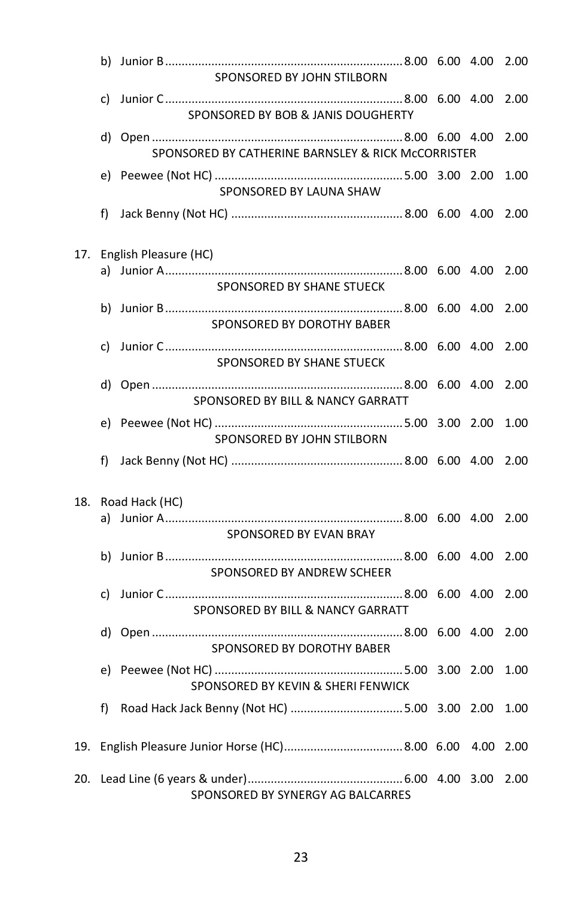b) Junior B........................................................................8.00 6.00 4.00 2.00
SPONSORED BY JOHN STILBORN

c) Junior C........................................................................8.00 6.00 4.00 2.00
SPONSORED BY BOB & JANIS DOUGHERTY

d) Open............................................................................8.00 6.00 4.00 2.00
SPONSORED BY CATHERINE BARNSLEY & RICK McCORRISTER

e) Peewee (Not HC)..........................................................5.00 3.00 2.00 1.00
SPONSORED BY LAUNA SHAW

f) Jack Benny (Not HC)....................................................8.00 6.00 4.00 2.00

17. English Pleasure (HC)

a) Junior A........................................................................8.00 6.00 4.00 2.00
SPONSORED BY SHANE STUECK

b) Junior B........................................................................8.00 6.00 4.00 2.00
SPONSORED BY DOROTHY BABER

c) Junior C........................................................................8.00 6.00 4.00 2.00
SPONSORED BY SHANE STUECK

d) Open............................................................................8.00 6.00 4.00 2.00
SPONSORED BY BILL & NANCY GARRATT

e) Peewee (Not HC)..........................................................5.00 3.00 2.00 1.00
SPONSORED BY JOHN STILBORN

f) Jack Benny (Not HC)....................................................8.00 6.00 4.00 2.00

18. Road Hack (HC)

a) Junior A........................................................................8.00 6.00 4.00 2.00
SPONSORED BY EVAN BRAY

b) Junior B........................................................................8.00 6.00 4.00 2.00
SPONSORED BY ANDREW SCHEER

c) Junior C........................................................................8.00 6.00 4.00 2.00
SPONSORED BY BILL & NANCY GARRATT

d) Open............................................................................8.00 6.00 4.00 2.00
SPONSORED BY DOROTHY BABER

e) Peewee (Not HC)..........................................................5.00 3.00 2.00 1.00
SPONSORED BY KEVIN & SHERI FENWICK

f) Road Hack Jack Benny (Not HC)..................................5.00 3.00 2.00 1.00

19. English Pleasure Junior Horse (HC).....................................8.00 6.00 4.00 2.00

20. Lead Line (6 years & under)...............................................6.00 4.00 3.00 2.00
SPONSORED BY SYNERGY AG BALCARRES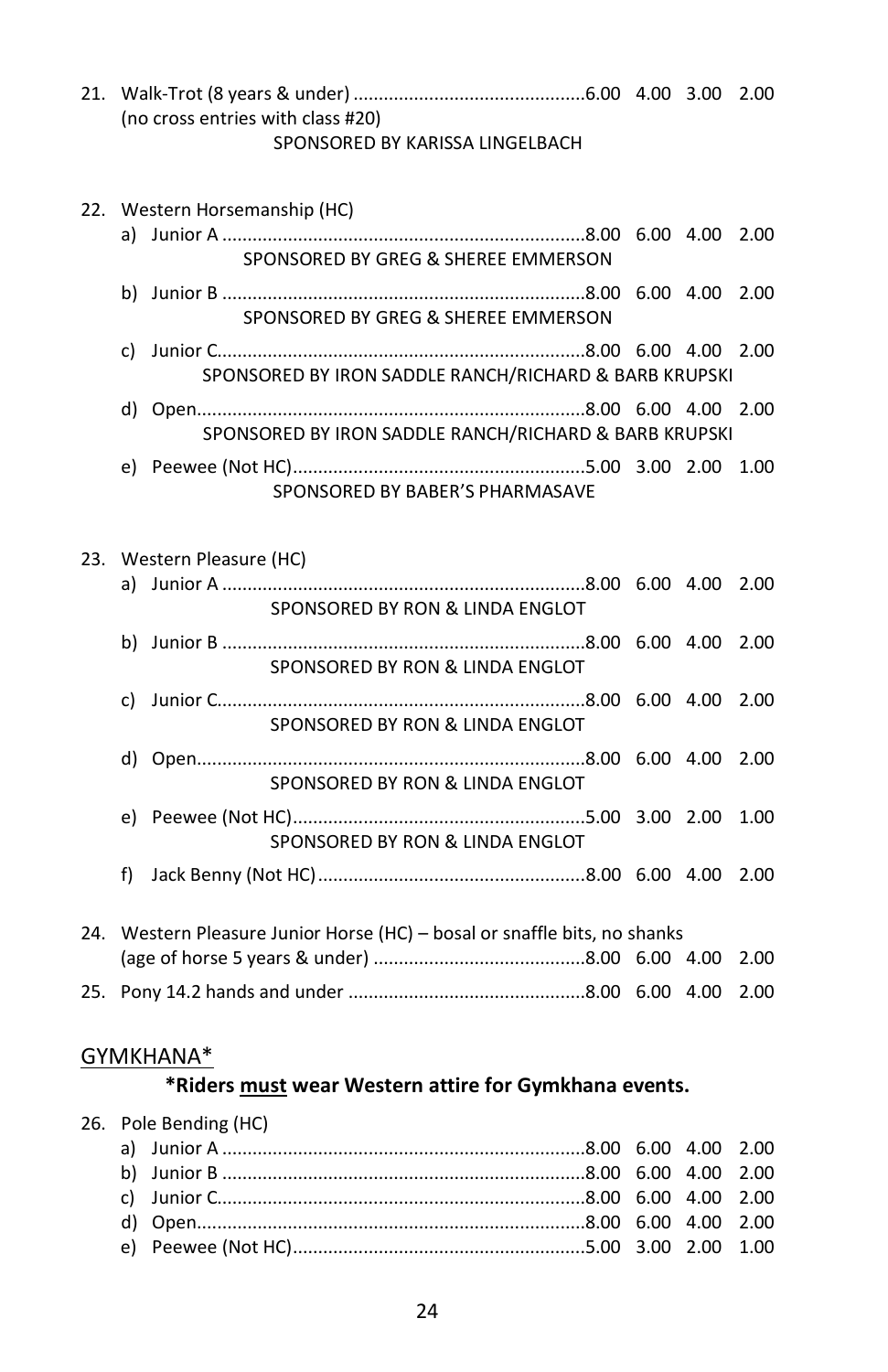21. Walk-Trot (8 years & under) .............................................6.00 4.00 3.00 2.00
    (no cross entries with class #20)
    SPONSORED BY KARISSA LINGELBACH

22. Western Horsemanship (HC)
    a) Junior A ........................................................................8.00 6.00 4.00 2.00
       SPONSORED BY GREG & SHEREE EMMERSON
    b) Junior B ........................................................................8.00 6.00 4.00 2.00
       SPONSORED BY GREG & SHEREE EMMERSON
    c) Junior C.........................................................................8.00 6.00 4.00 2.00
       SPONSORED BY IRON SADDLE RANCH/RICHARD & BARB KRUPSKI
    d) Open.............................................................................8.00 6.00 4.00 2.00
       SPONSORED BY IRON SADDLE RANCH/RICHARD & BARB KRUPSKI
    e) Peewee (Not HC)..........................................................5.00 3.00 2.00 1.00
       SPONSORED BY BABER'S PHARMASAVE

23. Western Pleasure (HC)
    a) Junior A ........................................................................8.00 6.00 4.00 2.00
       SPONSORED BY RON & LINDA ENGLOT
    b) Junior B ........................................................................8.00 6.00 4.00 2.00
       SPONSORED BY RON & LINDA ENGLOT
    c) Junior C.........................................................................8.00 6.00 4.00 2.00
       SPONSORED BY RON & LINDA ENGLOT
    d) Open.............................................................................8.00 6.00 4.00 2.00
       SPONSORED BY RON & LINDA ENGLOT
    e) Peewee (Not HC)..........................................................5.00 3.00 2.00 1.00
       SPONSORED BY RON & LINDA ENGLOT
    f) Jack Benny (Not HC).....................................................8.00 6.00 4.00 2.00

24. Western Pleasure Junior Horse (HC) – bosal or snaffle bits, no shanks
    (age of horse 5 years & under) ..........................................8.00 6.00 4.00 2.00

25. Pony 14.2 hands and under ..............................................8.00 6.00 4.00 2.00

## GYMKHANA*

**\*Riders _must_ wear Western attire for Gymkhana events.**

26. Pole Bending (HC)
    a) Junior A ........................................................................8.00 6.00 4.00 2.00
    b) Junior B ........................................................................8.00 6.00 4.00 2.00
    c) Junior C.........................................................................8.00 6.00 4.00 2.00
    d) Open.............................................................................8.00 6.00 4.00 2.00
    e) Peewee (Not HC)..........................................................5.00 3.00 2.00 1.00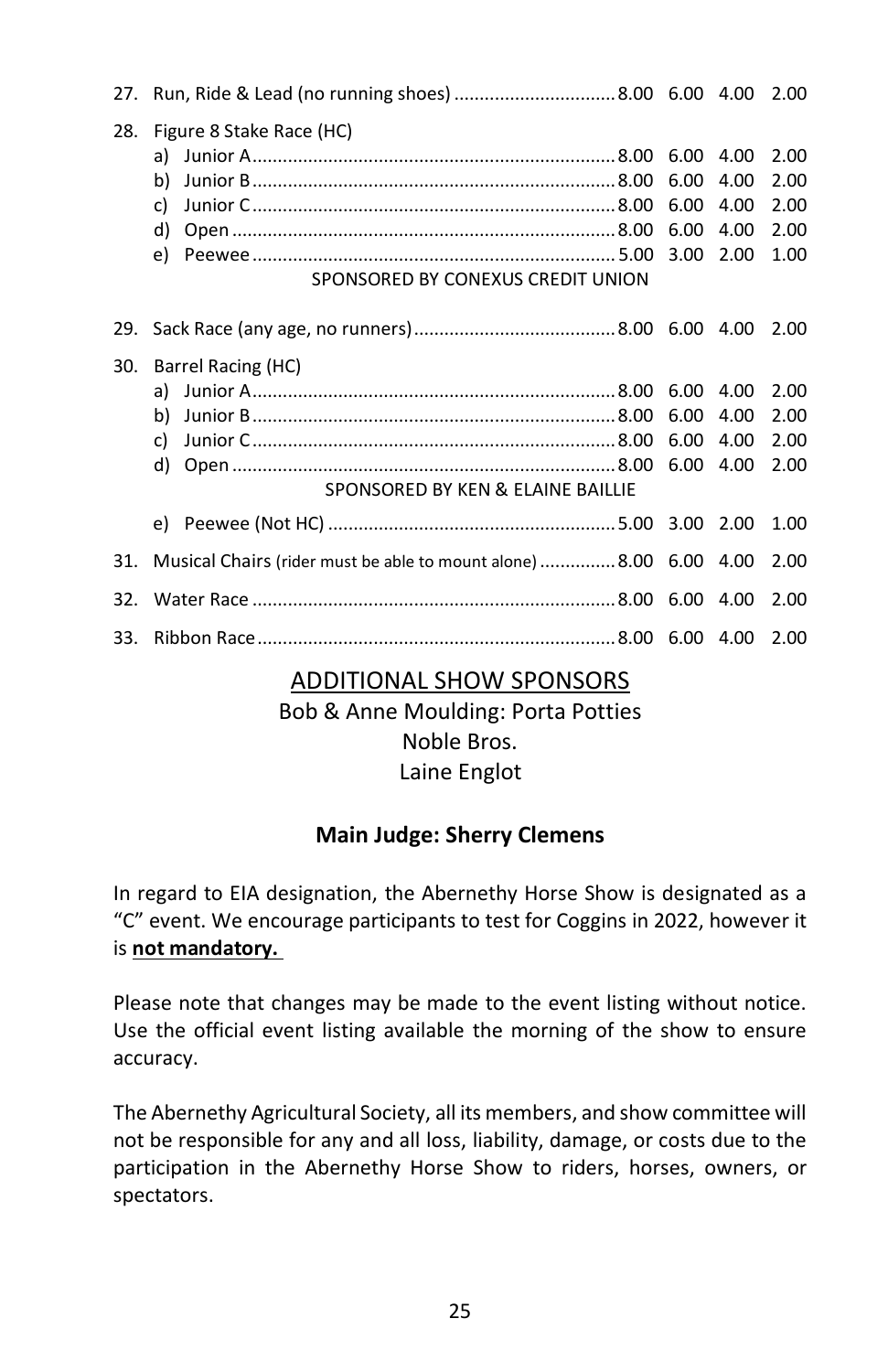27. Run, Ride & Lead (no running shoes) ............................... 8.00 6.00 4.00 2.00

28. Figure 8 Stake Race (HC)
    a) Junior A ....................................................................... 8.00 6.00 4.00 2.00
    b) Junior B ....................................................................... 8.00 6.00 4.00 2.00
    c) Junior C ....................................................................... 8.00 6.00 4.00 2.00
    d) Open ........................................................................... 8.00 6.00 4.00 2.00
    e) Peewee ....................................................................... 5.00 3.00 2.00 1.00

    SPONSORED BY CONEXUS CREDIT UNION

29. Sack Race (any age, no runners) ....................................... 8.00 6.00 4.00 2.00

30. Barrel Racing (HC)
    a) Junior A ....................................................................... 8.00 6.00 4.00 2.00
    b) Junior B ....................................................................... 8.00 6.00 4.00 2.00
    c) Junior C ....................................................................... 8.00 6.00 4.00 2.00
    d) Open ........................................................................... 8.00 6.00 4.00 2.00

    SPONSORED BY KEN & ELAINE BAILLIE

    e) Peewee (Not HC) ........................................................ 5.00 3.00 2.00 1.00

31. Musical Chairs (rider must be able to mount alone) .............. 8.00 6.00 4.00 2.00

32. Water Race ....................................................................... 8.00 6.00 4.00 2.00

33. Ribbon Race ...................................................................... 8.00 6.00 4.00 2.00

## ADDITIONAL SHOW SPONSORS

Bob & Anne Moulding: Porta Potties
Noble Bros.
Laine Englot

**Main Judge: Sherry Clemens**

In regard to EIA designation, the Abernethy Horse Show is designated as a "C" event. We encourage participants to test for Coggins in 2022, however it is **not mandatory.**

Please note that changes may be made to the event listing without notice. Use the official event listing available the morning of the show to ensure accuracy.

The Abernethy Agricultural Society, all its members, and show committee will not be responsible for any and all loss, liability, damage, or costs due to the participation in the Abernethy Horse Show to riders, horses, owners, or spectators.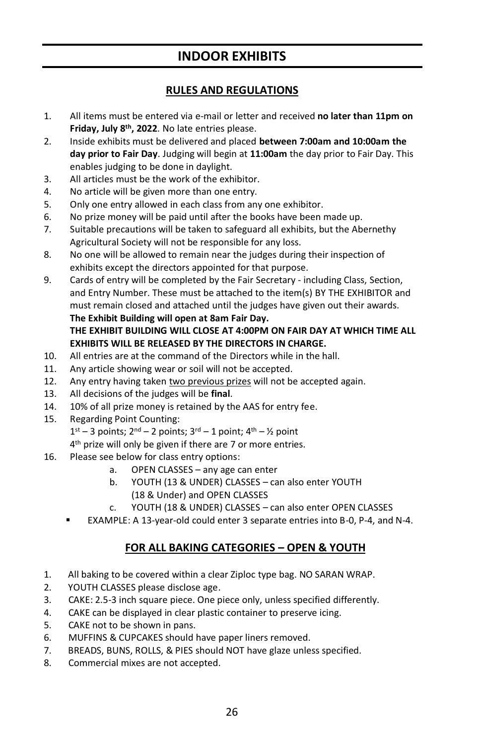# INDOOR EXHIBITS

## RULES AND REGULATIONS

1. All items must be entered via e-mail or letter and received **no later than 11pm on Friday, July 8th, 2022**. No late entries please.
2. Inside exhibits must be delivered and placed **between 7:00am and 10:00am the day prior to Fair Day**. Judging will begin at **11:00am** the day prior to Fair Day. This enables judging to be done in daylight.
3. All articles must be the work of the exhibitor.
4. No article will be given more than one entry.
5. Only one entry allowed in each class from any one exhibitor.
6. No prize money will be paid until after the books have been made up.
7. Suitable precautions will be taken to safeguard all exhibits, but the Abernethy Agricultural Society will not be responsible for any loss.
8. No one will be allowed to remain near the judges during their inspection of exhibits except the directors appointed for that purpose.
9. Cards of entry will be completed by the Fair Secretary - including Class, Section, and Entry Number. These must be attached to the item(s) BY THE EXHIBITOR and must remain closed and attached until the judges have given out their awards. **The Exhibit Building will open at 8am Fair Day. THE EXHIBIT BUILDING WILL CLOSE AT 4:00PM ON FAIR DAY AT WHICH TIME ALL EXHIBITS WILL BE RELEASED BY THE DIRECTORS IN CHARGE.**
10. All entries are at the command of the Directors while in the hall.
11. Any article showing wear or soil will not be accepted.
12. Any entry having taken <u>two previous prizes</u> will not be accepted again.
13. All decisions of the judges will be **final**.
14. 10% of all prize money is retained by the AAS for entry fee.
15. Regarding Point Counting:
    1st – 3 points; 2nd – 2 points; 3rd – 1 point; 4th – ½ point
    4th prize will only be given if there are 7 or more entries.
16. Please see below for class entry options:
    a. OPEN CLASSES – any age can enter
    b. YOUTH (13 & UNDER) CLASSES – can also enter YOUTH (18 & Under) and OPEN CLASSES
    c. YOUTH (18 & UNDER) CLASSES – can also enter OPEN CLASSES
    - EXAMPLE: A 13-year-old could enter 3 separate entries into B-0, P-4, and N-4.

## FOR ALL BAKING CATEGORIES – OPEN & YOUTH

1. All baking to be covered within a clear Ziploc type bag. NO SARAN WRAP.
2. YOUTH CLASSES please disclose age.
3. CAKE: 2.5-3 inch square piece. One piece only, unless specified differently.
4. CAKE can be displayed in clear plastic container to preserve icing.
5. CAKE not to be shown in pans.
6. MUFFINS & CUPCAKES should have paper liners removed.
7. BREADS, BUNS, ROLLS, & PIES should NOT have glaze unless specified.
8. Commercial mixes are not accepted.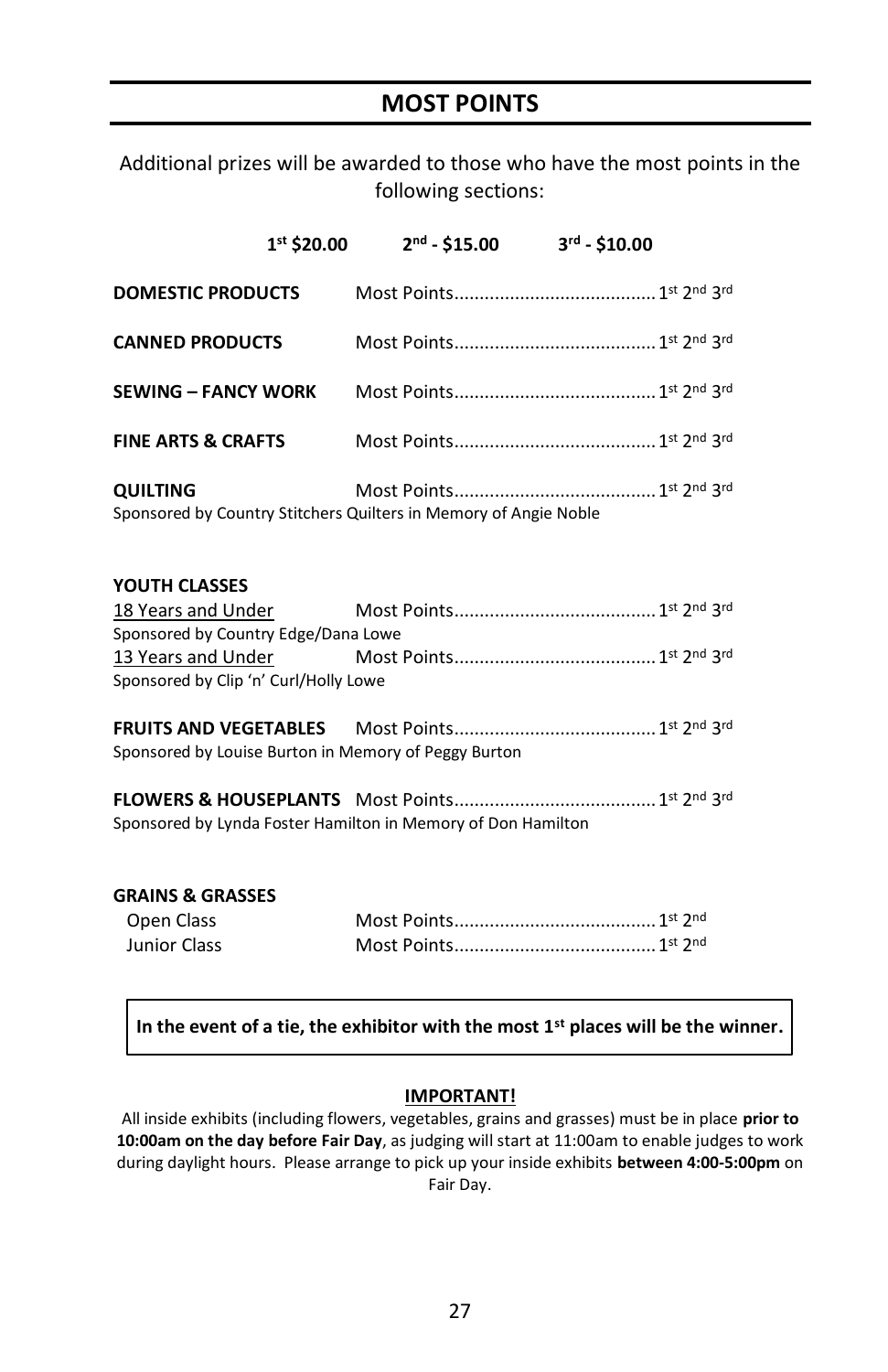## MOST POINTS

Additional prizes will be awarded to those who have the most points in the following sections:

**1st $20.00 2nd - $15.00 3rd - $10.00**

**DOMESTIC PRODUCTS** Most Points........................................ 1st 2nd 3rd

**CANNED PRODUCTS** Most Points........................................ 1st 2nd 3rd

**SEWING – FANCY WORK** Most Points........................................ 1st 2nd 3rd

**FINE ARTS & CRAFTS** Most Points........................................ 1st 2nd 3rd

**QUILTING** Most Points........................................ 1st 2nd 3rd
Sponsored by Country Stitchers Quilters in Memory of Angie Noble

**YOUTH CLASSES**
18 Years and Under Most Points........................................ 1st 2nd 3rd
Sponsored by Country Edge/Dana Lowe
13 Years and Under Most Points........................................ 1st 2nd 3rd
Sponsored by Clip 'n' Curl/Holly Lowe

**FRUITS AND VEGETABLES** Most Points........................................ 1st 2nd 3rd
Sponsored by Louise Burton in Memory of Peggy Burton

**FLOWERS & HOUSEPLANTS** Most Points........................................ 1st 2nd 3rd
Sponsored by Lynda Foster Hamilton in Memory of Don Hamilton

**GRAINS & GRASSES**
Open Class Most Points........................................ 1st 2nd
Junior Class Most Points........................................ 1st 2nd

**In the event of a tie, the exhibitor with the most 1st places will be the winner.**

**IMPORTANT!**

All inside exhibits (including flowers, vegetables, grains and grasses) must be in place **prior to 10:00am on the day before Fair Day**, as judging will start at 11:00am to enable judges to work during daylight hours. Please arrange to pick up your inside exhibits **between 4:00-5:00pm** on Fair Day.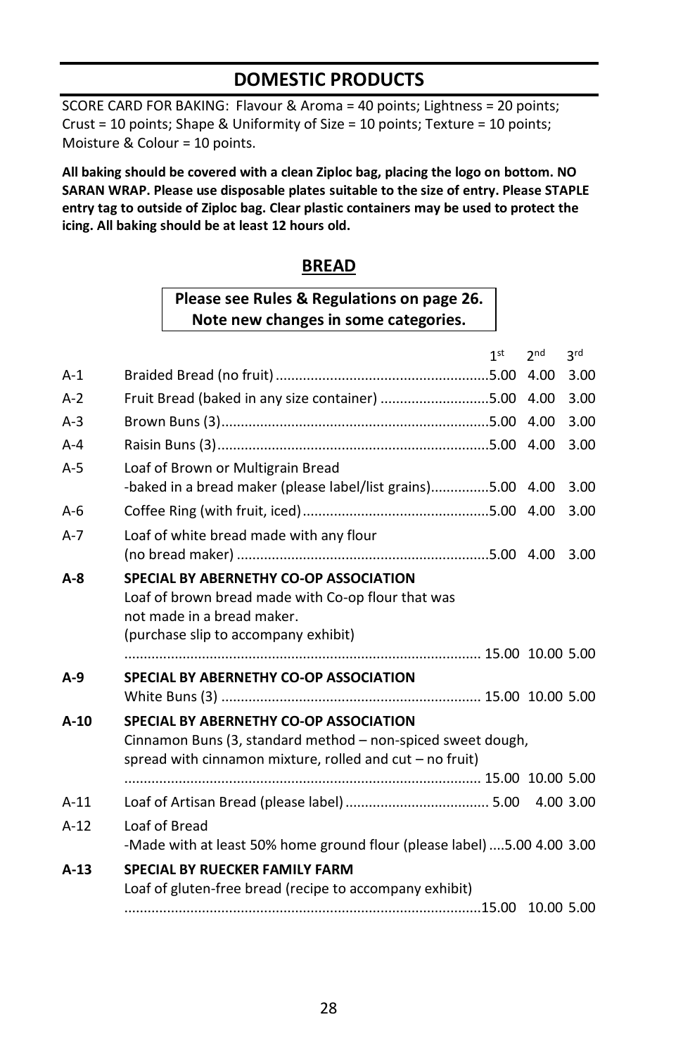## DOMESTIC PRODUCTS

SCORE CARD FOR BAKING: Flavour & Aroma = 40 points; Lightness = 20 points; Crust = 10 points; Shape & Uniformity of Size = 10 points; Texture = 10 points; Moisture & Colour = 10 points.

**All baking should be covered with a clean Ziploc bag, placing the logo on bottom. NO SARAN WRAP. Please use disposable plates suitable to the size of entry. Please STAPLE entry tag to outside of Ziploc bag. Clear plastic containers may be used to protect the icing. All baking should be at least 12 hours old.**

### BREAD

**Please see Rules & Regulations on page 26. Note new changes in some categories.**

| | | 1st | 2nd | 3rd |
|---|---|---|---|---|
| A-1 | Braided Bread (no fruit) | 5.00 | 4.00 | 3.00 |
| A-2 | Fruit Bread (baked in any size container) | 5.00 | 4.00 | 3.00 |
| A-3 | Brown Buns (3) | 5.00 | 4.00 | 3.00 |
| A-4 | Raisin Buns (3) | 5.00 | 4.00 | 3.00 |
| A-5 | Loaf of Brown or Multigrain Bread -baked in a bread maker (please label/list grains) | 5.00 | 4.00 | 3.00 |
| A-6 | Coffee Ring (with fruit, iced) | 5.00 | 4.00 | 3.00 |
| A-7 | Loaf of white bread made with any flour (no bread maker) | 5.00 | 4.00 | 3.00 |
| **A-8** | **SPECIAL BY ABERNETHY CO-OP ASSOCIATION** Loaf of brown bread made with Co-op flour that was not made in a bread maker. (purchase slip to accompany exhibit) | 15.00 | 10.00 | 5.00 |
| **A-9** | **SPECIAL BY ABERNETHY CO-OP ASSOCIATION** White Buns (3) | 15.00 | 10.00 | 5.00 |
| **A-10** | **SPECIAL BY ABERNETHY CO-OP ASSOCIATION** Cinnamon Buns (3, standard method – non-spiced sweet dough, spread with cinnamon mixture, rolled and cut – no fruit) | 15.00 | 10.00 | 5.00 |
| A-11 | Loaf of Artisan Bread (please label) | 5.00 | 4.00 | 3.00 |
| A-12 | Loaf of Bread -Made with at least 50% home ground flour (please label) | 5.00 | 4.00 | 3.00 |
| **A-13** | **SPECIAL BY RUECKER FAMILY FARM** Loaf of gluten-free bread (recipe to accompany exhibit) | 15.00 | 10.00 | 5.00 |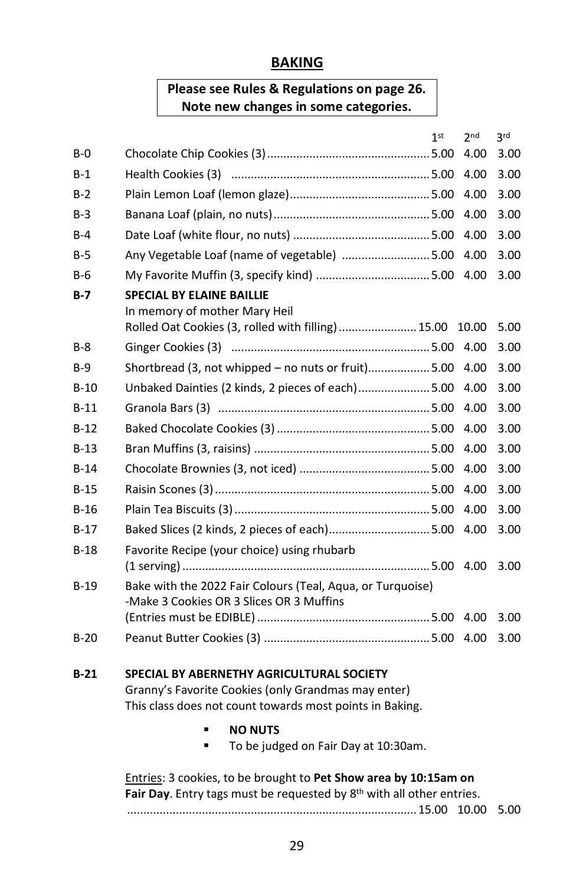## BAKING

**Please see Rules & Regulations on page 26.**
**Note new changes in some categories.**

| Class | Description | 1st | 2nd | 3rd |
|---|---|---|---|---|
| B-0 | Chocolate Chip Cookies (3) | 5.00 | 4.00 | 3.00 |
| B-1 | Health Cookies (3) | 5.00 | 4.00 | 3.00 |
| B-2 | Plain Lemon Loaf (lemon glaze) | 5.00 | 4.00 | 3.00 |
| B-3 | Banana Loaf (plain, no nuts) | 5.00 | 4.00 | 3.00 |
| B-4 | Date Loaf (white flour, no nuts) | 5.00 | 4.00 | 3.00 |
| B-5 | Any Vegetable Loaf (name of vegetable) | 5.00 | 4.00 | 3.00 |
| B-6 | My Favorite Muffin (3, specify kind) | 5.00 | 4.00 | 3.00 |
| **B-7** | **SPECIAL BY ELAINE BAILLIE** In memory of mother Mary Heil Rolled Oat Cookies (3, rolled with filling) | 15.00 | 10.00 | 5.00 |
| B-8 | Ginger Cookies (3) | 5.00 | 4.00 | 3.00 |
| B-9 | Shortbread (3, not whipped – no nuts or fruit) | 5.00 | 4.00 | 3.00 |
| B-10 | Unbaked Dainties (2 kinds, 2 pieces of each) | 5.00 | 4.00 | 3.00 |
| B-11 | Granola Bars (3) | 5.00 | 4.00 | 3.00 |
| B-12 | Baked Chocolate Cookies (3) | 5.00 | 4.00 | 3.00 |
| B-13 | Bran Muffins (3, raisins) | 5.00 | 4.00 | 3.00 |
| B-14 | Chocolate Brownies (3, not iced) | 5.00 | 4.00 | 3.00 |
| B-15 | Raisin Scones (3) | 5.00 | 4.00 | 3.00 |
| B-16 | Plain Tea Biscuits (3) | 5.00 | 4.00 | 3.00 |
| B-17 | Baked Slices (2 kinds, 2 pieces of each) | 5.00 | 4.00 | 3.00 |
| B-18 | Favorite Recipe (your choice) using rhubarb (1 serving) | 5.00 | 4.00 | 3.00 |
| B-19 | Bake with the 2022 Fair Colours (Teal, Aqua, or Turquoise) -Make 3 Cookies OR 3 Slices OR 3 Muffins (Entries must be EDIBLE) | 5.00 | 4.00 | 3.00 |
| B-20 | Peanut Butter Cookies (3) | 5.00 | 4.00 | 3.00 |

**B-21 SPECIAL BY ABERNETHY AGRICULTURAL SOCIETY**

Granny's Favorite Cookies (only Grandmas may enter)
This class does not count towards most points in Baking.

- **NO NUTS**
- To be judged on Fair Day at 10:30am.

Entries: 3 cookies, to be brought to **Pet Show area by 10:15am on Fair Day**. Entry tags must be requested by 8th with all other entries. ........ 15.00 10.00 5.00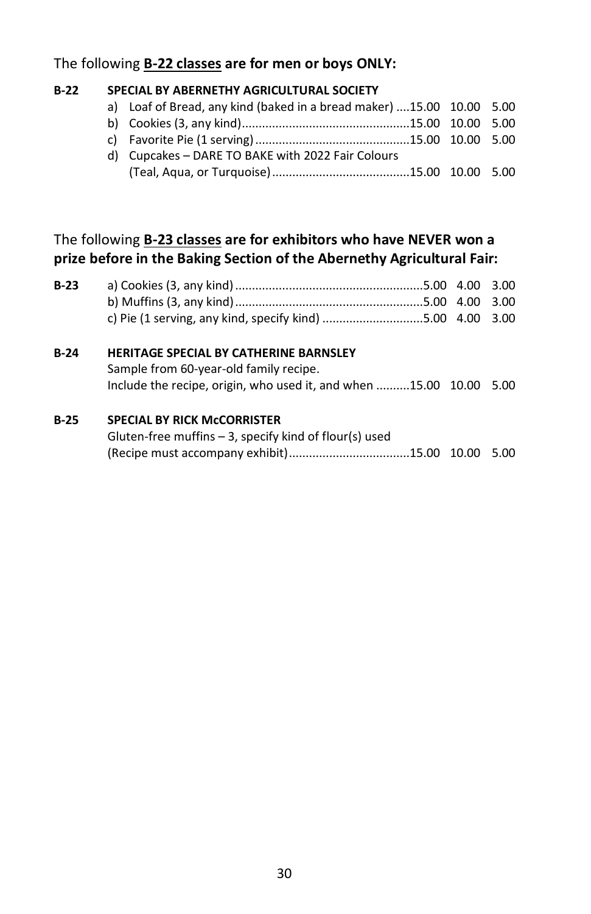The following **B-22 classes** are for men or boys ONLY:

**B-22 SPECIAL BY ABERNETHY AGRICULTURAL SOCIETY**

a) Loaf of Bread, any kind (baked in a bread maker) ....15.00 10.00 5.00
b) Cookies (3, any kind).................................................15.00 10.00 5.00
c) Favorite Pie (1 serving).............................................15.00 10.00 5.00
d) Cupcakes – DARE TO BAKE with 2022 Fair Colours (Teal, Aqua, or Turquoise).........................................15.00 10.00 5.00

The following **B-23 classes** are for exhibitors who have NEVER won a prize before in the Baking Section of the Abernethy Agricultural Fair:

**B-23**
a) Cookies (3, any kind).......................................................5.00 4.00 3.00
b) Muffins (3, any kind).......................................................5.00 4.00 3.00
c) Pie (1 serving, any kind, specify kind) .............................5.00 4.00 3.00

**B-24 HERITAGE SPECIAL BY CATHERINE BARNSLEY**

Sample from 60-year-old family recipe.
Include the recipe, origin, who used it, and when ..........15.00 10.00 5.00

**B-25 SPECIAL BY RICK McCORRISTER**

Gluten-free muffins – 3, specify kind of flour(s) used
(Recipe must accompany exhibit)...................................15.00 10.00 5.00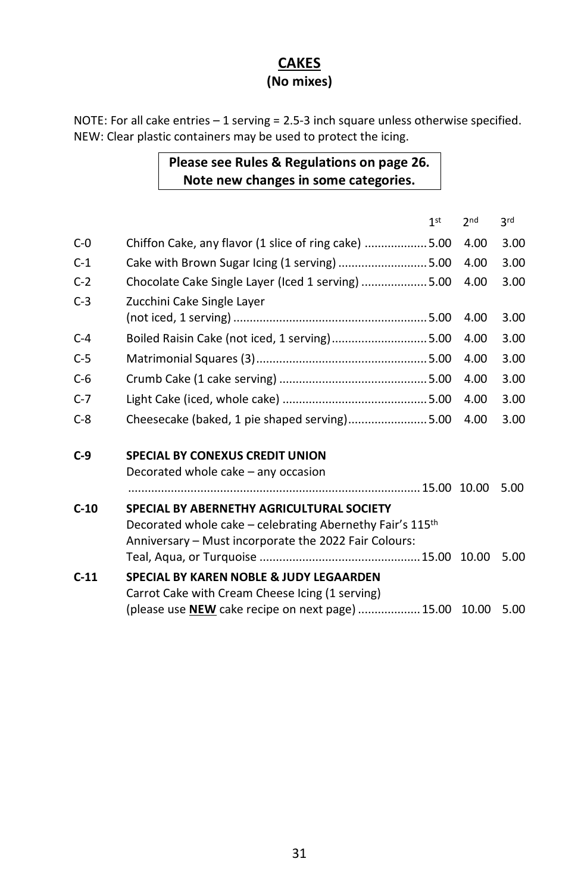## CAKES

### (No mixes)

NOTE: For all cake entries – 1 serving = 2.5-3 inch square unless otherwise specified.
NEW: Clear plastic containers may be used to protect the icing.

**Please see Rules & Regulations on page 26.**
**Note new changes in some categories.**

| | | 1st | 2nd | 3rd |
|---|---|---|---|---|
| C-0 | Chiffon Cake, any flavor (1 slice of ring cake) | 5.00 | 4.00 | 3.00 |
| C-1 | Cake with Brown Sugar Icing (1 serving) | 5.00 | 4.00 | 3.00 |
| C-2 | Chocolate Cake Single Layer (Iced 1 serving) | 5.00 | 4.00 | 3.00 |
| C-3 | Zucchini Cake Single Layer (not iced, 1 serving) | 5.00 | 4.00 | 3.00 |
| C-4 | Boiled Raisin Cake (not iced, 1 serving) | 5.00 | 4.00 | 3.00 |
| C-5 | Matrimonial Squares (3) | 5.00 | 4.00 | 3.00 |
| C-6 | Crumb Cake (1 cake serving) | 5.00 | 4.00 | 3.00 |
| C-7 | Light Cake (iced, whole cake) | 5.00 | 4.00 | 3.00 |
| C-8 | Cheesecake (baked, 1 pie shaped serving) | 5.00 | 4.00 | 3.00 |
| **C-9** | **SPECIAL BY CONEXUS CREDIT UNION** Decorated whole cake – any occasion | 15.00 | 10.00 | 5.00 |
| **C-10** | **SPECIAL BY ABERNETHY AGRICULTURAL SOCIETY** Decorated whole cake – celebrating Abernethy Fair's 115th Anniversary – Must incorporate the 2022 Fair Colours: Teal, Aqua, or Turquoise | 15.00 | 10.00 | 5.00 |
| **C-11** | **SPECIAL BY KAREN NOBLE & JUDY LEGAARDEN** Carrot Cake with Cream Cheese Icing (1 serving) (please use **NEW** cake recipe on next page) | 15.00 | 10.00 | 5.00 |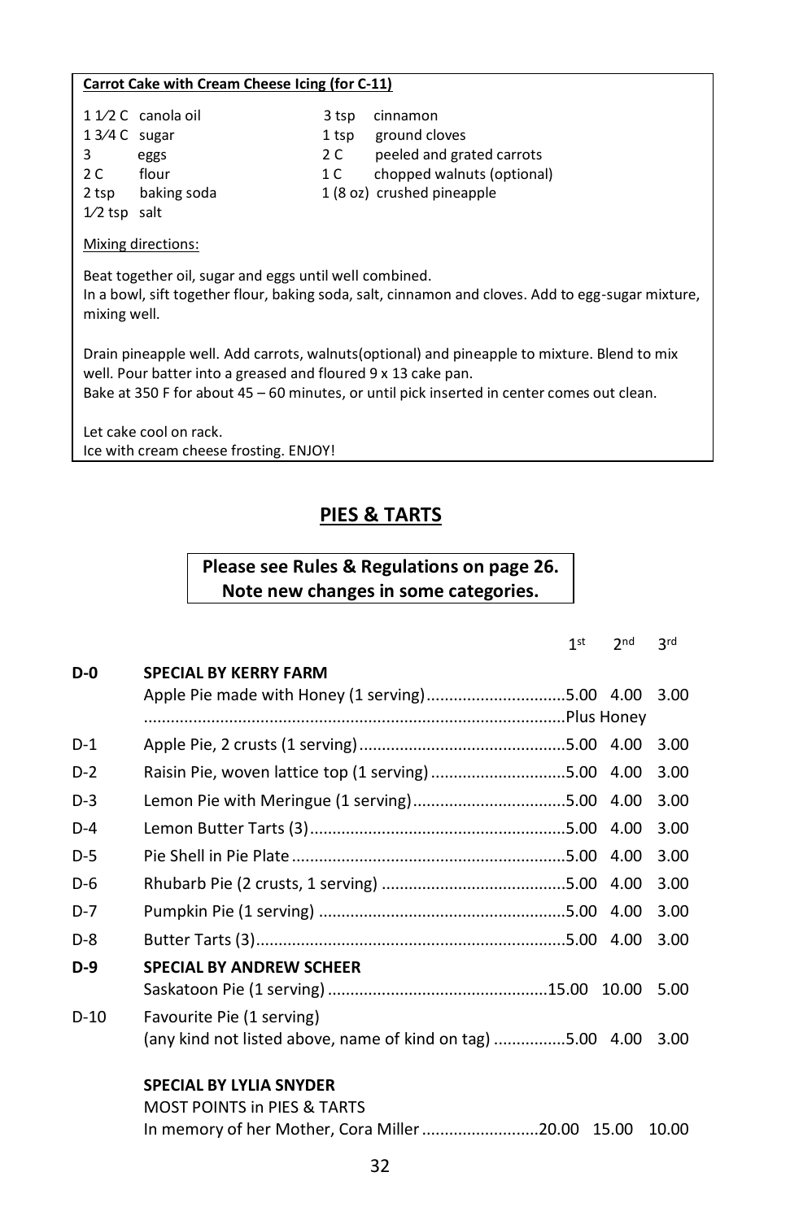**Carrot Cake with Cream Cheese Icing (for C-11)**

| | | | |
|---|---|---|---|
| 1 1⁄2 C | canola oil | 3 tsp | cinnamon |
| 1 3⁄4 C | sugar | 1 tsp | ground cloves |
| 3 | eggs | 2 C | peeled and grated carrots |
| 2 C | flour | 1 C | chopped walnuts (optional) |
| 2 tsp | baking soda | 1 (8 oz) | crushed pineapple |
| 1⁄2 tsp | salt | | |

Mixing directions:

Beat together oil, sugar and eggs until well combined.
In a bowl, sift together flour, baking soda, salt, cinnamon and cloves. Add to egg-sugar mixture, mixing well.

Drain pineapple well. Add carrots, walnuts(optional) and pineapple to mixture. Blend to mix well. Pour batter into a greased and floured 9 x 13 cake pan.
Bake at 350 F for about 45 – 60 minutes, or until pick inserted in center comes out clean.

Let cake cool on rack.
Ice with cream cheese frosting. ENJOY!

## PIES & TARTS

**Please see Rules & Regulations on page 26. Note new changes in some categories.**

| | | 1st | 2nd | 3rd |
|---|---|---|---|---|
| **D-0** | **SPECIAL BY KERRY FARM** | | | |
| | Apple Pie made with Honey (1 serving) | 5.00 | 4.00 | 3.00 |
| | | Plus Honey | | |
| D-1 | Apple Pie, 2 crusts (1 serving) | 5.00 | 4.00 | 3.00 |
| D-2 | Raisin Pie, woven lattice top (1 serving) | 5.00 | 4.00 | 3.00 |
| D-3 | Lemon Pie with Meringue (1 serving) | 5.00 | 4.00 | 3.00 |
| D-4 | Lemon Butter Tarts (3) | 5.00 | 4.00 | 3.00 |
| D-5 | Pie Shell in Pie Plate | 5.00 | 4.00 | 3.00 |
| D-6 | Rhubarb Pie (2 crusts, 1 serving) | 5.00 | 4.00 | 3.00 |
| D-7 | Pumpkin Pie (1 serving) | 5.00 | 4.00 | 3.00 |
| D-8 | Butter Tarts (3) | 5.00 | 4.00 | 3.00 |
| **D-9** | **SPECIAL BY ANDREW SCHEER** | | | |
| | Saskatoon Pie (1 serving) | 15.00 | 10.00 | 5.00 |
| D-10 | Favourite Pie (1 serving) (any kind not listed above, name of kind on tag) | 5.00 | 4.00 | 3.00 |
| | **SPECIAL BY LYLIA SNYDER** | | | |
| | MOST POINTS in PIES & TARTS | | | |
| | In memory of her Mother, Cora Miller | 20.00 | 15.00 | 10.00 |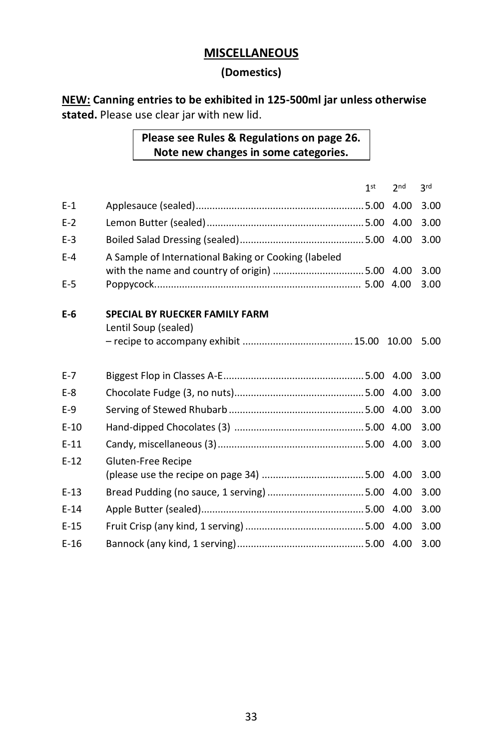## MISCELLANEOUS

### (Domestics)

**NEW: Canning entries to be exhibited in 125-500ml jar unless otherwise stated.** Please use clear jar with new lid.

**Please see Rules & Regulations on page 26.
Note new changes in some categories.**

| | | 1st | 2nd | 3rd |
|---|---|---|---|---|
| E-1 | Applesauce (sealed) | 5.00 | 4.00 | 3.00 |
| E-2 | Lemon Butter (sealed) | 5.00 | 4.00 | 3.00 |
| E-3 | Boiled Salad Dressing (sealed) | 5.00 | 4.00 | 3.00 |
| E-4 | A Sample of International Baking or Cooking (labeled with the name and country of origin) | 5.00 | 4.00 | 3.00 |
| E-5 | Poppycock | 5.00 | 4.00 | 3.00 |
| **E-6** | **SPECIAL BY RUECKER FAMILY FARM** Lentil Soup (sealed) – recipe to accompany exhibit | 15.00 | 10.00 | 5.00 |
| E-7 | Biggest Flop in Classes A-E | 5.00 | 4.00 | 3.00 |
| E-8 | Chocolate Fudge (3, no nuts) | 5.00 | 4.00 | 3.00 |
| E-9 | Serving of Stewed Rhubarb | 5.00 | 4.00 | 3.00 |
| E-10 | Hand-dipped Chocolates (3) | 5.00 | 4.00 | 3.00 |
| E-11 | Candy, miscellaneous (3) | 5.00 | 4.00 | 3.00 |
| E-12 | Gluten-Free Recipe (please use the recipe on page 34) | 5.00 | 4.00 | 3.00 |
| E-13 | Bread Pudding (no sauce, 1 serving) | 5.00 | 4.00 | 3.00 |
| E-14 | Apple Butter (sealed) | 5.00 | 4.00 | 3.00 |
| E-15 | Fruit Crisp (any kind, 1 serving) | 5.00 | 4.00 | 3.00 |
| E-16 | Bannock (any kind, 1 serving) | 5.00 | 4.00 | 3.00 |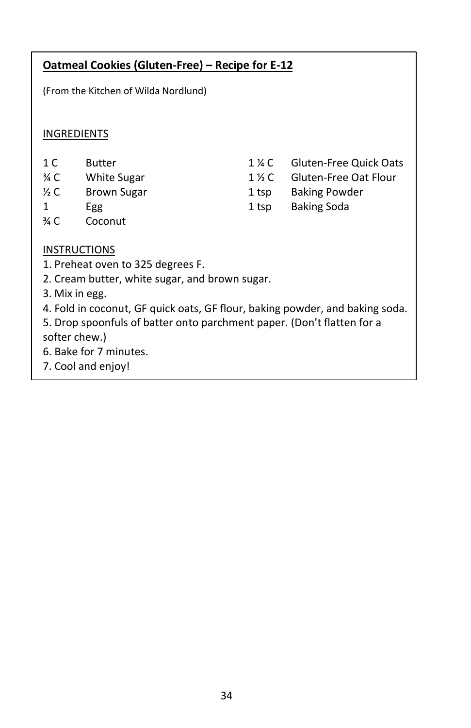## Oatmeal Cookies (Gluten-Free) – Recipe for E-12

(From the Kitchen of Wilda Nordlund)

### INGREDIENTS

| | | | |
|---|---|---|---|
| 1 C | Butter | 1 ¼ C | Gluten-Free Quick Oats |
| ¾ C | White Sugar | 1 ½ C | Gluten-Free Oat Flour |
| ½ C | Brown Sugar | 1 tsp | Baking Powder |
| 1 | Egg | 1 tsp | Baking Soda |
| ¾ C | Coconut | | |

### INSTRUCTIONS

1. Preheat oven to 325 degrees F.
2. Cream butter, white sugar, and brown sugar.
3. Mix in egg.
4. Fold in coconut, GF quick oats, GF flour, baking powder, and baking soda.
5. Drop spoonfuls of batter onto parchment paper. (Don't flatten for a softer chew.)
6. Bake for 7 minutes.
7. Cool and enjoy!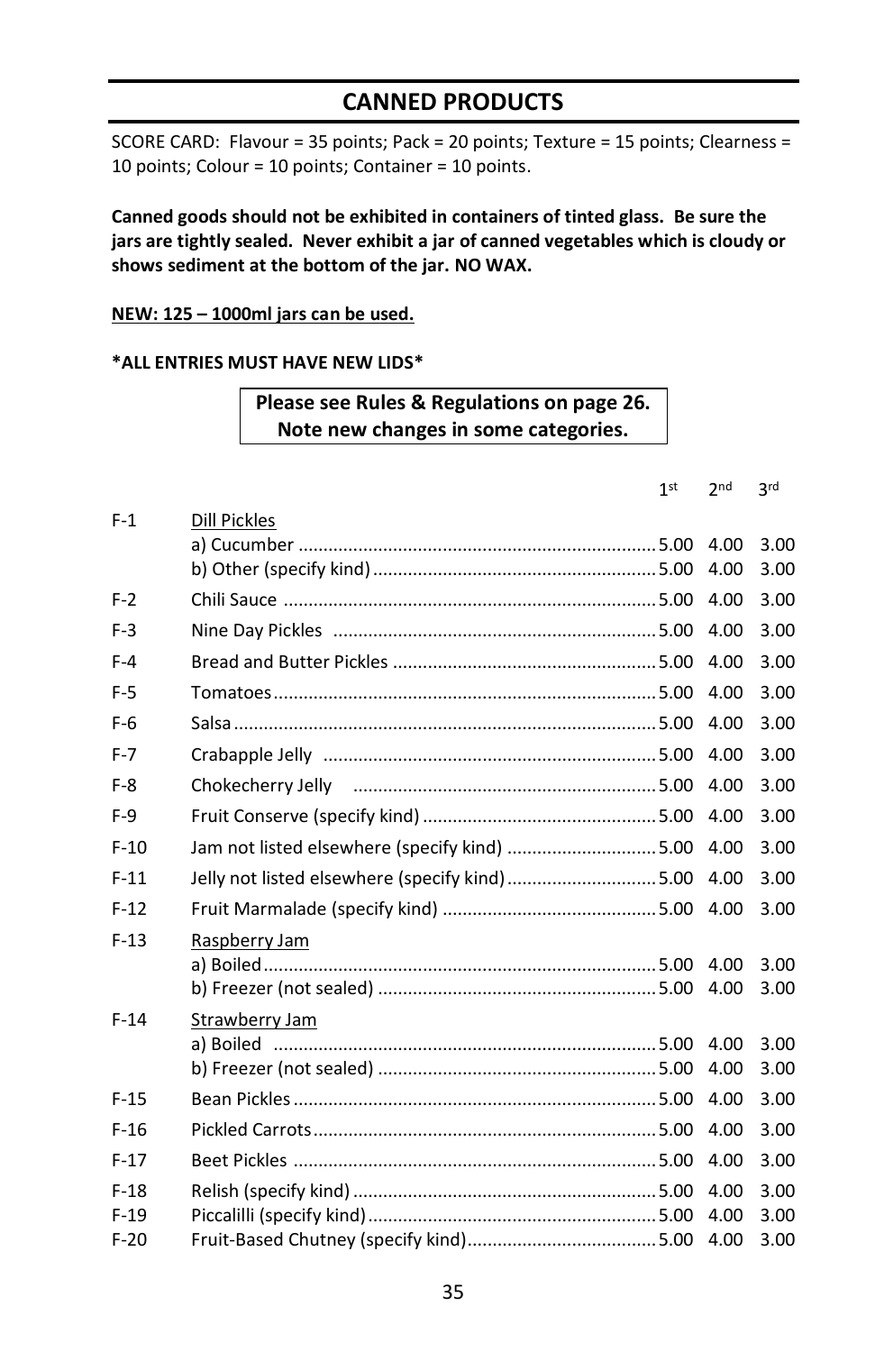## CANNED PRODUCTS

SCORE CARD: Flavour = 35 points; Pack = 20 points; Texture = 15 points; Clearness = 10 points; Colour = 10 points; Container = 10 points.

**Canned goods should not be exhibited in containers of tinted glass. Be sure the jars are tightly sealed. Never exhibit a jar of canned vegetables which is cloudy or shows sediment at the bottom of the jar. NO WAX.**

**NEW: 125 – 1000ml jars can be used.**

***ALL ENTRIES MUST HAVE NEW LIDS***

**Please see Rules & Regulations on page 26.**
**Note new changes in some categories.**

| | | 1st | 2nd | 3rd |
|---|---|---|---|---|
| F-1 | Dill Pickles | | | |
| | a) Cucumber | 5.00 | 4.00 | 3.00 |
| | b) Other (specify kind) | 5.00 | 4.00 | 3.00 |
| F-2 | Chili Sauce | 5.00 | 4.00 | 3.00 |
| F-3 | Nine Day Pickles | 5.00 | 4.00 | 3.00 |
| F-4 | Bread and Butter Pickles | 5.00 | 4.00 | 3.00 |
| F-5 | Tomatoes | 5.00 | 4.00 | 3.00 |
| F-6 | Salsa | 5.00 | 4.00 | 3.00 |
| F-7 | Crabapple Jelly | 5.00 | 4.00 | 3.00 |
| F-8 | Chokecherry Jelly | 5.00 | 4.00 | 3.00 |
| F-9 | Fruit Conserve (specify kind) | 5.00 | 4.00 | 3.00 |
| F-10 | Jam not listed elsewhere (specify kind) | 5.00 | 4.00 | 3.00 |
| F-11 | Jelly not listed elsewhere (specify kind) | 5.00 | 4.00 | 3.00 |
| F-12 | Fruit Marmalade (specify kind) | 5.00 | 4.00 | 3.00 |
| F-13 | Raspberry Jam | | | |
| | a) Boiled | 5.00 | 4.00 | 3.00 |
| | b) Freezer (not sealed) | 5.00 | 4.00 | 3.00 |
| F-14 | Strawberry Jam | | | |
| | a) Boiled | 5.00 | 4.00 | 3.00 |
| | b) Freezer (not sealed) | 5.00 | 4.00 | 3.00 |
| F-15 | Bean Pickles | 5.00 | 4.00 | 3.00 |
| F-16 | Pickled Carrots | 5.00 | 4.00 | 3.00 |
| F-17 | Beet Pickles | 5.00 | 4.00 | 3.00 |
| F-18 | Relish (specify kind) | 5.00 | 4.00 | 3.00 |
| F-19 | Piccalilli (specify kind) | 5.00 | 4.00 | 3.00 |
| F-20 | Fruit-Based Chutney (specify kind) | 5.00 | 4.00 | 3.00 |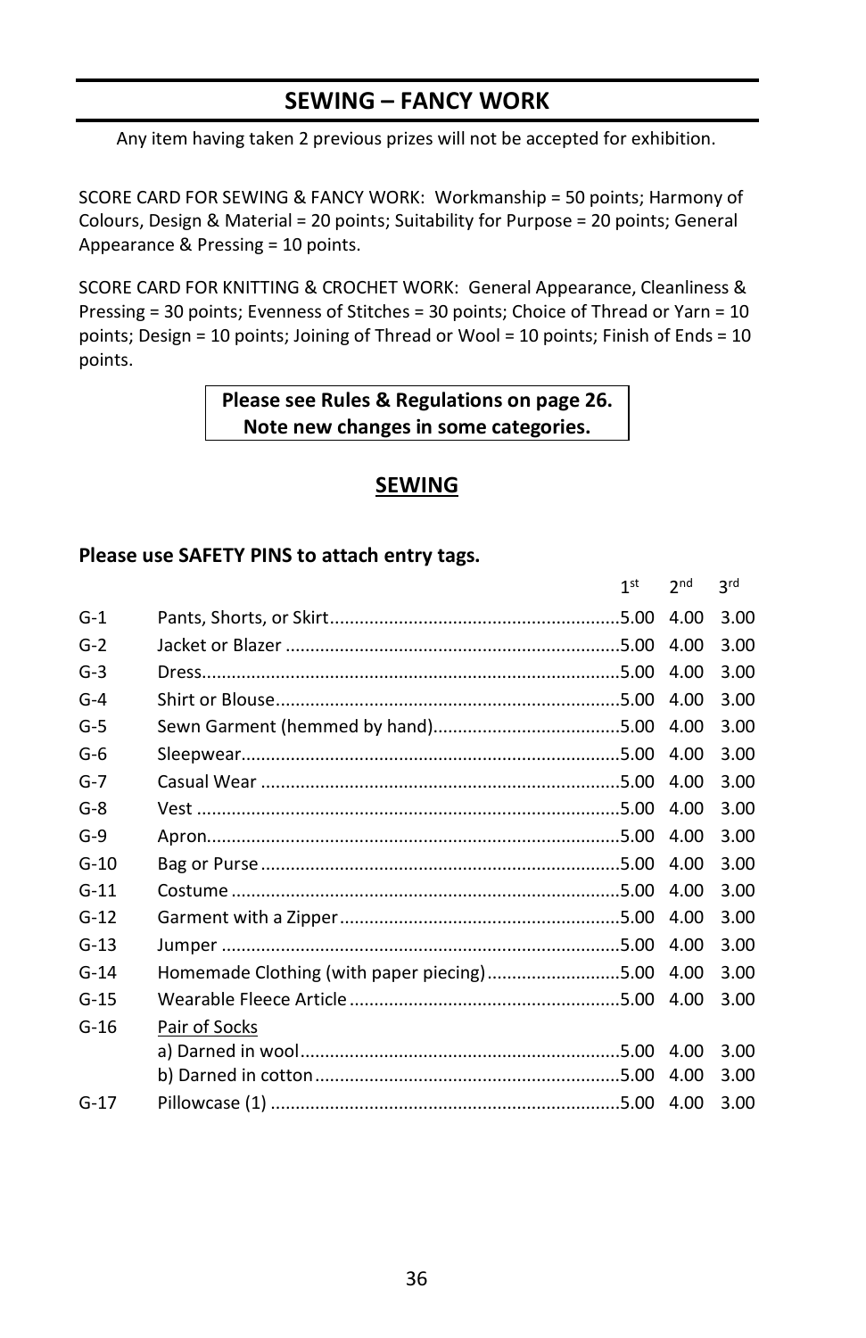## SEWING – FANCY WORK

Any item having taken 2 previous prizes will not be accepted for exhibition.

SCORE CARD FOR SEWING & FANCY WORK: Workmanship = 50 points; Harmony of Colours, Design & Material = 20 points; Suitability for Purpose = 20 points; General Appearance & Pressing = 10 points.

SCORE CARD FOR KNITTING & CROCHET WORK: General Appearance, Cleanliness & Pressing = 30 points; Evenness of Stitches = 30 points; Choice of Thread or Yarn = 10 points; Design = 10 points; Joining of Thread or Wool = 10 points; Finish of Ends = 10 points.

**Please see Rules & Regulations on page 26.**
**Note new changes in some categories.**

### SEWING

**Please use SAFETY PINS to attach entry tags.**

| | | 1st | 2nd | 3rd |
|---|---|---|---|---|
| G-1 | Pants, Shorts, or Skirt | 5.00 | 4.00 | 3.00 |
| G-2 | Jacket or Blazer | 5.00 | 4.00 | 3.00 |
| G-3 | Dress | 5.00 | 4.00 | 3.00 |
| G-4 | Shirt or Blouse | 5.00 | 4.00 | 3.00 |
| G-5 | Sewn Garment (hemmed by hand) | 5.00 | 4.00 | 3.00 |
| G-6 | Sleepwear | 5.00 | 4.00 | 3.00 |
| G-7 | Casual Wear | 5.00 | 4.00 | 3.00 |
| G-8 | Vest | 5.00 | 4.00 | 3.00 |
| G-9 | Apron | 5.00 | 4.00 | 3.00 |
| G-10 | Bag or Purse | 5.00 | 4.00 | 3.00 |
| G-11 | Costume | 5.00 | 4.00 | 3.00 |
| G-12 | Garment with a Zipper | 5.00 | 4.00 | 3.00 |
| G-13 | Jumper | 5.00 | 4.00 | 3.00 |
| G-14 | Homemade Clothing (with paper piecing) | 5.00 | 4.00 | 3.00 |
| G-15 | Wearable Fleece Article | 5.00 | 4.00 | 3.00 |
| G-16 | Pair of Socks | | | |
| | a) Darned in wool | 5.00 | 4.00 | 3.00 |
| | b) Darned in cotton | 5.00 | 4.00 | 3.00 |
| G-17 | Pillowcase (1) | 5.00 | 4.00 | 3.00 |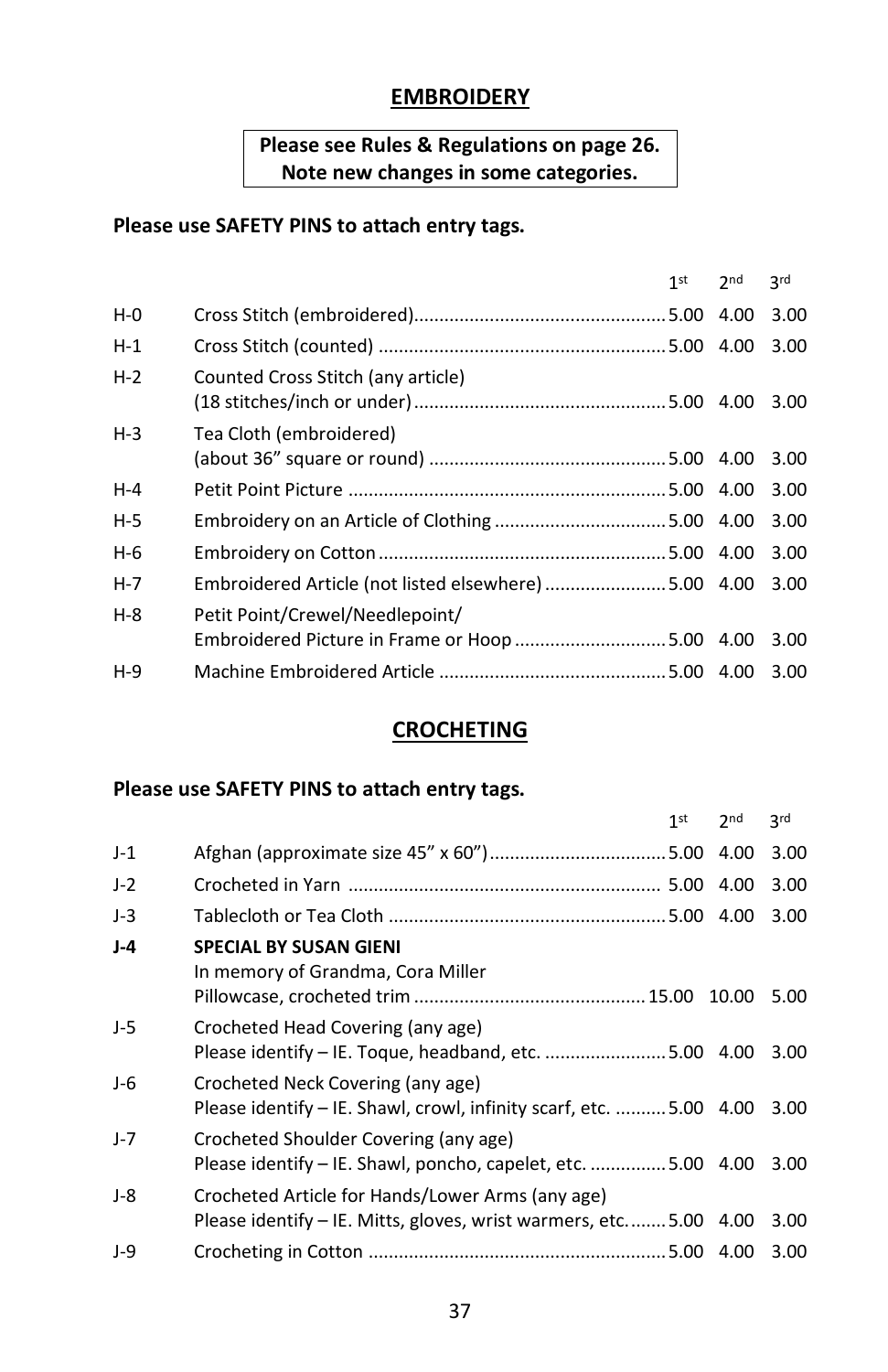## EMBROIDERY

**Please see Rules & Regulations on page 26.**
**Note new changes in some categories.**

**Please use SAFETY PINS to attach entry tags.**

| | | 1st | 2nd | 3rd |
|---|---|---|---|---|
| H-0 | Cross Stitch (embroidered) | 5.00 | 4.00 | 3.00 |
| H-1 | Cross Stitch (counted) | 5.00 | 4.00 | 3.00 |
| H-2 | Counted Cross Stitch (any article) (18 stitches/inch or under) | 5.00 | 4.00 | 3.00 |
| H-3 | Tea Cloth (embroidered) (about 36" square or round) | 5.00 | 4.00 | 3.00 |
| H-4 | Petit Point Picture | 5.00 | 4.00 | 3.00 |
| H-5 | Embroidery on an Article of Clothing | 5.00 | 4.00 | 3.00 |
| H-6 | Embroidery on Cotton | 5.00 | 4.00 | 3.00 |
| H-7 | Embroidered Article (not listed elsewhere) | 5.00 | 4.00 | 3.00 |
| H-8 | Petit Point/Crewel/Needlepoint/ Embroidered Picture in Frame or Hoop | 5.00 | 4.00 | 3.00 |
| H-9 | Machine Embroidered Article | 5.00 | 4.00 | 3.00 |

## CROCHETING

**Please use SAFETY PINS to attach entry tags.**

| | | 1st | 2nd | 3rd |
|---|---|---|---|---|
| J-1 | Afghan (approximate size 45" x 60") | 5.00 | 4.00 | 3.00 |
| J-2 | Crocheted in Yarn | 5.00 | 4.00 | 3.00 |
| J-3 | Tablecloth or Tea Cloth | 5.00 | 4.00 | 3.00 |
| **J-4** | **SPECIAL BY SUSAN GIENI** In memory of Grandma, Cora Miller Pillowcase, crocheted trim | 15.00 | 10.00 | 5.00 |
| J-5 | Crocheted Head Covering (any age) Please identify – IE. Toque, headband, etc. | 5.00 | 4.00 | 3.00 |
| J-6 | Crocheted Neck Covering (any age) Please identify – IE. Shawl, crowl, infinity scarf, etc. | 5.00 | 4.00 | 3.00 |
| J-7 | Crocheted Shoulder Covering (any age) Please identify – IE. Shawl, poncho, capelet, etc. | 5.00 | 4.00 | 3.00 |
| J-8 | Crocheted Article for Hands/Lower Arms (any age) Please identify – IE. Mitts, gloves, wrist warmers, etc. | 5.00 | 4.00 | 3.00 |
| J-9 | Crocheting in Cotton | 5.00 | 4.00 | 3.00 |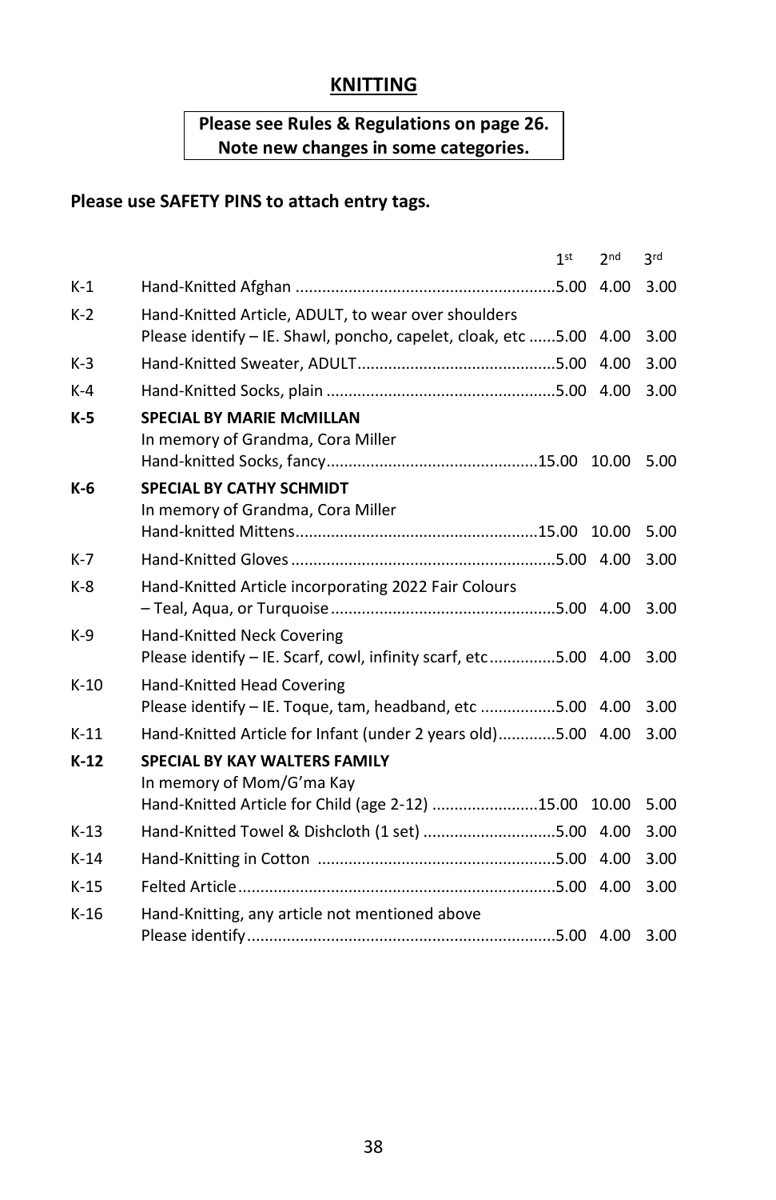## KNITTING

**Please see Rules & Regulations on page 26.**
**Note new changes in some categories.**

**Please use SAFETY PINS to attach entry tags.**

| | | 1st | 2nd | 3rd |
|---|---|---|---|---|
| K-1 | Hand-Knitted Afghan | 5.00 | 4.00 | 3.00 |
| K-2 | Hand-Knitted Article, ADULT, to wear over shoulders<br>Please identify – IE. Shawl, poncho, capelet, cloak, etc | 5.00 | 4.00 | 3.00 |
| K-3 | Hand-Knitted Sweater, ADULT | 5.00 | 4.00 | 3.00 |
| K-4 | Hand-Knitted Socks, plain | 5.00 | 4.00 | 3.00 |
| **K-5** | **SPECIAL BY MARIE McMILLAN**<br>In memory of Grandma, Cora Miller<br>Hand-knitted Socks, fancy | 15.00 | 10.00 | 5.00 |
| **K-6** | **SPECIAL BY CATHY SCHMIDT**<br>In memory of Grandma, Cora Miller<br>Hand-knitted Mittens | 15.00 | 10.00 | 5.00 |
| K-7 | Hand-Knitted Gloves | 5.00 | 4.00 | 3.00 |
| K-8 | Hand-Knitted Article incorporating 2022 Fair Colours<br>– Teal, Aqua, or Turquoise | 5.00 | 4.00 | 3.00 |
| K-9 | Hand-Knitted Neck Covering<br>Please identify – IE. Scarf, cowl, infinity scarf, etc | 5.00 | 4.00 | 3.00 |
| K-10 | Hand-Knitted Head Covering<br>Please identify – IE. Toque, tam, headband, etc | 5.00 | 4.00 | 3.00 |
| K-11 | Hand-Knitted Article for Infant (under 2 years old) | 5.00 | 4.00 | 3.00 |
| **K-12** | **SPECIAL BY KAY WALTERS FAMILY**<br>In memory of Mom/G'ma Kay<br>Hand-Knitted Article for Child (age 2-12) | 15.00 | 10.00 | 5.00 |
| K-13 | Hand-Knitted Towel & Dishcloth (1 set) | 5.00 | 4.00 | 3.00 |
| K-14 | Hand-Knitting in Cotton | 5.00 | 4.00 | 3.00 |
| K-15 | Felted Article | 5.00 | 4.00 | 3.00 |
| K-16 | Hand-Knitting, any article not mentioned above<br>Please identify | 5.00 | 4.00 | 3.00 |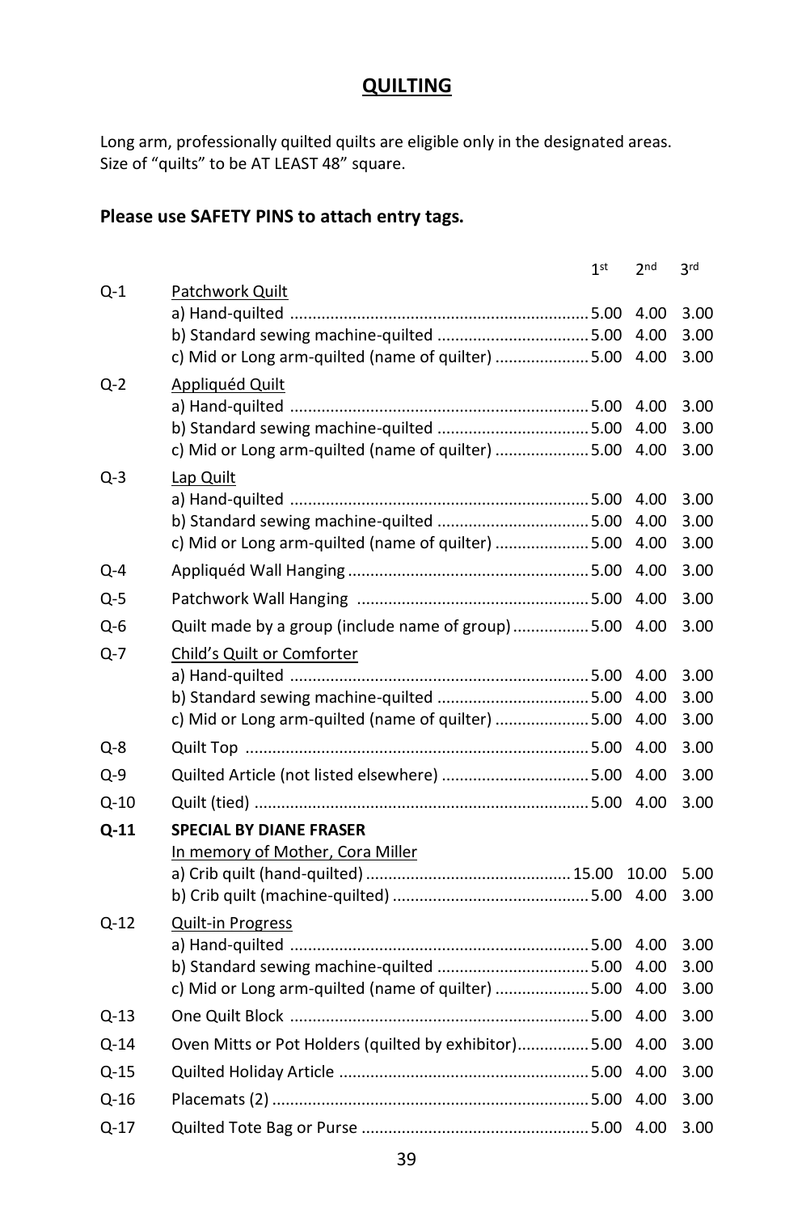## QUILTING

Long arm, professionally quilted quilts are eligible only in the designated areas. Size of "quilts" to be AT LEAST 48" square.

**Please use SAFETY PINS to attach entry tags.**

| | | 1st | 2nd | 3rd |
|---|---|---|---|---|
| Q-1 | Patchwork Quilt | | | |
| | a) Hand-quilted | 5.00 | 4.00 | 3.00 |
| | b) Standard sewing machine-quilted | 5.00 | 4.00 | 3.00 |
| | c) Mid or Long arm-quilted (name of quilter) | 5.00 | 4.00 | 3.00 |
| Q-2 | Appliquéd Quilt | | | |
| | a) Hand-quilted | 5.00 | 4.00 | 3.00 |
| | b) Standard sewing machine-quilted | 5.00 | 4.00 | 3.00 |
| | c) Mid or Long arm-quilted (name of quilter) | 5.00 | 4.00 | 3.00 |
| Q-3 | Lap Quilt | | | |
| | a) Hand-quilted | 5.00 | 4.00 | 3.00 |
| | b) Standard sewing machine-quilted | 5.00 | 4.00 | 3.00 |
| | c) Mid or Long arm-quilted (name of quilter) | 5.00 | 4.00 | 3.00 |
| Q-4 | Appliquéd Wall Hanging | 5.00 | 4.00 | 3.00 |
| Q-5 | Patchwork Wall Hanging | 5.00 | 4.00 | 3.00 |
| Q-6 | Quilt made by a group (include name of group) | 5.00 | 4.00 | 3.00 |
| Q-7 | Child's Quilt or Comforter | | | |
| | a) Hand-quilted | 5.00 | 4.00 | 3.00 |
| | b) Standard sewing machine-quilted | 5.00 | 4.00 | 3.00 |
| | c) Mid or Long arm-quilted (name of quilter) | 5.00 | 4.00 | 3.00 |
| Q-8 | Quilt Top | 5.00 | 4.00 | 3.00 |
| Q-9 | Quilted Article (not listed elsewhere) | 5.00 | 4.00 | 3.00 |
| Q-10 | Quilt (tied) | 5.00 | 4.00 | 3.00 |
| **Q-11** | **SPECIAL BY DIANE FRASER** | | | |
| | In memory of Mother, Cora Miller | | | |
| | a) Crib quilt (hand-quilted) | 15.00 | 10.00 | 5.00 |
| | b) Crib quilt (machine-quilted) | 5.00 | 4.00 | 3.00 |
| Q-12 | Quilt-in Progress | | | |
| | a) Hand-quilted | 5.00 | 4.00 | 3.00 |
| | b) Standard sewing machine-quilted | 5.00 | 4.00 | 3.00 |
| | c) Mid or Long arm-quilted (name of quilter) | 5.00 | 4.00 | 3.00 |
| Q-13 | One Quilt Block | 5.00 | 4.00 | 3.00 |
| Q-14 | Oven Mitts or Pot Holders (quilted by exhibitor) | 5.00 | 4.00 | 3.00 |
| Q-15 | Quilted Holiday Article | 5.00 | 4.00 | 3.00 |
| Q-16 | Placemats (2) | 5.00 | 4.00 | 3.00 |
| Q-17 | Quilted Tote Bag or Purse | 5.00 | 4.00 | 3.00 |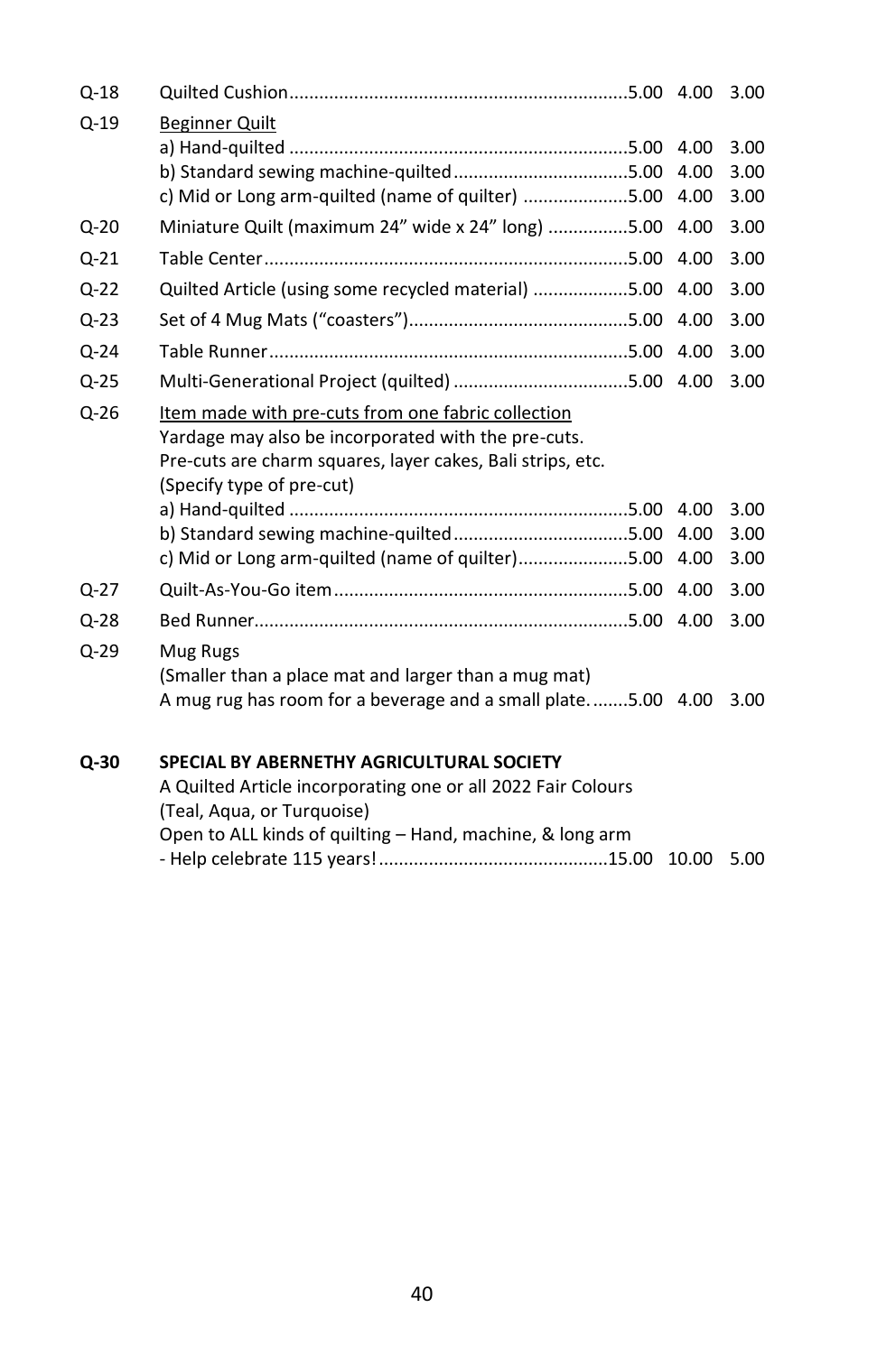| Class | Description | 1st | 2nd | 3rd |
|---|---|---|---|---|
| Q-18 | Quilted Cushion | 5.00 | 4.00 | 3.00 |
| Q-19 | Beginner Quilt | | | |
| | a) Hand-quilted | 5.00 | 4.00 | 3.00 |
| | b) Standard sewing machine-quilted | 5.00 | 4.00 | 3.00 |
| | c) Mid or Long arm-quilted (name of quilter) | 5.00 | 4.00 | 3.00 |
| Q-20 | Miniature Quilt (maximum 24" wide x 24" long) | 5.00 | 4.00 | 3.00 |
| Q-21 | Table Center | 5.00 | 4.00 | 3.00 |
| Q-22 | Quilted Article (using some recycled material) | 5.00 | 4.00 | 3.00 |
| Q-23 | Set of 4 Mug Mats ("coasters") | 5.00 | 4.00 | 3.00 |
| Q-24 | Table Runner | 5.00 | 4.00 | 3.00 |
| Q-25 | Multi-Generational Project (quilted) | 5.00 | 4.00 | 3.00 |
| Q-26 | Item made with pre-cuts from one fabric collection<br>Yardage may also be incorporated with the pre-cuts.<br>Pre-cuts are charm squares, layer cakes, Bali strips, etc.<br>(Specify type of pre-cut) | | | |
| | a) Hand-quilted | 5.00 | 4.00 | 3.00 |
| | b) Standard sewing machine-quilted | 5.00 | 4.00 | 3.00 |
| | c) Mid or Long arm-quilted (name of quilter) | 5.00 | 4.00 | 3.00 |
| Q-27 | Quilt-As-You-Go item | 5.00 | 4.00 | 3.00 |
| Q-28 | Bed Runner | 5.00 | 4.00 | 3.00 |
| Q-29 | Mug Rugs<br>(Smaller than a place mat and larger than a mug mat)<br>A mug rug has room for a beverage and a small plate. | 5.00 | 4.00 | 3.00 |
| **Q-30** | **SPECIAL BY ABERNETHY AGRICULTURAL SOCIETY**<br>A Quilted Article incorporating one or all 2022 Fair Colours<br>(Teal, Aqua, or Turquoise)<br>Open to ALL kinds of quilting – Hand, machine, & long arm<br>- Help celebrate 115 years! | 15.00 | 10.00 | 5.00 |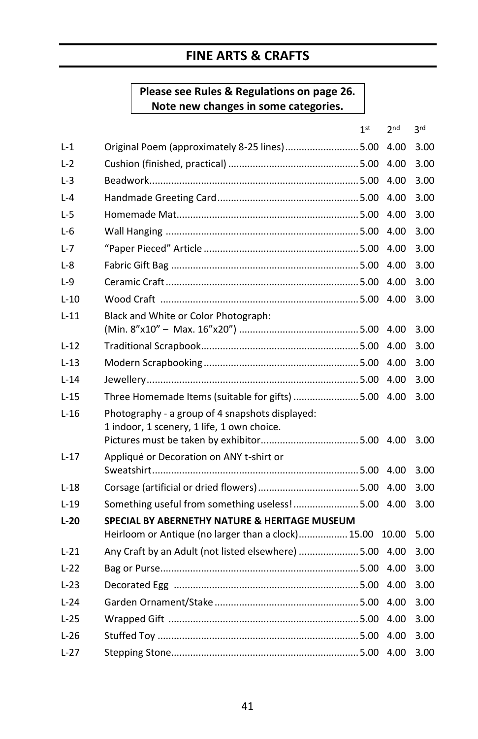# FINE ARTS & CRAFTS

**Please see Rules & Regulations on page 26.**
**Note new changes in some categories.**

| | | 1st | 2nd | 3rd |
|---|---|---|---|---|
| L-1 | Original Poem (approximately 8-25 lines) | 5.00 | 4.00 | 3.00 |
| L-2 | Cushion (finished, practical) | 5.00 | 4.00 | 3.00 |
| L-3 | Beadwork | 5.00 | 4.00 | 3.00 |
| L-4 | Handmade Greeting Card | 5.00 | 4.00 | 3.00 |
| L-5 | Homemade Mat | 5.00 | 4.00 | 3.00 |
| L-6 | Wall Hanging | 5.00 | 4.00 | 3.00 |
| L-7 | "Paper Pieced" Article | 5.00 | 4.00 | 3.00 |
| L-8 | Fabric Gift Bag | 5.00 | 4.00 | 3.00 |
| L-9 | Ceramic Craft | 5.00 | 4.00 | 3.00 |
| L-10 | Wood Craft | 5.00 | 4.00 | 3.00 |
| L-11 | Black and White or Color Photograph: (Min. 8"x10" – Max. 16"x20") | 5.00 | 4.00 | 3.00 |
| L-12 | Traditional Scrapbook | 5.00 | 4.00 | 3.00 |
| L-13 | Modern Scrapbooking | 5.00 | 4.00 | 3.00 |
| L-14 | Jewellery | 5.00 | 4.00 | 3.00 |
| L-15 | Three Homemade Items (suitable for gifts) | 5.00 | 4.00 | 3.00 |
| L-16 | Photography - a group of 4 snapshots displayed: 1 indoor, 1 scenery, 1 life, 1 own choice. Pictures must be taken by exhibitor | 5.00 | 4.00 | 3.00 |
| L-17 | Appliqué or Decoration on ANY t-shirt or Sweatshirt | 5.00 | 4.00 | 3.00 |
| L-18 | Corsage (artificial or dried flowers) | 5.00 | 4.00 | 3.00 |
| L-19 | Something useful from something useless! | 5.00 | 4.00 | 3.00 |
| **L-20** | **SPECIAL BY ABERNETHY NATURE & HERITAGE MUSEUM** Heirloom or Antique (no larger than a clock) | 15.00 | 10.00 | 5.00 |
| L-21 | Any Craft by an Adult (not listed elsewhere) | 5.00 | 4.00 | 3.00 |
| L-22 | Bag or Purse | 5.00 | 4.00 | 3.00 |
| L-23 | Decorated Egg | 5.00 | 4.00 | 3.00 |
| L-24 | Garden Ornament/Stake | 5.00 | 4.00 | 3.00 |
| L-25 | Wrapped Gift | 5.00 | 4.00 | 3.00 |
| L-26 | Stuffed Toy | 5.00 | 4.00 | 3.00 |
| L-27 | Stepping Stone | 5.00 | 4.00 | 3.00 |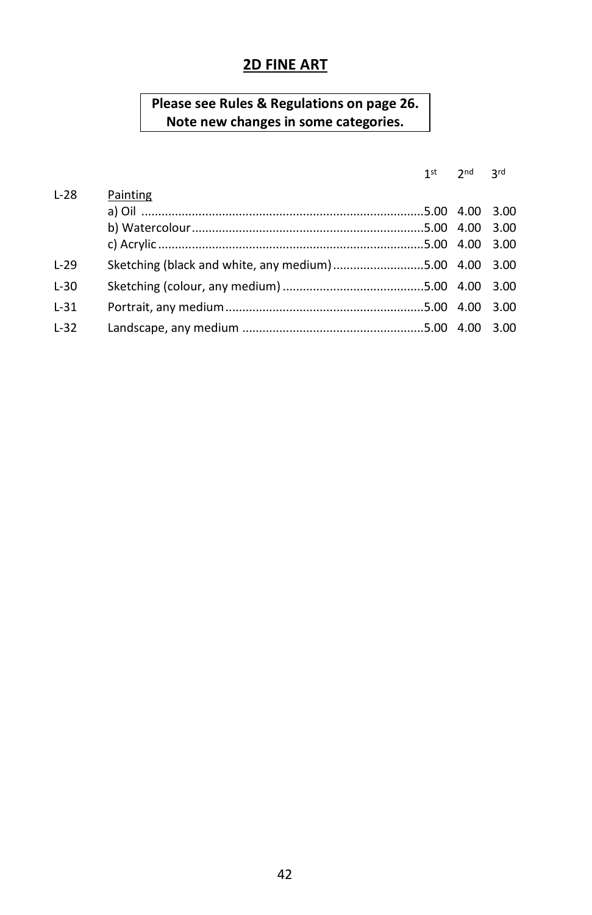## 2D FINE ART

**Please see Rules & Regulations on page 26.**
**Note new changes in some categories.**

| | | 1st | 2nd | 3rd |
|---|---|---|---|---|
| L-28 | Painting | | | |
| | a) Oil | 5.00 | 4.00 | 3.00 |
| | b) Watercolour | 5.00 | 4.00 | 3.00 |
| | c) Acrylic | 5.00 | 4.00 | 3.00 |
| L-29 | Sketching (black and white, any medium) | 5.00 | 4.00 | 3.00 |
| L-30 | Sketching (colour, any medium) | 5.00 | 4.00 | 3.00 |
| L-31 | Portrait, any medium | 5.00 | 4.00 | 3.00 |
| L-32 | Landscape, any medium | 5.00 | 4.00 | 3.00 |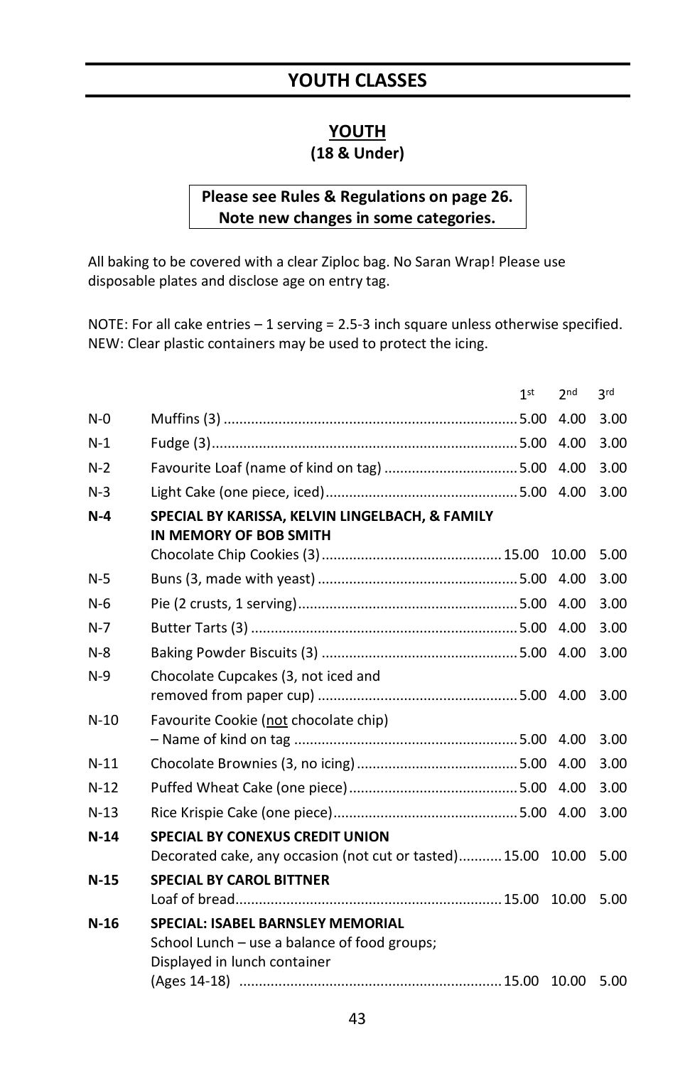# YOUTH CLASSES

## YOUTH
**(18 & Under)**

**Please see Rules & Regulations on page 26. Note new changes in some categories.**

All baking to be covered with a clear Ziploc bag. No Saran Wrap! Please use disposable plates and disclose age on entry tag.

NOTE: For all cake entries – 1 serving = 2.5-3 inch square unless otherwise specified.
NEW: Clear plastic containers may be used to protect the icing.

| | | 1st | 2nd | 3rd |
|---|---|---|---|---|
| N-0 | Muffins (3) | 5.00 | 4.00 | 3.00 |
| N-1 | Fudge (3) | 5.00 | 4.00 | 3.00 |
| N-2 | Favourite Loaf (name of kind on tag) | 5.00 | 4.00 | 3.00 |
| N-3 | Light Cake (one piece, iced) | 5.00 | 4.00 | 3.00 |
| **N-4** | **SPECIAL BY KARISSA, KELVIN LINGELBACH, & FAMILY IN MEMORY OF BOB SMITH** Chocolate Chip Cookies (3) | 15.00 | 10.00 | 5.00 |
| N-5 | Buns (3, made with yeast) | 5.00 | 4.00 | 3.00 |
| N-6 | Pie (2 crusts, 1 serving) | 5.00 | 4.00 | 3.00 |
| N-7 | Butter Tarts (3) | 5.00 | 4.00 | 3.00 |
| N-8 | Baking Powder Biscuits (3) | 5.00 | 4.00 | 3.00 |
| N-9 | Chocolate Cupcakes (3, not iced and removed from paper cup) | 5.00 | 4.00 | 3.00 |
| N-10 | Favourite Cookie (not chocolate chip) – Name of kind on tag | 5.00 | 4.00 | 3.00 |
| N-11 | Chocolate Brownies (3, no icing) | 5.00 | 4.00 | 3.00 |
| N-12 | Puffed Wheat Cake (one piece) | 5.00 | 4.00 | 3.00 |
| N-13 | Rice Krispie Cake (one piece) | 5.00 | 4.00 | 3.00 |
| **N-14** | **SPECIAL BY CONEXUS CREDIT UNION** Decorated cake, any occasion (not cut or tasted) | 15.00 | 10.00 | 5.00 |
| **N-15** | **SPECIAL BY CAROL BITTNER** Loaf of bread | 15.00 | 10.00 | 5.00 |
| **N-16** | **SPECIAL: ISABEL BARNSLEY MEMORIAL** School Lunch – use a balance of food groups; Displayed in lunch container (Ages 14-18) | 15.00 | 10.00 | 5.00 |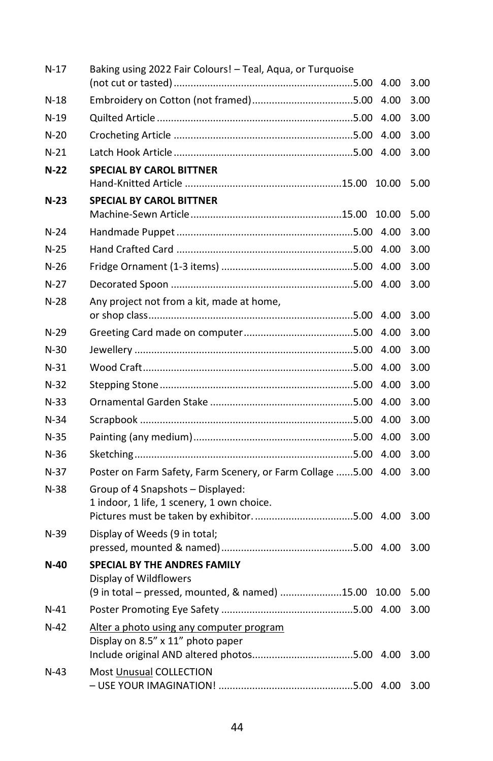| | | | | |
|---|---|---|---|---|
| N-17 | Baking using 2022 Fair Colours! – Teal, Aqua, or Turquoise (not cut or tasted) | 5.00 | 4.00 | 3.00 |
| N-18 | Embroidery on Cotton (not framed) | 5.00 | 4.00 | 3.00 |
| N-19 | Quilted Article | 5.00 | 4.00 | 3.00 |
| N-20 | Crocheting Article | 5.00 | 4.00 | 3.00 |
| N-21 | Latch Hook Article | 5.00 | 4.00 | 3.00 |
| **N-22** | **SPECIAL BY CAROL BITTNER** Hand-Knitted Article | 15.00 | 10.00 | 5.00 |
| **N-23** | **SPECIAL BY CAROL BITTNER** Machine-Sewn Article | 15.00 | 10.00 | 5.00 |
| N-24 | Handmade Puppet | 5.00 | 4.00 | 3.00 |
| N-25 | Hand Crafted Card | 5.00 | 4.00 | 3.00 |
| N-26 | Fridge Ornament (1-3 items) | 5.00 | 4.00 | 3.00 |
| N-27 | Decorated Spoon | 5.00 | 4.00 | 3.00 |
| N-28 | Any project not from a kit, made at home, or shop class | 5.00 | 4.00 | 3.00 |
| N-29 | Greeting Card made on computer | 5.00 | 4.00 | 3.00 |
| N-30 | Jewellery | 5.00 | 4.00 | 3.00 |
| N-31 | Wood Craft | 5.00 | 4.00 | 3.00 |
| N-32 | Stepping Stone | 5.00 | 4.00 | 3.00 |
| N-33 | Ornamental Garden Stake | 5.00 | 4.00 | 3.00 |
| N-34 | Scrapbook | 5.00 | 4.00 | 3.00 |
| N-35 | Painting (any medium) | 5.00 | 4.00 | 3.00 |
| N-36 | Sketching | 5.00 | 4.00 | 3.00 |
| N-37 | Poster on Farm Safety, Farm Scenery, or Farm Collage | 5.00 | 4.00 | 3.00 |
| N-38 | Group of 4 Snapshots – Displayed: 1 indoor, 1 life, 1 scenery, 1 own choice. Pictures must be taken by exhibitor. | 5.00 | 4.00 | 3.00 |
| N-39 | Display of Weeds (9 in total; pressed, mounted & named) | 5.00 | 4.00 | 3.00 |
| **N-40** | **SPECIAL BY THE ANDRES FAMILY** Display of Wildflowers (9 in total – pressed, mounted, & named) | 15.00 | 10.00 | 5.00 |
| N-41 | Poster Promoting Eye Safety | 5.00 | 4.00 | 3.00 |
| N-42 | <u>Alter a photo using any computer program</u> Display on 8.5" x 11" photo paper Include original AND altered photos. | 5.00 | 4.00 | 3.00 |
| N-43 | Most <u>Unusual</u> COLLECTION – USE YOUR IMAGINATION! | 5.00 | 4.00 | 3.00 |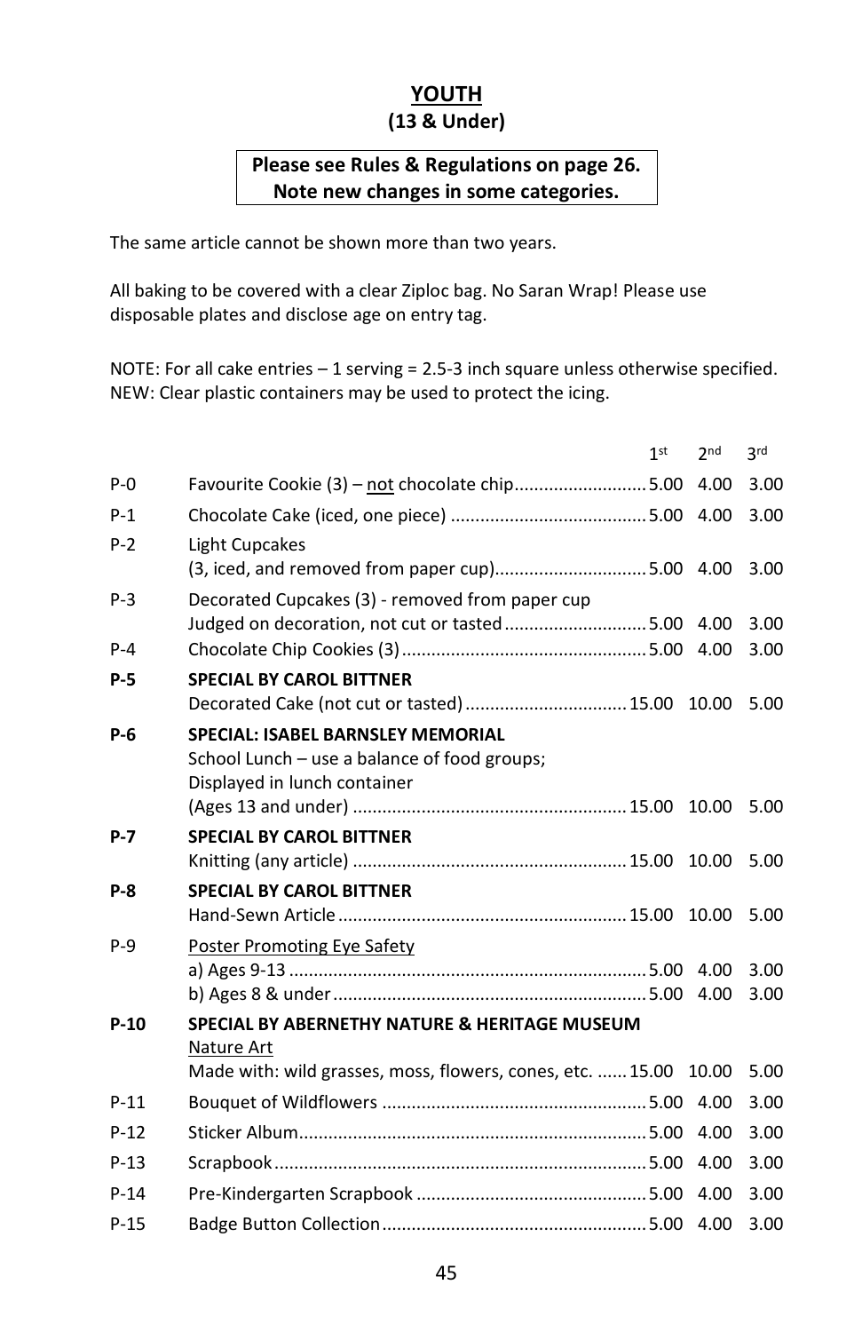# YOUTH

## (13 & Under)

**Please see Rules & Regulations on page 26.**
**Note new changes in some categories.**

The same article cannot be shown more than two years.

All baking to be covered with a clear Ziploc bag. No Saran Wrap! Please use disposable plates and disclose age on entry tag.

NOTE: For all cake entries – 1 serving = 2.5-3 inch square unless otherwise specified.
NEW: Clear plastic containers may be used to protect the icing.

| | | 1st | 2nd | 3rd |
|---|---|---|---|---|
| P-0 | Favourite Cookie (3) – not chocolate chip | 5.00 | 4.00 | 3.00 |
| P-1 | Chocolate Cake (iced, one piece) | 5.00 | 4.00 | 3.00 |
| P-2 | Light Cupcakes (3, iced, and removed from paper cup) | 5.00 | 4.00 | 3.00 |
| P-3 | Decorated Cupcakes (3) - removed from paper cup Judged on decoration, not cut or tasted | 5.00 | 4.00 | 3.00 |
| P-4 | Chocolate Chip Cookies (3) | 5.00 | 4.00 | 3.00 |
| **P-5** | **SPECIAL BY CAROL BITTNER** Decorated Cake (not cut or tasted) | 15.00 | 10.00 | 5.00 |
| **P-6** | **SPECIAL: ISABEL BARNSLEY MEMORIAL** School Lunch – use a balance of food groups; Displayed in lunch container (Ages 13 and under) | 15.00 | 10.00 | 5.00 |
| **P-7** | **SPECIAL BY CAROL BITTNER** Knitting (any article) | 15.00 | 10.00 | 5.00 |
| **P-8** | **SPECIAL BY CAROL BITTNER** Hand-Sewn Article | 15.00 | 10.00 | 5.00 |
| P-9 | Poster Promoting Eye Safety | | | |
| | a) Ages 9-13 | 5.00 | 4.00 | 3.00 |
| | b) Ages 8 & under | 5.00 | 4.00 | 3.00 |
| **P-10** | **SPECIAL BY ABERNETHY NATURE & HERITAGE MUSEUM** Nature Art Made with: wild grasses, moss, flowers, cones, etc. | 15.00 | 10.00 | 5.00 |
| P-11 | Bouquet of Wildflowers | 5.00 | 4.00 | 3.00 |
| P-12 | Sticker Album | 5.00 | 4.00 | 3.00 |
| P-13 | Scrapbook | 5.00 | 4.00 | 3.00 |
| P-14 | Pre-Kindergarten Scrapbook | 5.00 | 4.00 | 3.00 |
| P-15 | Badge Button Collection | 5.00 | 4.00 | 3.00 |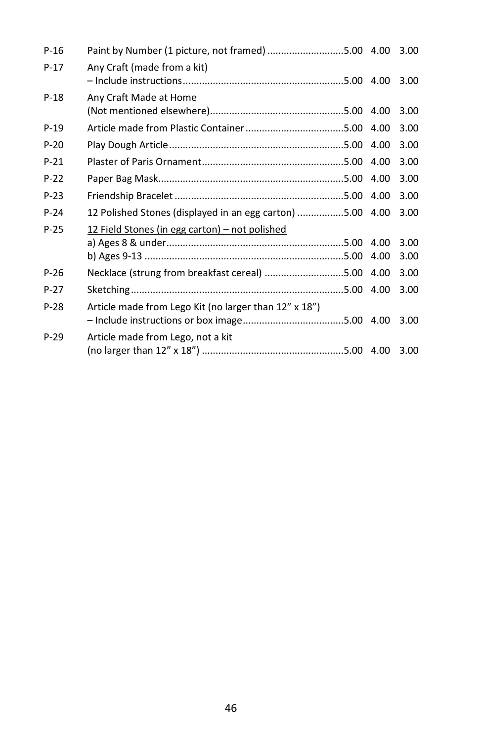| | | | | |
|---|---|---|---|---|
| P-16 | Paint by Number (1 picture, not framed) | 5.00 | 4.00 | 3.00 |
| P-17 | Any Craft (made from a kit) – Include instructions | 5.00 | 4.00 | 3.00 |
| P-18 | Any Craft Made at Home (Not mentioned elsewhere) | 5.00 | 4.00 | 3.00 |
| P-19 | Article made from Plastic Container | 5.00 | 4.00 | 3.00 |
| P-20 | Play Dough Article | 5.00 | 4.00 | 3.00 |
| P-21 | Plaster of Paris Ornament | 5.00 | 4.00 | 3.00 |
| P-22 | Paper Bag Mask | 5.00 | 4.00 | 3.00 |
| P-23 | Friendship Bracelet | 5.00 | 4.00 | 3.00 |
| P-24 | 12 Polished Stones (displayed in an egg carton) | 5.00 | 4.00 | 3.00 |
| P-25 | <u>12 Field Stones (in egg carton) – not polished</u> | | | |
| | a) Ages 8 & under | 5.00 | 4.00 | 3.00 |
| | b) Ages 9-13 | 5.00 | 4.00 | 3.00 |
| P-26 | Necklace (strung from breakfast cereal) | 5.00 | 4.00 | 3.00 |
| P-27 | Sketching | 5.00 | 4.00 | 3.00 |
| P-28 | Article made from Lego Kit (no larger than 12" x 18") – Include instructions or box image | 5.00 | 4.00 | 3.00 |
| P-29 | Article made from Lego, not a kit (no larger than 12" x 18") | 5.00 | 4.00 | 3.00 |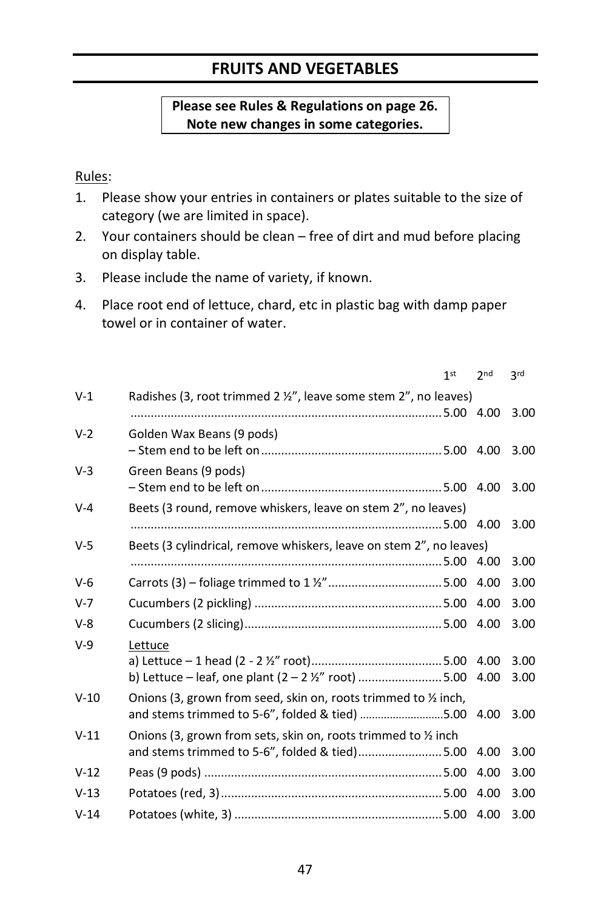# FRUITS AND VEGETABLES

**Please see Rules & Regulations on page 26.**
**Note new changes in some categories.**

Rules:

1. Please show your entries in containers or plates suitable to the size of category (we are limited in space).
2. Your containers should be clean – free of dirt and mud before placing on display table.
3. Please include the name of variety, if known.
4. Place root end of lettuce, chard, etc in plastic bag with damp paper towel or in container of water.

| | | 1st | 2nd | 3rd |
|---|---|---|---|---|
| V-1 | Radishes (3, root trimmed 2 ½", leave some stem 2", no leaves) | 5.00 | 4.00 | 3.00 |
| V-2 | Golden Wax Beans (9 pods) – Stem end to be left on | 5.00 | 4.00 | 3.00 |
| V-3 | Green Beans (9 pods) – Stem end to be left on | 5.00 | 4.00 | 3.00 |
| V-4 | Beets (3 round, remove whiskers, leave on stem 2", no leaves) | 5.00 | 4.00 | 3.00 |
| V-5 | Beets (3 cylindrical, remove whiskers, leave on stem 2", no leaves) | 5.00 | 4.00 | 3.00 |
| V-6 | Carrots (3) – foliage trimmed to 1 ½" | 5.00 | 4.00 | 3.00 |
| V-7 | Cucumbers (2 pickling) | 5.00 | 4.00 | 3.00 |
| V-8 | Cucumbers (2 slicing) | 5.00 | 4.00 | 3.00 |
| V-9 | Lettuce | | | |
| | a) Lettuce – 1 head (2 - 2 ½" root) | 5.00 | 4.00 | 3.00 |
| | b) Lettuce – leaf, one plant (2 – 2 ½" root) | 5.00 | 4.00 | 3.00 |
| V-10 | Onions (3, grown from seed, skin on, roots trimmed to ½ inch, and stems trimmed to 5-6", folded & tied) | 5.00 | 4.00 | 3.00 |
| V-11 | Onions (3, grown from sets, skin on, roots trimmed to ½ inch and stems trimmed to 5-6", folded & tied) | 5.00 | 4.00 | 3.00 |
| V-12 | Peas (9 pods) | 5.00 | 4.00 | 3.00 |
| V-13 | Potatoes (red, 3) | 5.00 | 4.00 | 3.00 |
| V-14 | Potatoes (white, 3) | 5.00 | 4.00 | 3.00 |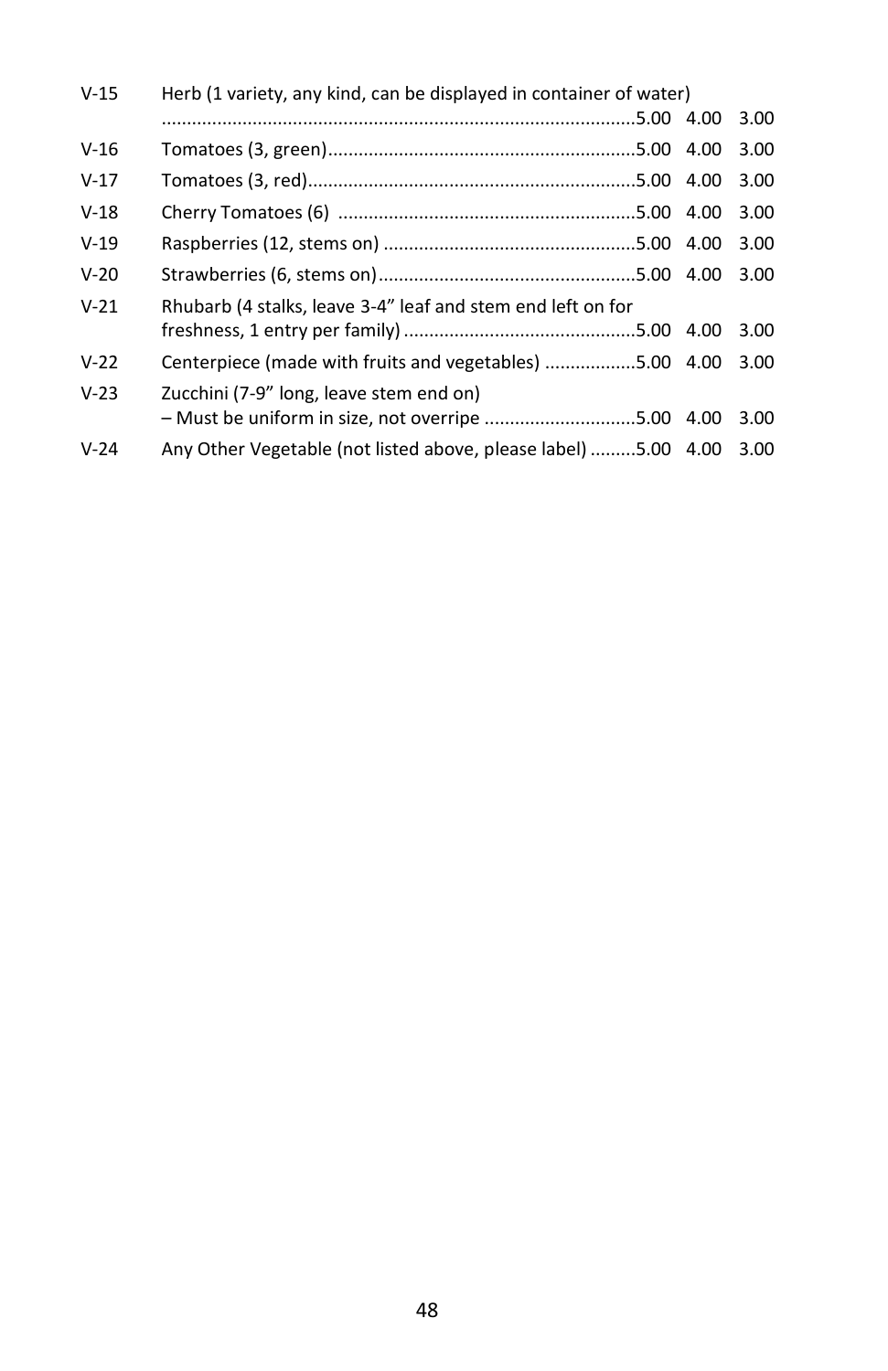| | | | | |
|---|---|---|---|---|
| V-15 | Herb (1 variety, any kind, can be displayed in container of water) | 5.00 | 4.00 | 3.00 |
| V-16 | Tomatoes (3, green) | 5.00 | 4.00 | 3.00 |
| V-17 | Tomatoes (3, red) | 5.00 | 4.00 | 3.00 |
| V-18 | Cherry Tomatoes (6) | 5.00 | 4.00 | 3.00 |
| V-19 | Raspberries (12, stems on) | 5.00 | 4.00 | 3.00 |
| V-20 | Strawberries (6, stems on) | 5.00 | 4.00 | 3.00 |
| V-21 | Rhubarb (4 stalks, leave 3-4" leaf and stem end left on for freshness, 1 entry per family) | 5.00 | 4.00 | 3.00 |
| V-22 | Centerpiece (made with fruits and vegetables) | 5.00 | 4.00 | 3.00 |
| V-23 | Zucchini (7-9" long, leave stem end on) – Must be uniform in size, not overripe | 5.00 | 4.00 | 3.00 |
| V-24 | Any Other Vegetable (not listed above, please label) | 5.00 | 4.00 | 3.00 |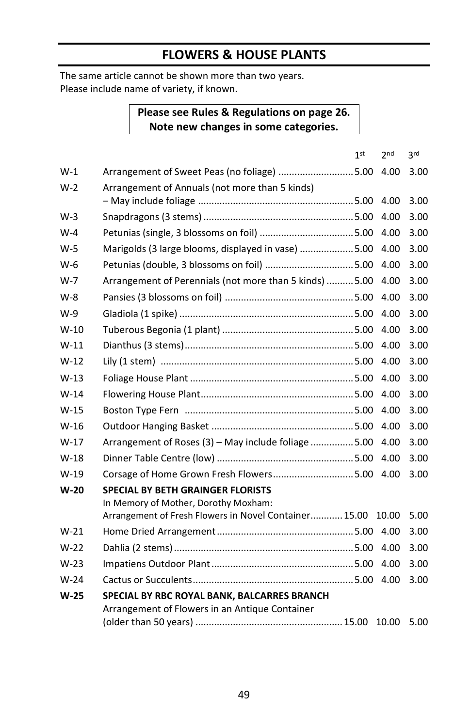## FLOWERS & HOUSE PLANTS

The same article cannot be shown more than two years.
Please include name of variety, if known.

**Please see Rules & Regulations on page 26.**
**Note new changes in some categories.**

| | | 1st | 2nd | 3rd |
|---|---|---|---|---|
| W-1 | Arrangement of Sweet Peas (no foliage) | 5.00 | 4.00 | 3.00 |
| W-2 | Arrangement of Annuals (not more than 5 kinds) – May include foliage | 5.00 | 4.00 | 3.00 |
| W-3 | Snapdragons (3 stems) | 5.00 | 4.00 | 3.00 |
| W-4 | Petunias (single, 3 blossoms on foil) | 5.00 | 4.00 | 3.00 |
| W-5 | Marigolds (3 large blooms, displayed in vase) | 5.00 | 4.00 | 3.00 |
| W-6 | Petunias (double, 3 blossoms on foil) | 5.00 | 4.00 | 3.00 |
| W-7 | Arrangement of Perennials (not more than 5 kinds) | 5.00 | 4.00 | 3.00 |
| W-8 | Pansies (3 blossoms on foil) | 5.00 | 4.00 | 3.00 |
| W-9 | Gladiola (1 spike) | 5.00 | 4.00 | 3.00 |
| W-10 | Tuberous Begonia (1 plant) | 5.00 | 4.00 | 3.00 |
| W-11 | Dianthus (3 stems) | 5.00 | 4.00 | 3.00 |
| W-12 | Lily (1 stem) | 5.00 | 4.00 | 3.00 |
| W-13 | Foliage House Plant | 5.00 | 4.00 | 3.00 |
| W-14 | Flowering House Plant | 5.00 | 4.00 | 3.00 |
| W-15 | Boston Type Fern | 5.00 | 4.00 | 3.00 |
| W-16 | Outdoor Hanging Basket | 5.00 | 4.00 | 3.00 |
| W-17 | Arrangement of Roses (3) – May include foliage | 5.00 | 4.00 | 3.00 |
| W-18 | Dinner Table Centre (low) | 5.00 | 4.00 | 3.00 |
| W-19 | Corsage of Home Grown Fresh Flowers | 5.00 | 4.00 | 3.00 |
| **W-20** | **SPECIAL BY BETH GRAINGER FLORISTS** In Memory of Mother, Dorothy Moxham: Arrangement of Fresh Flowers in Novel Container | 15.00 | 10.00 | 5.00 |
| W-21 | Home Dried Arrangement | 5.00 | 4.00 | 3.00 |
| W-22 | Dahlia (2 stems) | 5.00 | 4.00 | 3.00 |
| W-23 | Impatiens Outdoor Plant | 5.00 | 4.00 | 3.00 |
| W-24 | Cactus or Succulents | 5.00 | 4.00 | 3.00 |
| **W-25** | **SPECIAL BY RBC ROYAL BANK, BALCARRES BRANCH** Arrangement of Flowers in an Antique Container (older than 50 years) | 15.00 | 10.00 | 5.00 |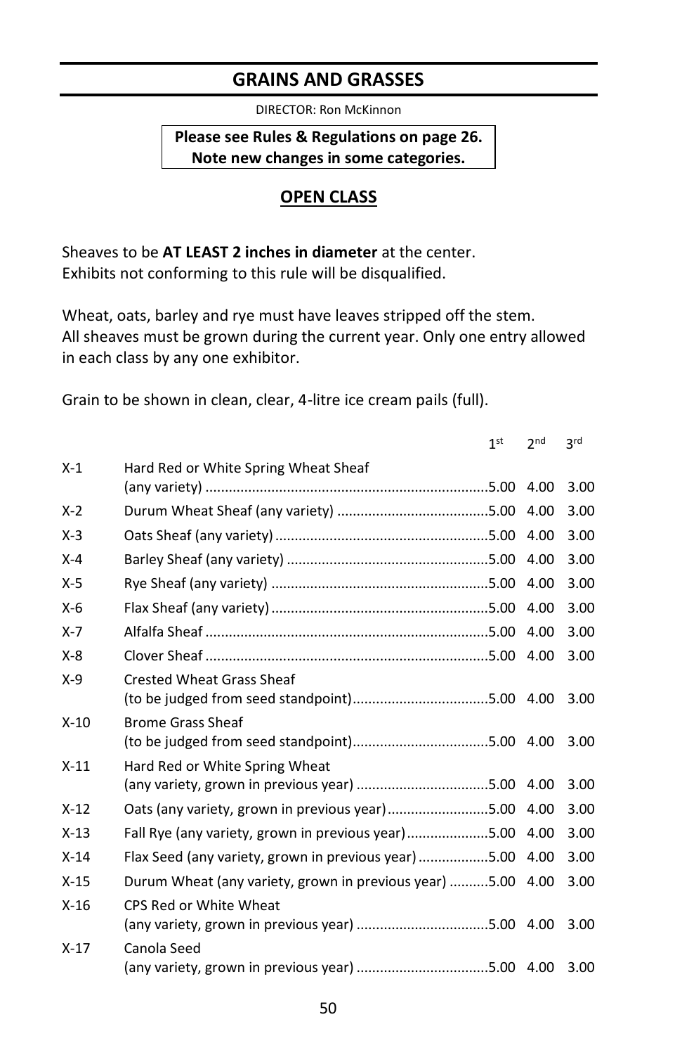## GRAINS AND GRASSES

DIRECTOR: Ron McKinnon

**Please see Rules & Regulations on page 26.**
**Note new changes in some categories.**

### OPEN CLASS

Sheaves to be **AT LEAST 2 inches in diameter** at the center.
Exhibits not conforming to this rule will be disqualified.

Wheat, oats, barley and rye must have leaves stripped off the stem.
All sheaves must be grown during the current year. Only one entry allowed in each class by any one exhibitor.

Grain to be shown in clean, clear, 4-litre ice cream pails (full).

| | | 1st | 2nd | 3rd |
|---|---|---|---|---|
| X-1 | Hard Red or White Spring Wheat Sheaf (any variety) | 5.00 | 4.00 | 3.00 |
| X-2 | Durum Wheat Sheaf (any variety) | 5.00 | 4.00 | 3.00 |
| X-3 | Oats Sheaf (any variety) | 5.00 | 4.00 | 3.00 |
| X-4 | Barley Sheaf (any variety) | 5.00 | 4.00 | 3.00 |
| X-5 | Rye Sheaf (any variety) | 5.00 | 4.00 | 3.00 |
| X-6 | Flax Sheaf (any variety) | 5.00 | 4.00 | 3.00 |
| X-7 | Alfalfa Sheaf | 5.00 | 4.00 | 3.00 |
| X-8 | Clover Sheaf | 5.00 | 4.00 | 3.00 |
| X-9 | Crested Wheat Grass Sheaf (to be judged from seed standpoint) | 5.00 | 4.00 | 3.00 |
| X-10 | Brome Grass Sheaf (to be judged from seed standpoint) | 5.00 | 4.00 | 3.00 |
| X-11 | Hard Red or White Spring Wheat (any variety, grown in previous year) | 5.00 | 4.00 | 3.00 |
| X-12 | Oats (any variety, grown in previous year) | 5.00 | 4.00 | 3.00 |
| X-13 | Fall Rye (any variety, grown in previous year) | 5.00 | 4.00 | 3.00 |
| X-14 | Flax Seed (any variety, grown in previous year) | 5.00 | 4.00 | 3.00 |
| X-15 | Durum Wheat (any variety, grown in previous year) | 5.00 | 4.00 | 3.00 |
| X-16 | CPS Red or White Wheat (any variety, grown in previous year) | 5.00 | 4.00 | 3.00 |
| X-17 | Canola Seed (any variety, grown in previous year) | 5.00 | 4.00 | 3.00 |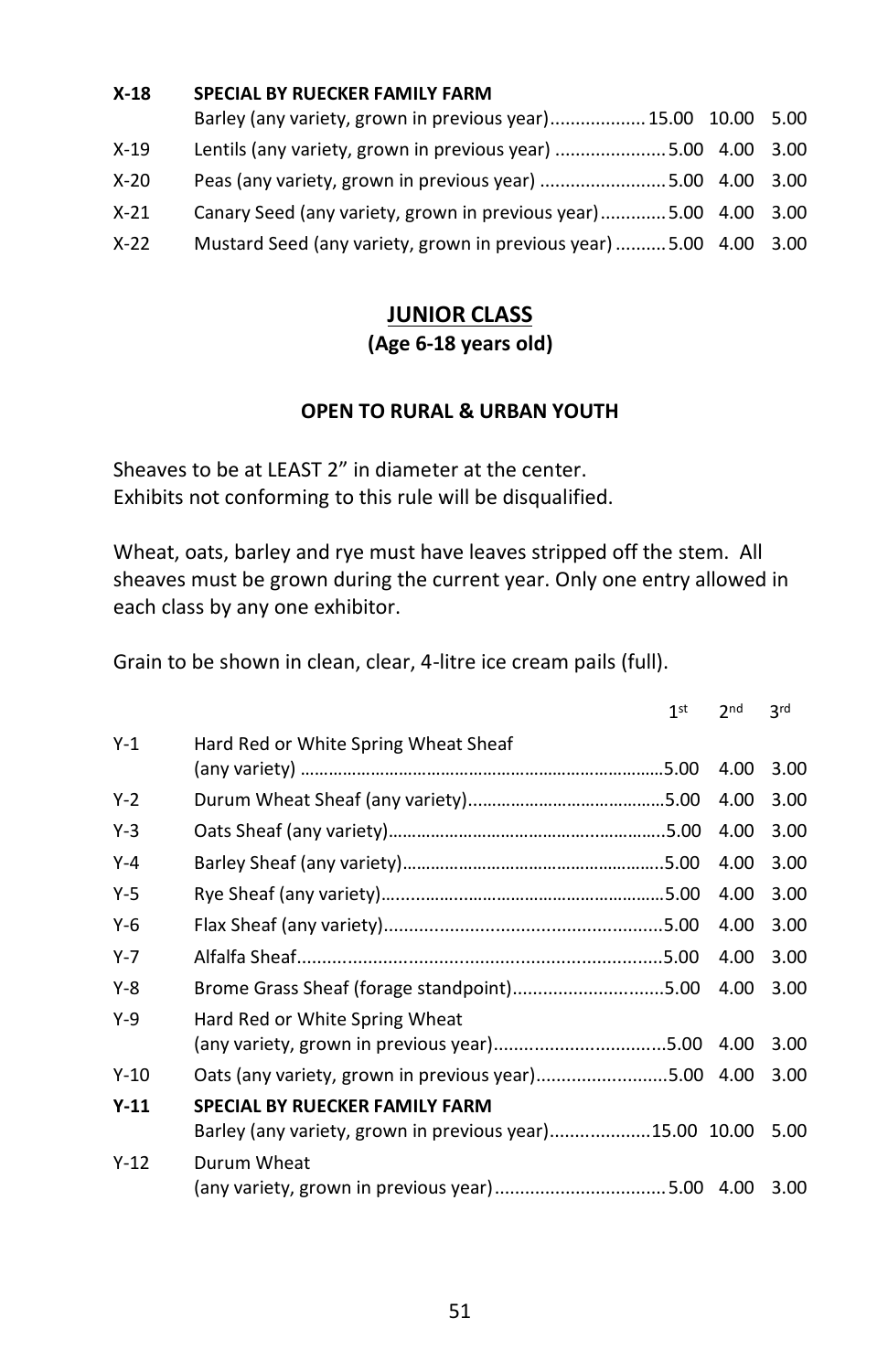| | | | | |
|---|---|---|---|---|
| **X-18** | **SPECIAL BY RUECKER FAMILY FARM**<br>Barley (any variety, grown in previous year) | 15.00 | 10.00 | 5.00 |
| X-19 | Lentils (any variety, grown in previous year) | 5.00 | 4.00 | 3.00 |
| X-20 | Peas (any variety, grown in previous year) | 5.00 | 4.00 | 3.00 |
| X-21 | Canary Seed (any variety, grown in previous year) | 5.00 | 4.00 | 3.00 |
| X-22 | Mustard Seed (any variety, grown in previous year) | 5.00 | 4.00 | 3.00 |

## JUNIOR CLASS

**(Age 6-18 years old)**

**OPEN TO RURAL & URBAN YOUTH**

Sheaves to be at LEAST 2" in diameter at the center.
Exhibits not conforming to this rule will be disqualified.

Wheat, oats, barley and rye must have leaves stripped off the stem. All sheaves must be grown during the current year. Only one entry allowed in each class by any one exhibitor.

Grain to be shown in clean, clear, 4-litre ice cream pails (full).

| | | 1st | 2nd | 3rd |
|---|---|---|---|---|
| Y-1 | Hard Red or White Spring Wheat Sheaf (any variety) | 5.00 | 4.00 | 3.00 |
| Y-2 | Durum Wheat Sheaf (any variety) | 5.00 | 4.00 | 3.00 |
| Y-3 | Oats Sheaf (any variety) | 5.00 | 4.00 | 3.00 |
| Y-4 | Barley Sheaf (any variety) | 5.00 | 4.00 | 3.00 |
| Y-5 | Rye Sheaf (any variety) | 5.00 | 4.00 | 3.00 |
| Y-6 | Flax Sheaf (any variety) | 5.00 | 4.00 | 3.00 |
| Y-7 | Alfalfa Sheaf | 5.00 | 4.00 | 3.00 |
| Y-8 | Brome Grass Sheaf (forage standpoint) | 5.00 | 4.00 | 3.00 |
| Y-9 | Hard Red or White Spring Wheat (any variety, grown in previous year) | 5.00 | 4.00 | 3.00 |
| Y-10 | Oats (any variety, grown in previous year) | 5.00 | 4.00 | 3.00 |
| **Y-11** | **SPECIAL BY RUECKER FAMILY FARM**<br>Barley (any variety, grown in previous year) | 15.00 | 10.00 | 5.00 |
| Y-12 | Durum Wheat (any variety, grown in previous year) | 5.00 | 4.00 | 3.00 |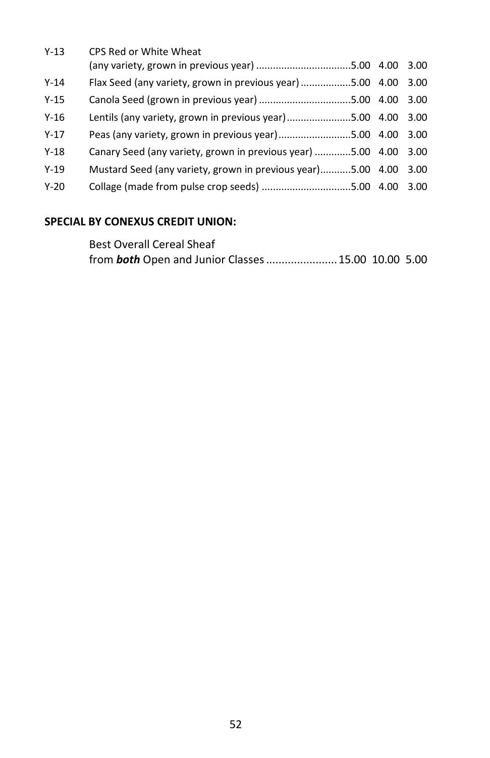| | | | | |
|---|---|---|---|---|
| Y-13 | CPS Red or White Wheat (any variety, grown in previous year) | 5.00 | 4.00 | 3.00 |
| Y-14 | Flax Seed (any variety, grown in previous year) | 5.00 | 4.00 | 3.00 |
| Y-15 | Canola Seed (grown in previous year) | 5.00 | 4.00 | 3.00 |
| Y-16 | Lentils (any variety, grown in previous year) | 5.00 | 4.00 | 3.00 |
| Y-17 | Peas (any variety, grown in previous year) | 5.00 | 4.00 | 3.00 |
| Y-18 | Canary Seed (any variety, grown in previous year) | 5.00 | 4.00 | 3.00 |
| Y-19 | Mustard Seed (any variety, grown in previous year) | 5.00 | 4.00 | 3.00 |
| Y-20 | Collage (made from pulse crop seeds) | 5.00 | 4.00 | 3.00 |

**SPECIAL BY CONEXUS CREDIT UNION:**

Best Overall Cereal Sheaf
from ***both*** Open and Junior Classes ....................... 15.00 10.00 5.00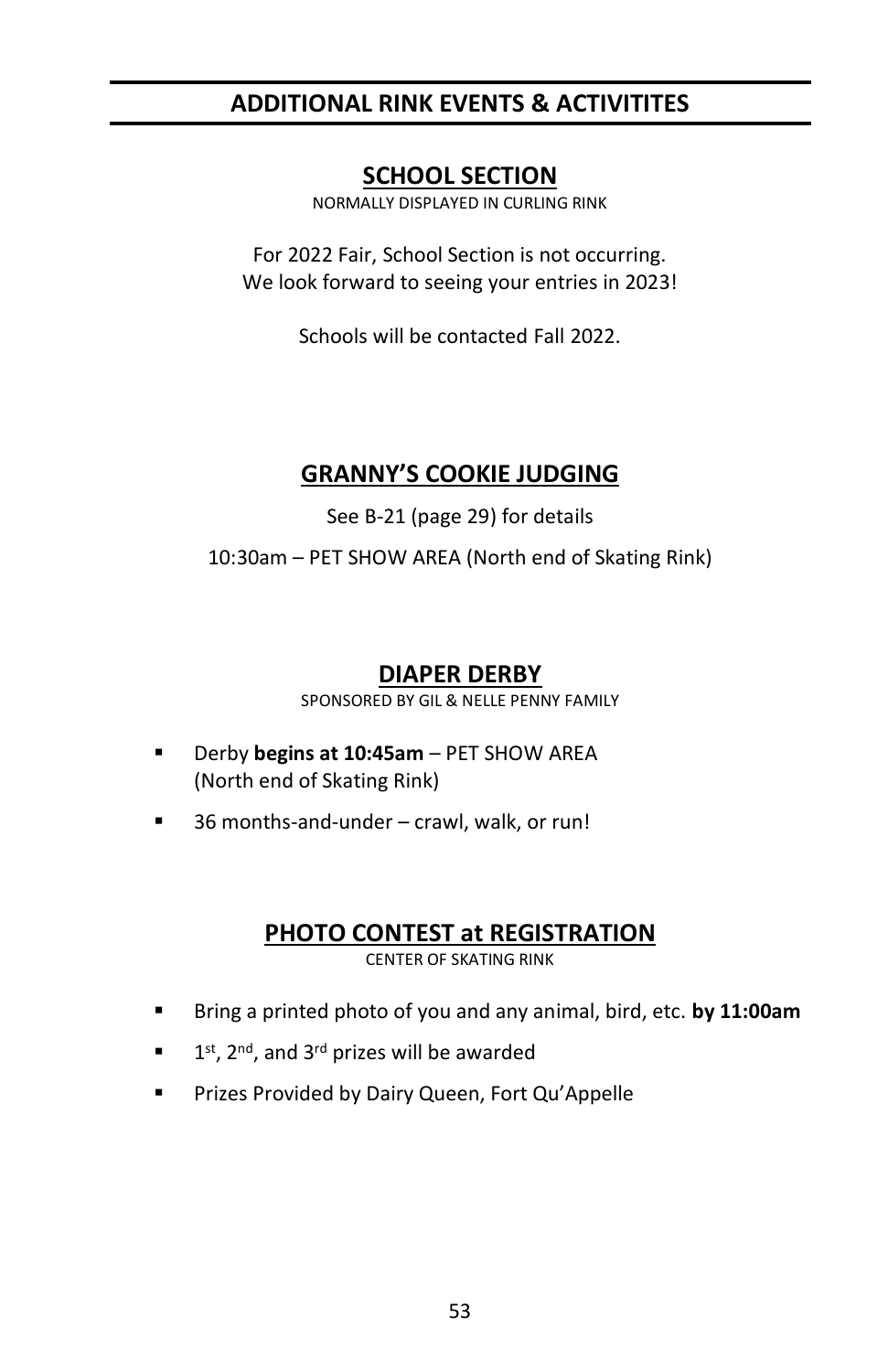# ADDITIONAL RINK EVENTS & ACTIVITITES

## SCHOOL SECTION

NORMALLY DISPLAYED IN CURLING RINK

For 2022 Fair, School Section is not occurring.
We look forward to seeing your entries in 2023!

Schools will be contacted Fall 2022.

## GRANNY'S COOKIE JUDGING

See B-21 (page 29) for details

10:30am – PET SHOW AREA (North end of Skating Rink)

## DIAPER DERBY

SPONSORED BY GIL & NELLE PENNY FAMILY

- Derby **begins at 10:45am** – PET SHOW AREA (North end of Skating Rink)
- 36 months-and-under – crawl, walk, or run!

## PHOTO CONTEST at REGISTRATION

CENTER OF SKATING RINK

- Bring a printed photo of you and any animal, bird, etc. **by 11:00am**
- 1st, 2nd, and 3rd prizes will be awarded
- Prizes Provided by Dairy Queen, Fort Qu'Appelle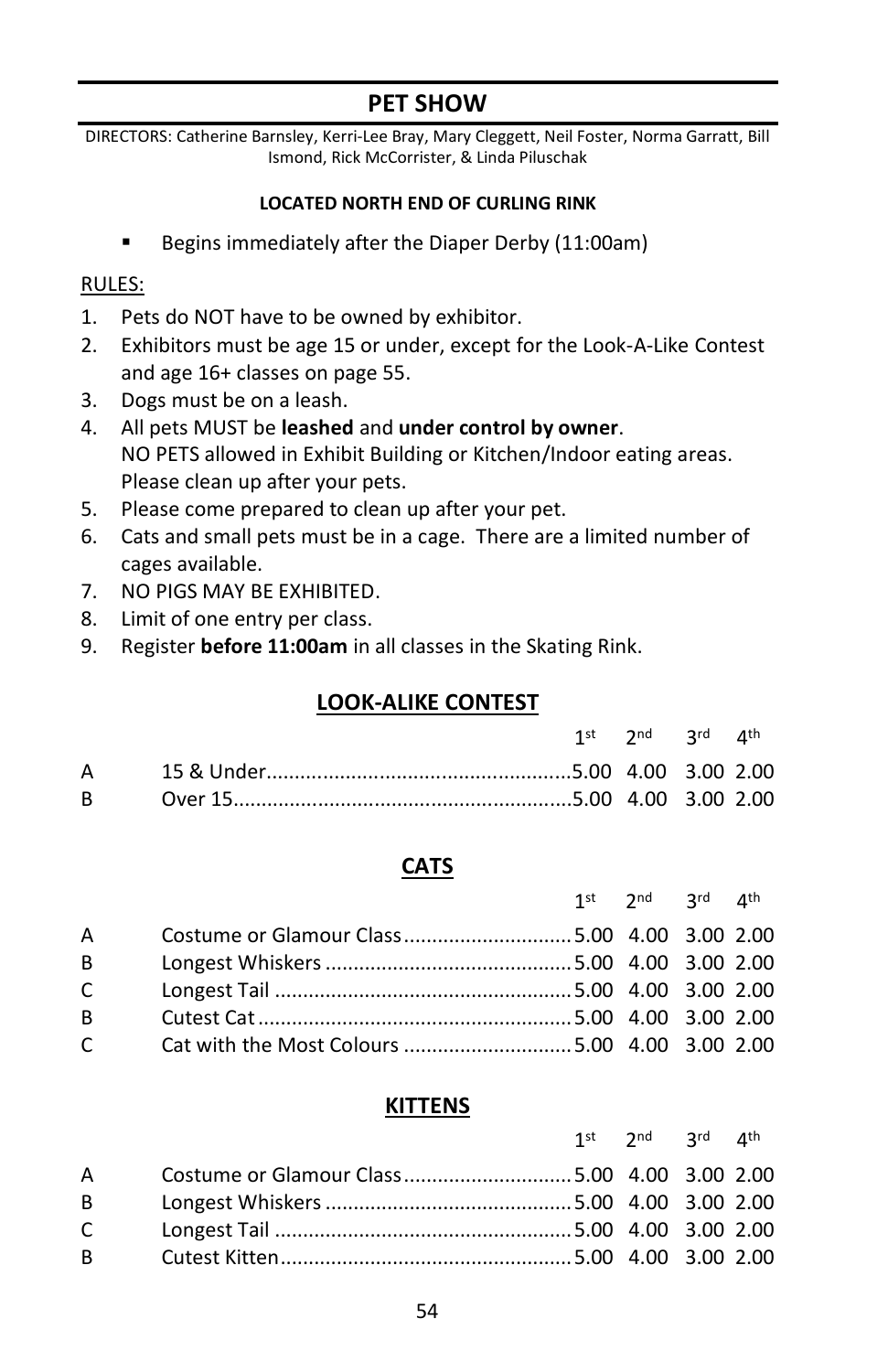# PET SHOW

DIRECTORS: Catherine Barnsley, Kerri-Lee Bray, Mary Cleggett, Neil Foster, Norma Garratt, Bill Ismond, Rick McCorrister, & Linda Piluschak

**LOCATED NORTH END OF CURLING RINK**

- Begins immediately after the Diaper Derby (11:00am)

RULES:

1. Pets do NOT have to be owned by exhibitor.
2. Exhibitors must be age 15 or under, except for the Look-A-Like Contest and age 16+ classes on page 55.
3. Dogs must be on a leash.
4. All pets MUST be **leashed** and **under control by owner**.
   NO PETS allowed in Exhibit Building or Kitchen/Indoor eating areas. Please clean up after your pets.
5. Please come prepared to clean up after your pet.
6. Cats and small pets must be in a cage. There are a limited number of cages available.
7. NO PIGS MAY BE EXHIBITED.
8. Limit of one entry per class.
9. Register **before 11:00am** in all classes in the Skating Rink.

## LOOK-ALIKE CONTEST

| | | 1st | 2nd | 3rd | 4th |
|---|---|---|---|---|---|
| A | 15 & Under | 5.00 | 4.00 | 3.00 | 2.00 |
| B | Over 15 | 5.00 | 4.00 | 3.00 | 2.00 |

## CATS

| | | 1st | 2nd | 3rd | 4th |
|---|---|---|---|---|---|
| A | Costume or Glamour Class | 5.00 | 4.00 | 3.00 | 2.00 |
| B | Longest Whiskers | 5.00 | 4.00 | 3.00 | 2.00 |
| C | Longest Tail | 5.00 | 4.00 | 3.00 | 2.00 |
| B | Cutest Cat | 5.00 | 4.00 | 3.00 | 2.00 |
| C | Cat with the Most Colours | 5.00 | 4.00 | 3.00 | 2.00 |

## KITTENS

| | | 1st | 2nd | 3rd | 4th |
|---|---|---|---|---|---|
| A | Costume or Glamour Class | 5.00 | 4.00 | 3.00 | 2.00 |
| B | Longest Whiskers | 5.00 | 4.00 | 3.00 | 2.00 |
| C | Longest Tail | 5.00 | 4.00 | 3.00 | 2.00 |
| B | Cutest Kitten | 5.00 | 4.00 | 3.00 | 2.00 |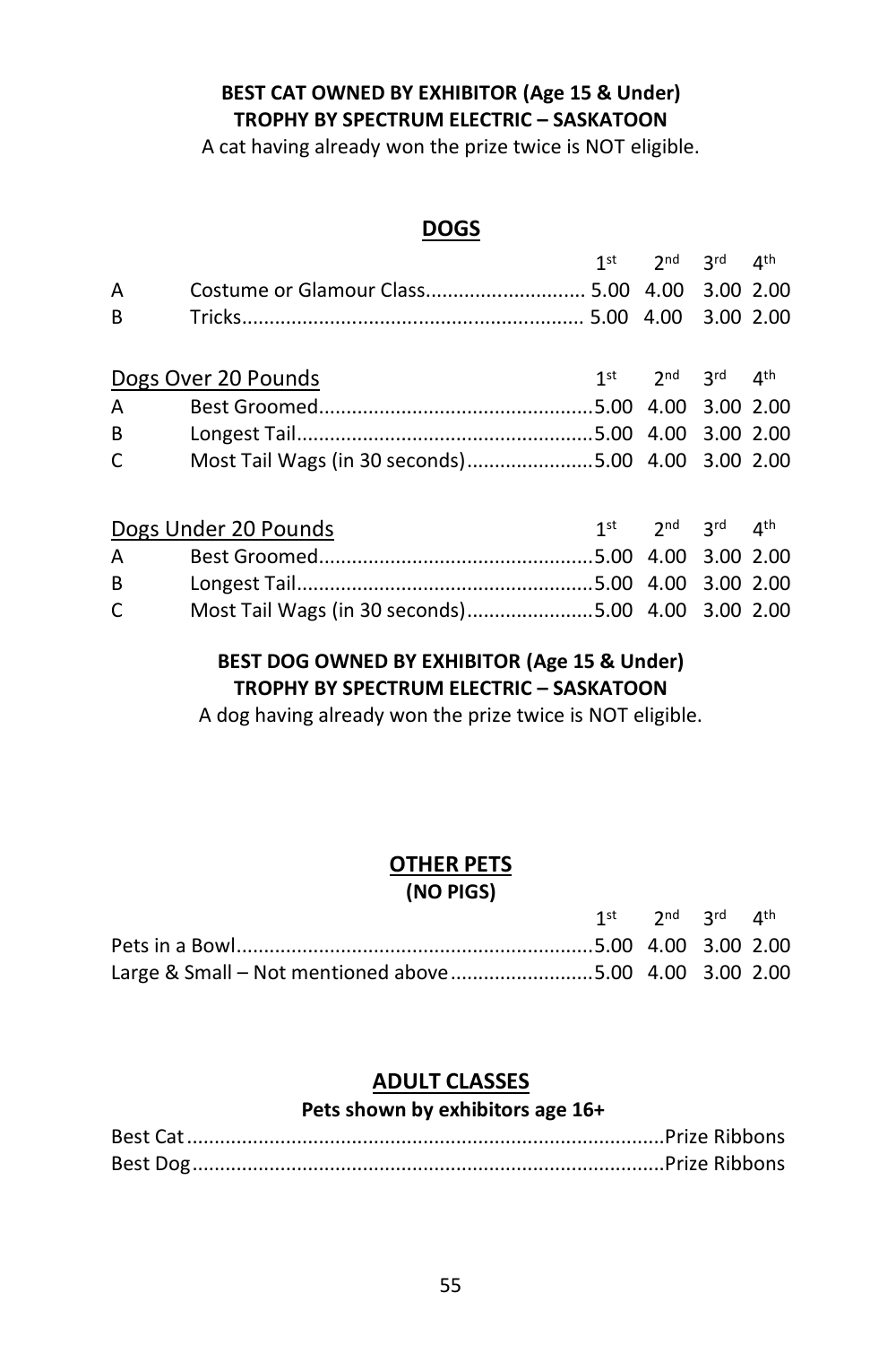**BEST CAT OWNED BY EXHIBITOR (Age 15 & Under)**
**TROPHY BY SPECTRUM ELECTRIC – SASKATOON**

A cat having already won the prize twice is NOT eligible.

## DOGS

| | | 1st | 2nd | 3rd | 4th |
|---|---|---|---|---|---|
| A | Costume or Glamour Class | 5.00 | 4.00 | 3.00 | 2.00 |
| B | Tricks | 5.00 | 4.00 | 3.00 | 2.00 |

| Dogs Over 20 Pounds | | 1st | 2nd | 3rd | 4th |
|---|---|---|---|---|---|
| A | Best Groomed | 5.00 | 4.00 | 3.00 | 2.00 |
| B | Longest Tail | 5.00 | 4.00 | 3.00 | 2.00 |
| C | Most Tail Wags (in 30 seconds) | 5.00 | 4.00 | 3.00 | 2.00 |

| Dogs Under 20 Pounds | | 1st | 2nd | 3rd | 4th |
|---|---|---|---|---|---|
| A | Best Groomed | 5.00 | 4.00 | 3.00 | 2.00 |
| B | Longest Tail | 5.00 | 4.00 | 3.00 | 2.00 |
| C | Most Tail Wags (in 30 seconds) | 5.00 | 4.00 | 3.00 | 2.00 |

**BEST DOG OWNED BY EXHIBITOR (Age 15 & Under)**
**TROPHY BY SPECTRUM ELECTRIC – SASKATOON**

A dog having already won the prize twice is NOT eligible.

## OTHER PETS
**(NO PIGS)**

| | 1st | 2nd | 3rd | 4th |
|---|---|---|---|---|
| Pets in a Bowl | 5.00 | 4.00 | 3.00 | 2.00 |
| Large & Small – Not mentioned above | 5.00 | 4.00 | 3.00 | 2.00 |

## ADULT CLASSES
**Pets shown by exhibitors age 16+**

| | |
|---|---|
| Best Cat | Prize Ribbons |
| Best Dog | Prize Ribbons |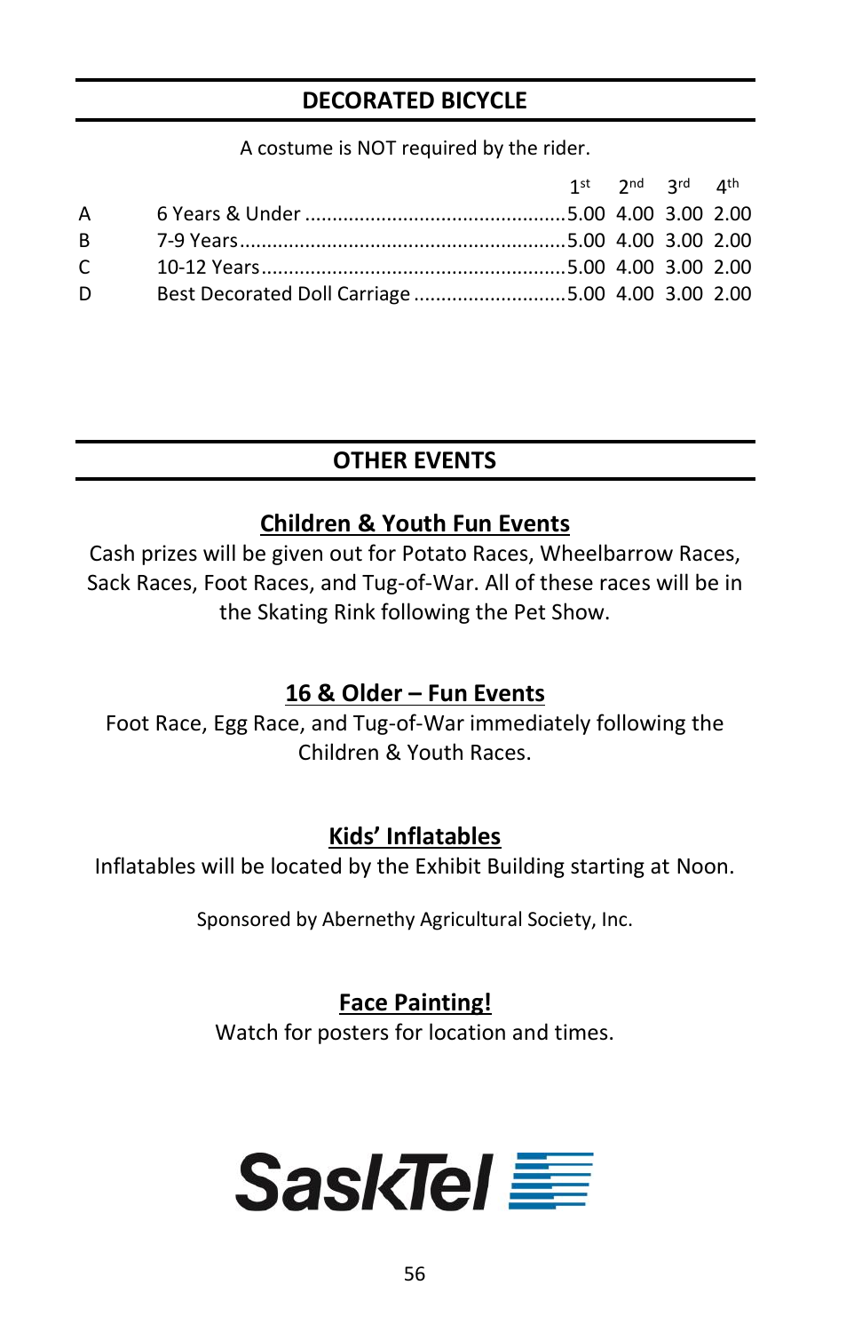## DECORATED BICYCLE

A costume is NOT required by the rider.

| | | 1st | 2nd | 3rd | 4th |
|---|---|---|---|---|---|
| A | 6 Years & Under | 5.00 | 4.00 | 3.00 | 2.00 |
| B | 7-9 Years | 5.00 | 4.00 | 3.00 | 2.00 |
| C | 10-12 Years | 5.00 | 4.00 | 3.00 | 2.00 |
| D | Best Decorated Doll Carriage | 5.00 | 4.00 | 3.00 | 2.00 |

## OTHER EVENTS

### Children & Youth Fun Events

Cash prizes will be given out for Potato Races, Wheelbarrow Races, Sack Races, Foot Races, and Tug-of-War. All of these races will be in the Skating Rink following the Pet Show.

### 16 & Older – Fun Events

Foot Race, Egg Race, and Tug-of-War immediately following the Children & Youth Races.

### Kids' Inflatables

Inflatables will be located by the Exhibit Building starting at Noon.

Sponsored by Abernethy Agricultural Society, Inc.

### Face Painting!

Watch for posters for location and times.

SaskTel